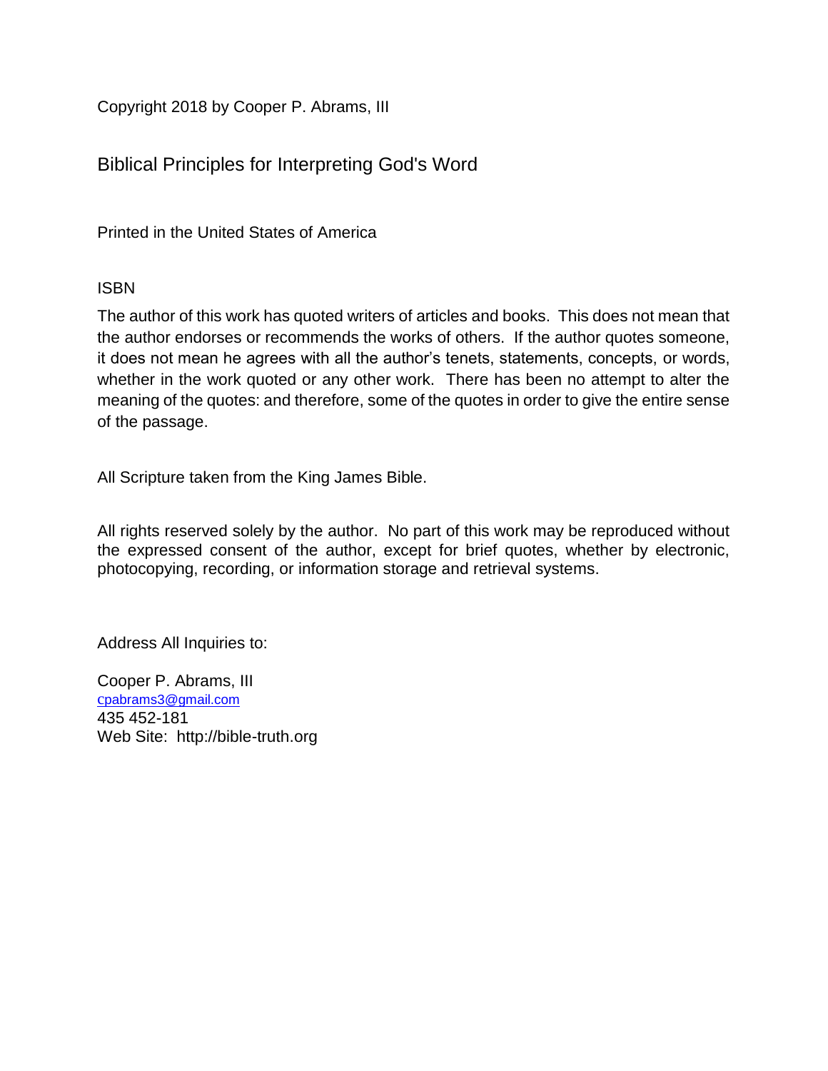Copyright 2018 by Cooper P. Abrams, III

Biblical Principles for Interpreting God's Word

Printed in the United States of America

ISBN

The author of this work has quoted writers of articles and books. This does not mean that the author endorses or recommends the works of others. If the author quotes someone, it does not mean he agrees with all the author's tenets, statements, concepts, or words, whether in the work quoted or any other work. There has been no attempt to alter the meaning of the quotes: and therefore, some of the quotes in order to give the entire sense of the passage.

All Scripture taken from the King James Bible.

All rights reserved solely by the author. No part of this work may be reproduced without the expressed consent of the author, except for brief quotes, whether by electronic, photocopying, recording, or information storage and retrieval systems.

Address All Inquiries to:

Cooper P. Abrams, III
cpabrams3@gmail.com
435 452-181
Web Site: http://bible-truth.org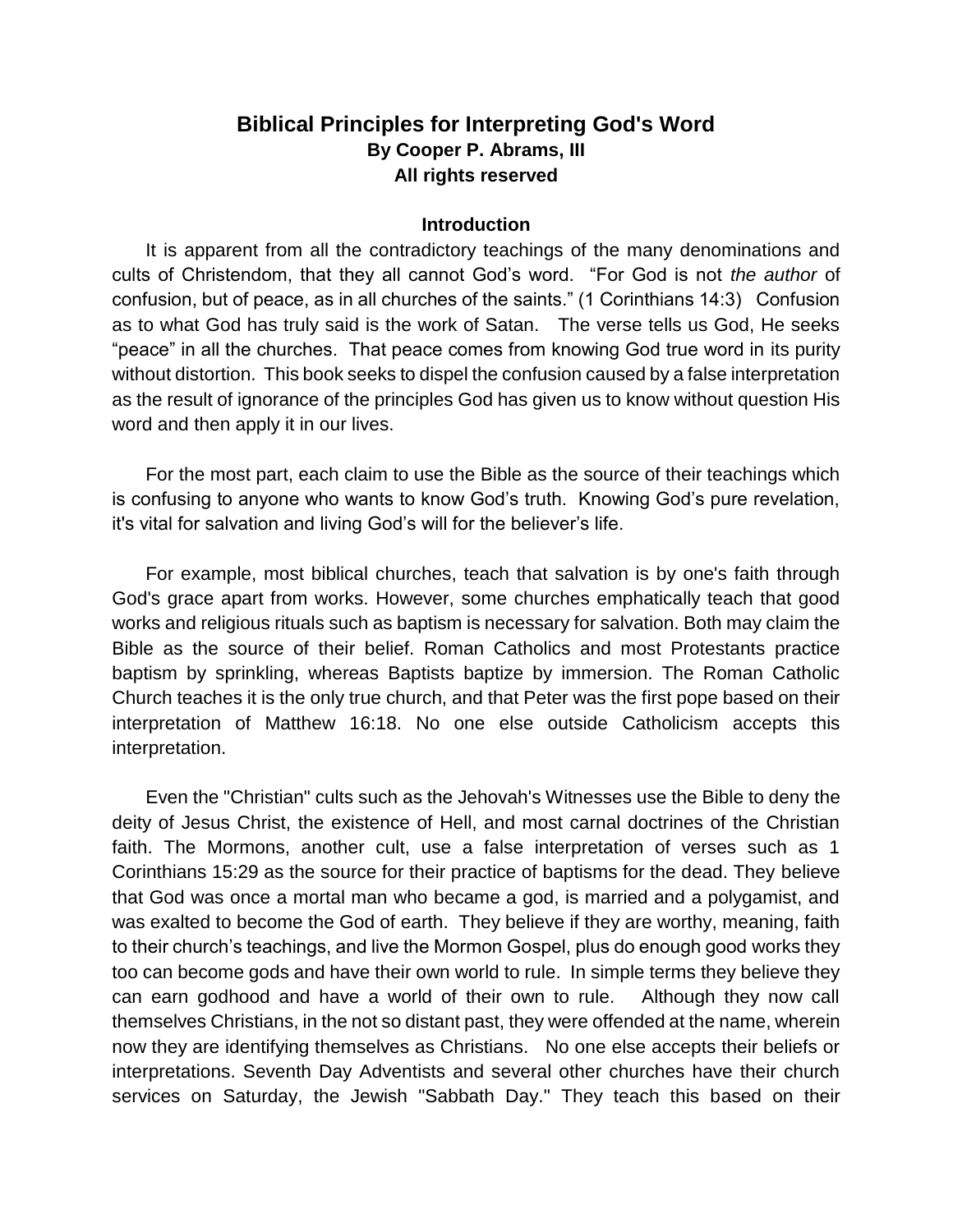# Biblical Principles for Interpreting God's Word

**By Cooper P. Abrams, III**

**All rights reserved**

### Introduction

It is apparent from all the contradictory teachings of the many denominations and cults of Christendom, that they all cannot God's word. "For God is not *the author* of confusion, but of peace, as in all churches of the saints." (1 Corinthians 14:3) Confusion as to what God has truly said is the work of Satan. The verse tells us God, He seeks "peace" in all the churches. That peace comes from knowing God true word in its purity without distortion. This book seeks to dispel the confusion caused by a false interpretation as the result of ignorance of the principles God has given us to know without question His word and then apply it in our lives.

For the most part, each claim to use the Bible as the source of their teachings which is confusing to anyone who wants to know God's truth. Knowing God's pure revelation, it's vital for salvation and living God's will for the believer's life.

For example, most biblical churches, teach that salvation is by one's faith through God's grace apart from works. However, some churches emphatically teach that good works and religious rituals such as baptism is necessary for salvation. Both may claim the Bible as the source of their belief. Roman Catholics and most Protestants practice baptism by sprinkling, whereas Baptists baptize by immersion. The Roman Catholic Church teaches it is the only true church, and that Peter was the first pope based on their interpretation of Matthew 16:18. No one else outside Catholicism accepts this interpretation.

Even the "Christian" cults such as the Jehovah's Witnesses use the Bible to deny the deity of Jesus Christ, the existence of Hell, and most carnal doctrines of the Christian faith. The Mormons, another cult, use a false interpretation of verses such as 1 Corinthians 15:29 as the source for their practice of baptisms for the dead. They believe that God was once a mortal man who became a god, is married and a polygamist, and was exalted to become the God of earth. They believe if they are worthy, meaning, faith to their church's teachings, and live the Mormon Gospel, plus do enough good works they too can become gods and have their own world to rule. In simple terms they believe they can earn godhood and have a world of their own to rule. Although they now call themselves Christians, in the not so distant past, they were offended at the name, wherein now they are identifying themselves as Christians. No one else accepts their beliefs or interpretations. Seventh Day Adventists and several other churches have their church services on Saturday, the Jewish "Sabbath Day." They teach this based on their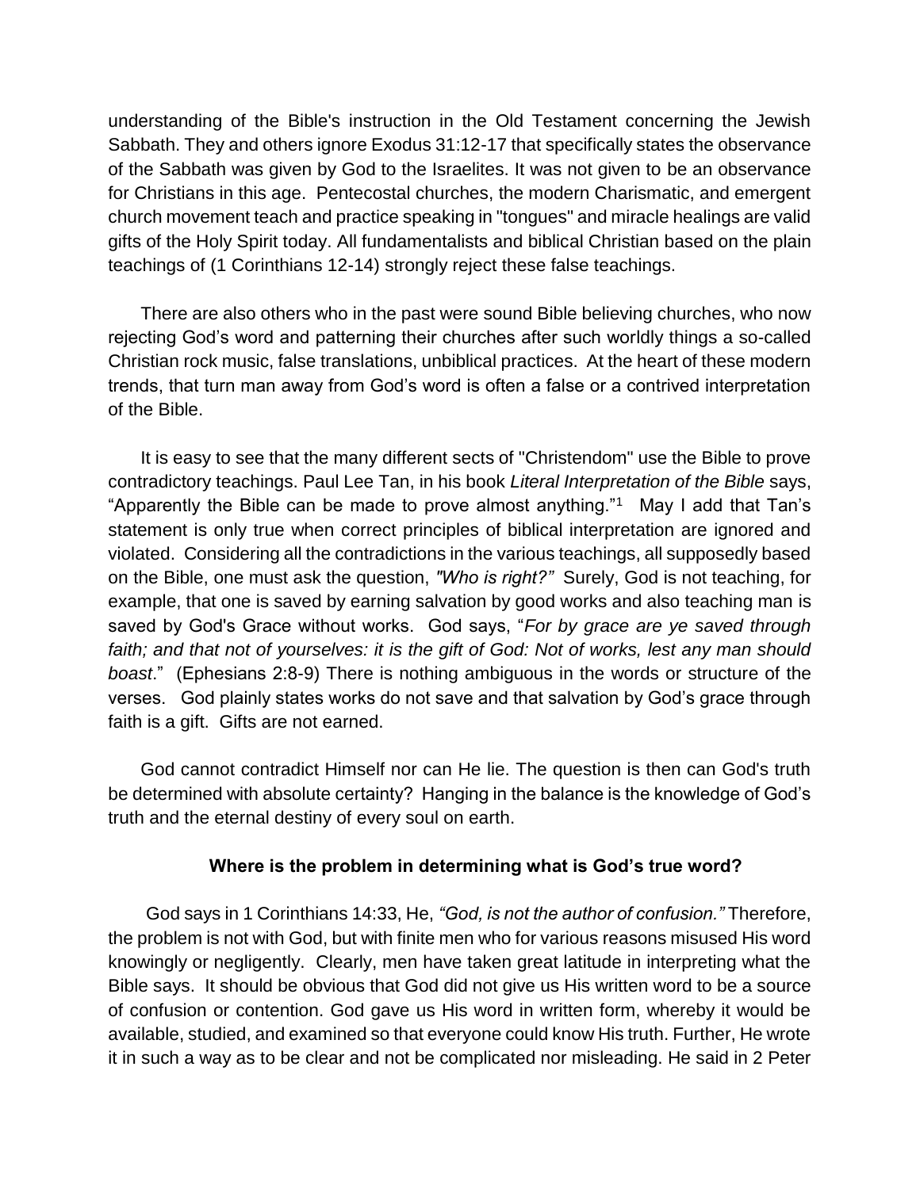understanding of the Bible's instruction in the Old Testament concerning the Jewish Sabbath. They and others ignore Exodus 31:12-17 that specifically states the observance of the Sabbath was given by God to the Israelites. It was not given to be an observance for Christians in this age. Pentecostal churches, the modern Charismatic, and emergent church movement teach and practice speaking in "tongues" and miracle healings are valid gifts of the Holy Spirit today. All fundamentalists and biblical Christian based on the plain teachings of (1 Corinthians 12-14) strongly reject these false teachings.

There are also others who in the past were sound Bible believing churches, who now rejecting God's word and patterning their churches after such worldly things a so-called Christian rock music, false translations, unbiblical practices. At the heart of these modern trends, that turn man away from God's word is often a false or a contrived interpretation of the Bible.

It is easy to see that the many different sects of "Christendom" use the Bible to prove contradictory teachings. Paul Lee Tan, in his book *Literal Interpretation of the Bible* says, "Apparently the Bible can be made to prove almost anything."[1] May I add that Tan's statement is only true when correct principles of biblical interpretation are ignored and violated. Considering all the contradictions in the various teachings, all supposedly based on the Bible, one must ask the question, *"Who is right?"* Surely, God is not teaching, for example, that one is saved by earning salvation by good works and also teaching man is saved by God's Grace without works. God says, "*For by grace are ye saved through faith; and that not of yourselves: it is the gift of God: Not of works, lest any man should boast*." (Ephesians 2:8-9) There is nothing ambiguous in the words or structure of the verses. God plainly states works do not save and that salvation by God's grace through faith is a gift. Gifts are not earned.

God cannot contradict Himself nor can He lie. The question is then can God's truth be determined with absolute certainty? Hanging in the balance is the knowledge of God's truth and the eternal destiny of every soul on earth.

**Where is the problem in determining what is God's true word?**

God says in 1 Corinthians 14:33, He, *"God, is not the author of confusion."* Therefore, the problem is not with God, but with finite men who for various reasons misused His word knowingly or negligently. Clearly, men have taken great latitude in interpreting what the Bible says. It should be obvious that God did not give us His written word to be a source of confusion or contention. God gave us His word in written form, whereby it would be available, studied, and examined so that everyone could know His truth. Further, He wrote it in such a way as to be clear and not be complicated nor misleading. He said in 2 Peter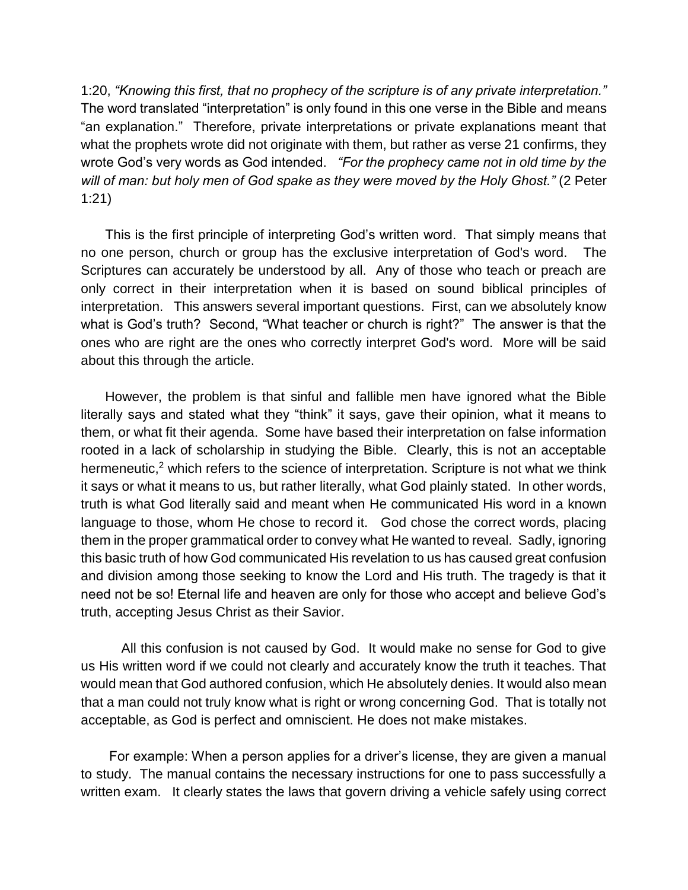1:20, *"Knowing this first, that no prophecy of the scripture is of any private interpretation."* The word translated "interpretation" is only found in this one verse in the Bible and means "an explanation." Therefore, private interpretations or private explanations meant that what the prophets wrote did not originate with them, but rather as verse 21 confirms, they wrote God's very words as God intended. *"For the prophecy came not in old time by the will of man: but holy men of God spake as they were moved by the Holy Ghost."* (2 Peter 1:21)

This is the first principle of interpreting God's written word. That simply means that no one person, church or group has the exclusive interpretation of God's word. The Scriptures can accurately be understood by all. Any of those who teach or preach are only correct in their interpretation when it is based on sound biblical principles of interpretation. This answers several important questions. First, can we absolutely know what is God's truth? Second, "What teacher or church is right?" The answer is that the ones who are right are the ones who correctly interpret God's word. More will be said about this through the article.

However, the problem is that sinful and fallible men have ignored what the Bible literally says and stated what they "think" it says, gave their opinion, what it means to them, or what fit their agenda. Some have based their interpretation on false information rooted in a lack of scholarship in studying the Bible. Clearly, this is not an acceptable hermeneutic,[2] which refers to the science of interpretation. Scripture is not what we think it says or what it means to us, but rather literally, what God plainly stated. In other words, truth is what God literally said and meant when He communicated His word in a known language to those, whom He chose to record it. God chose the correct words, placing them in the proper grammatical order to convey what He wanted to reveal. Sadly, ignoring this basic truth of how God communicated His revelation to us has caused great confusion and division among those seeking to know the Lord and His truth. The tragedy is that it need not be so! Eternal life and heaven are only for those who accept and believe God's truth, accepting Jesus Christ as their Savior.

All this confusion is not caused by God. It would make no sense for God to give us His written word if we could not clearly and accurately know the truth it teaches. That would mean that God authored confusion, which He absolutely denies. It would also mean that a man could not truly know what is right or wrong concerning God. That is totally not acceptable, as God is perfect and omniscient. He does not make mistakes.

For example: When a person applies for a driver's license, they are given a manual to study. The manual contains the necessary instructions for one to pass successfully a written exam. It clearly states the laws that govern driving a vehicle safely using correct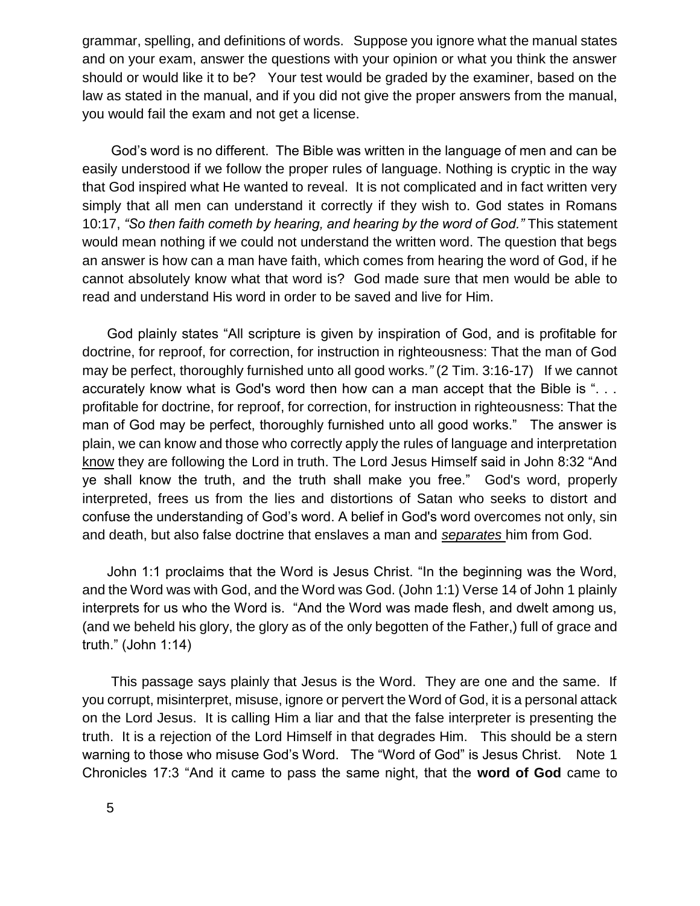grammar, spelling, and definitions of words. Suppose you ignore what the manual states and on your exam, answer the questions with your opinion or what you think the answer should or would like it to be? Your test would be graded by the examiner, based on the law as stated in the manual, and if you did not give the proper answers from the manual, you would fail the exam and not get a license.

God's word is no different. The Bible was written in the language of men and can be easily understood if we follow the proper rules of language. Nothing is cryptic in the way that God inspired what He wanted to reveal. It is not complicated and in fact written very simply that all men can understand it correctly if they wish to. God states in Romans 10:17, *"So then faith cometh by hearing, and hearing by the word of God."* This statement would mean nothing if we could not understand the written word. The question that begs an answer is how can a man have faith, which comes from hearing the word of God, if he cannot absolutely know what that word is? God made sure that men would be able to read and understand His word in order to be saved and live for Him.

God plainly states "All scripture is given by inspiration of God, and is profitable for doctrine, for reproof, for correction, for instruction in righteousness: That the man of God may be perfect, thoroughly furnished unto all good works*."* (2 Tim. 3:16-17) If we cannot accurately know what is God's word then how can a man accept that the Bible is ". . . profitable for doctrine, for reproof, for correction, for instruction in righteousness: That the man of God may be perfect, thoroughly furnished unto all good works." The answer is plain, we can know and those who correctly apply the rules of language and interpretation know they are following the Lord in truth. The Lord Jesus Himself said in John 8:32 "And ye shall know the truth, and the truth shall make you free." God's word, properly interpreted, frees us from the lies and distortions of Satan who seeks to distort and confuse the understanding of God's word. A belief in God's word overcomes not only, sin and death, but also false doctrine that enslaves a man and ***separates*** him from God.

John 1:1 proclaims that the Word is Jesus Christ. "In the beginning was the Word, and the Word was with God, and the Word was God. (John 1:1) Verse 14 of John 1 plainly interprets for us who the Word is. "And the Word was made flesh, and dwelt among us, (and we beheld his glory, the glory as of the only begotten of the Father,) full of grace and truth." (John 1:14)

This passage says plainly that Jesus is the Word. They are one and the same. If you corrupt, misinterpret, misuse, ignore or pervert the Word of God, it is a personal attack on the Lord Jesus. It is calling Him a liar and that the false interpreter is presenting the truth. It is a rejection of the Lord Himself in that degrades Him. This should be a stern warning to those who misuse God's Word. The "Word of God" is Jesus Christ. Note 1 Chronicles 17:3 "And it came to pass the same night, that the **word of God** came to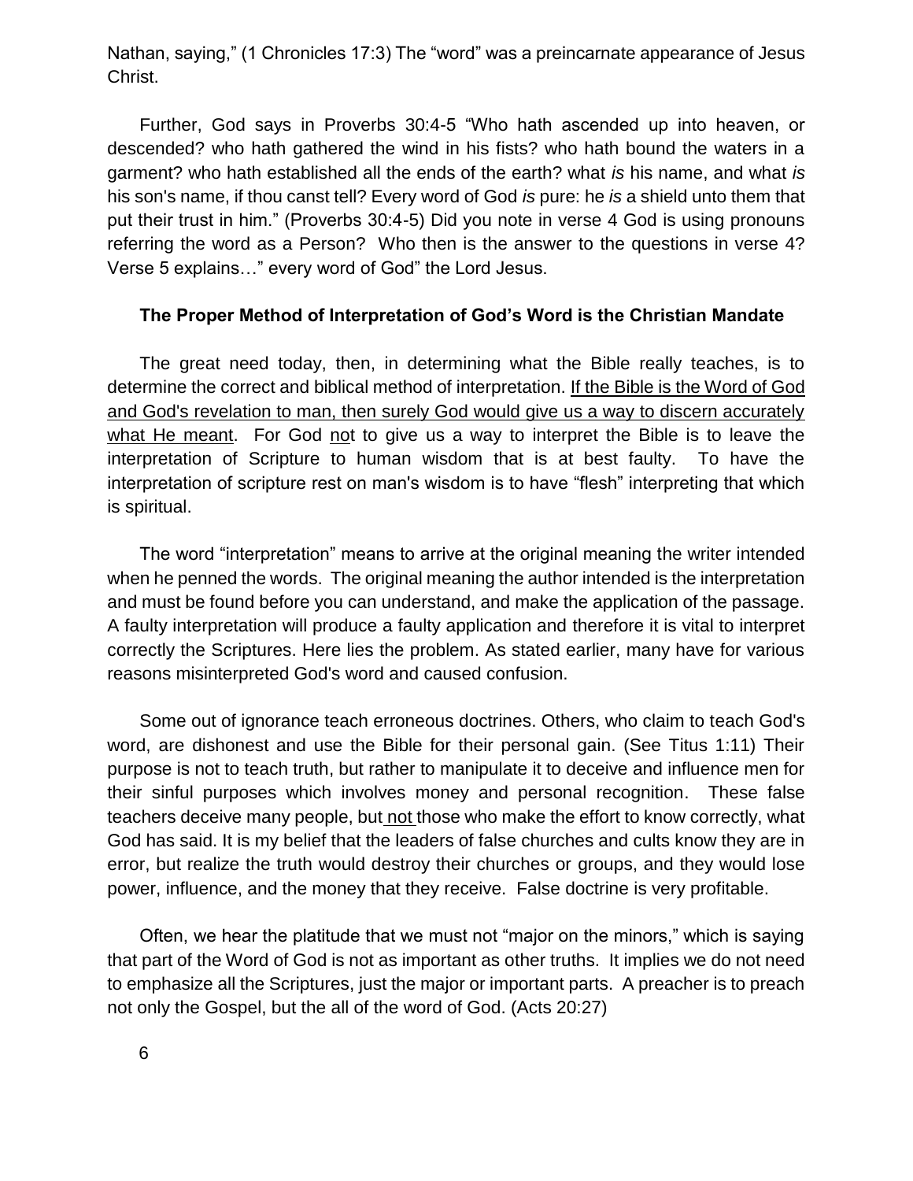Nathan, saying," (1 Chronicles 17:3) The "word" was a preincarnate appearance of Jesus Christ.

Further, God says in Proverbs 30:4-5 "Who hath ascended up into heaven, or descended? who hath gathered the wind in his fists? who hath bound the waters in a garment? who hath established all the ends of the earth? what *is* his name, and what *is* his son's name, if thou canst tell? Every word of God *is* pure: he *is* a shield unto them that put their trust in him." (Proverbs 30:4-5) Did you note in verse 4 God is using pronouns referring the word as a Person? Who then is the answer to the questions in verse 4? Verse 5 explains…" every word of God" the Lord Jesus.

**The Proper Method of Interpretation of God's Word is the Christian Mandate**

The great need today, then, in determining what the Bible really teaches, is to determine the correct and biblical method of interpretation. If the Bible is the Word of God and God's revelation to man, then surely God would give us a way to discern accurately what He meant. For God not to give us a way to interpret the Bible is to leave the interpretation of Scripture to human wisdom that is at best faulty. To have the interpretation of scripture rest on man's wisdom is to have "flesh" interpreting that which is spiritual.

The word "interpretation" means to arrive at the original meaning the writer intended when he penned the words. The original meaning the author intended is the interpretation and must be found before you can understand, and make the application of the passage. A faulty interpretation will produce a faulty application and therefore it is vital to interpret correctly the Scriptures. Here lies the problem. As stated earlier, many have for various reasons misinterpreted God's word and caused confusion.

Some out of ignorance teach erroneous doctrines. Others, who claim to teach God's word, are dishonest and use the Bible for their personal gain. (See Titus 1:11) Their purpose is not to teach truth, but rather to manipulate it to deceive and influence men for their sinful purposes which involves money and personal recognition. These false teachers deceive many people, but not those who make the effort to know correctly, what God has said. It is my belief that the leaders of false churches and cults know they are in error, but realize the truth would destroy their churches or groups, and they would lose power, influence, and the money that they receive. False doctrine is very profitable.

Often, we hear the platitude that we must not "major on the minors," which is saying that part of the Word of God is not as important as other truths. It implies we do not need to emphasize all the Scriptures, just the major or important parts. A preacher is to preach not only the Gospel, but the all of the word of God. (Acts 20:27)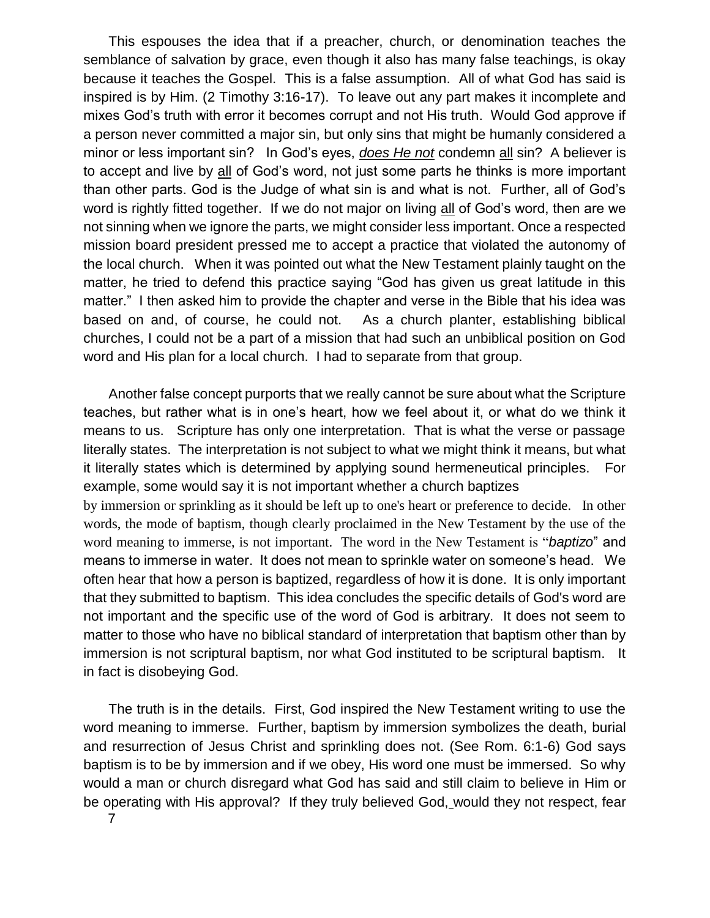This espouses the idea that if a preacher, church, or denomination teaches the semblance of salvation by grace, even though it also has many false teachings, is okay because it teaches the Gospel. This is a false assumption. All of what God has said is inspired is by Him. (2 Timothy 3:16-17). To leave out any part makes it incomplete and mixes God's truth with error it becomes corrupt and not His truth. Would God approve if a person never committed a major sin, but only sins that might be humanly considered a minor or less important sin? In God's eyes, *does He not* condemn all sin? A believer is to accept and live by all of God's word, not just some parts he thinks is more important than other parts. God is the Judge of what sin is and what is not. Further, all of God's word is rightly fitted together. If we do not major on living all of God's word, then are we not sinning when we ignore the parts, we might consider less important. Once a respected mission board president pressed me to accept a practice that violated the autonomy of the local church. When it was pointed out what the New Testament plainly taught on the matter, he tried to defend this practice saying "God has given us great latitude in this matter." I then asked him to provide the chapter and verse in the Bible that his idea was based on and, of course, he could not. As a church planter, establishing biblical churches, I could not be a part of a mission that had such an unbiblical position on God word and His plan for a local church. I had to separate from that group.

Another false concept purports that we really cannot be sure about what the Scripture teaches, but rather what is in one's heart, how we feel about it, or what do we think it means to us. Scripture has only one interpretation. That is what the verse or passage literally states. The interpretation is not subject to what we might think it means, but what it literally states which is determined by applying sound hermeneutical principles. For example, some would say it is not important whether a church baptizes by immersion or sprinkling as it should be left up to one's heart or preference to decide. In other words, the mode of baptism, though clearly proclaimed in the New Testament by the use of the word meaning to immerse, is not important. The word in the New Testament is "*baptizo*" and means to immerse in water. It does not mean to sprinkle water on someone's head. We often hear that how a person is baptized, regardless of how it is done. It is only important that they submitted to baptism. This idea concludes the specific details of God's word are not important and the specific use of the word of God is arbitrary. It does not seem to matter to those who have no biblical standard of interpretation that baptism other than by immersion is not scriptural baptism, nor what God instituted to be scriptural baptism. It in fact is disobeying God.

The truth is in the details. First, God inspired the New Testament writing to use the word meaning to immerse. Further, baptism by immersion symbolizes the death, burial and resurrection of Jesus Christ and sprinkling does not. (See Rom. 6:1-6) God says baptism is to be by immersion and if we obey, His word one must be immersed. So why would a man or church disregard what God has said and still claim to believe in Him or be operating with His approval? If they truly believed God, would they not respect, fear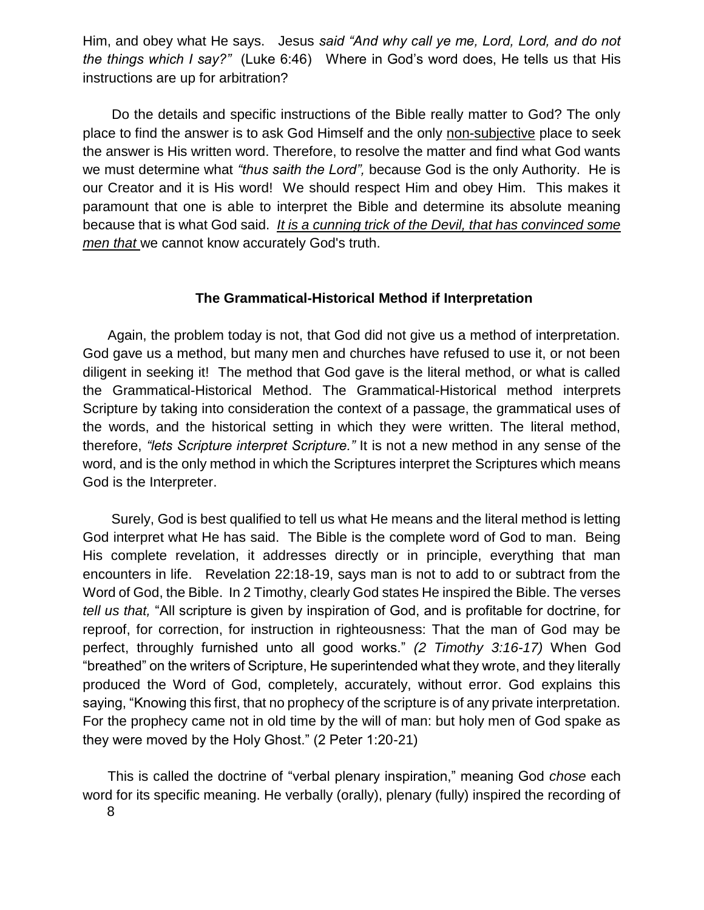Him, and obey what He says. Jesus *said "And why call ye me, Lord, Lord, and do not the things which I say?"* (Luke 6:46) Where in God's word does, He tells us that His instructions are up for arbitration?

Do the details and specific instructions of the Bible really matter to God? The only place to find the answer is to ask God Himself and the only non-subjective place to seek the answer is His written word. Therefore, to resolve the matter and find what God wants we must determine what *"thus saith the Lord",* because God is the only Authority. He is our Creator and it is His word! We should respect Him and obey Him. This makes it paramount that one is able to interpret the Bible and determine its absolute meaning because that is what God said. *It is a cunning trick of the Devil, that has convinced some men that* we cannot know accurately God's truth.

### The Grammatical-Historical Method if Interpretation

Again, the problem today is not, that God did not give us a method of interpretation. God gave us a method, but many men and churches have refused to use it, or not been diligent in seeking it! The method that God gave is the literal method, or what is called the Grammatical-Historical Method. The Grammatical-Historical method interprets Scripture by taking into consideration the context of a passage, the grammatical uses of the words, and the historical setting in which they were written. The literal method, therefore, *"lets Scripture interpret Scripture."* It is not a new method in any sense of the word, and is the only method in which the Scriptures interpret the Scriptures which means God is the Interpreter.

Surely, God is best qualified to tell us what He means and the literal method is letting God interpret what He has said. The Bible is the complete word of God to man. Being His complete revelation, it addresses directly or in principle, everything that man encounters in life. Revelation 22:18-19, says man is not to add to or subtract from the Word of God, the Bible. In 2 Timothy, clearly God states He inspired the Bible. The verses *tell us that,* "All scripture is given by inspiration of God, and is profitable for doctrine, for reproof, for correction, for instruction in righteousness: That the man of God may be perfect, throughly furnished unto all good works." *(2 Timothy 3:16-17)* When God "breathed" on the writers of Scripture, He superintended what they wrote, and they literally produced the Word of God, completely, accurately, without error. God explains this saying, "Knowing this first, that no prophecy of the scripture is of any private interpretation. For the prophecy came not in old time by the will of man: but holy men of God spake as they were moved by the Holy Ghost." (2 Peter 1:20-21)

This is called the doctrine of "verbal plenary inspiration," meaning God *chose* each word for its specific meaning. He verbally (orally), plenary (fully) inspired the recording of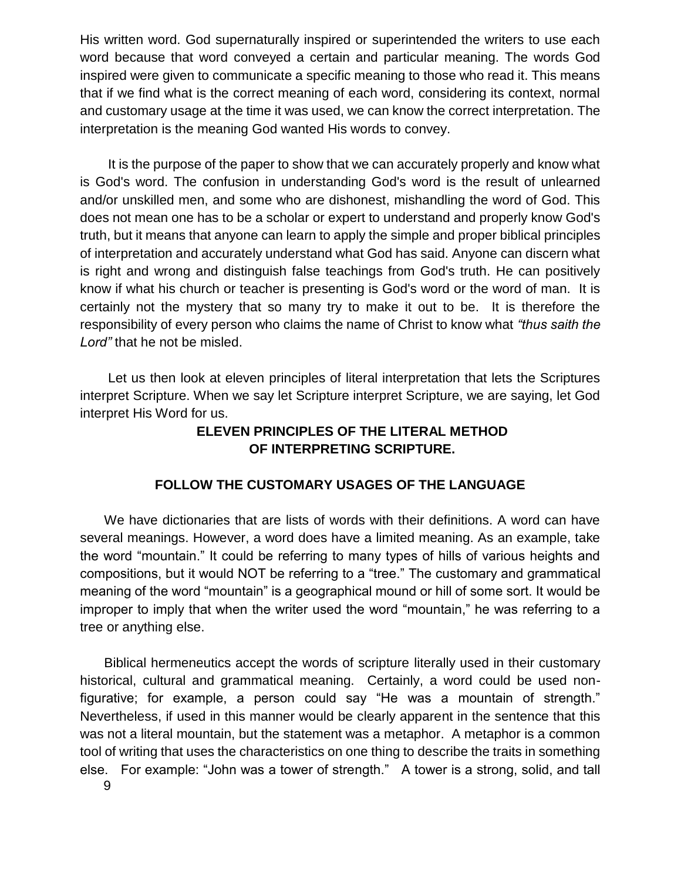His written word. God supernaturally inspired or superintended the writers to use each word because that word conveyed a certain and particular meaning. The words God inspired were given to communicate a specific meaning to those who read it. This means that if we find what is the correct meaning of each word, considering its context, normal and customary usage at the time it was used, we can know the correct interpretation. The interpretation is the meaning God wanted His words to convey.

It is the purpose of the paper to show that we can accurately properly and know what is God's word. The confusion in understanding God's word is the result of unlearned and/or unskilled men, and some who are dishonest, mishandling the word of God. This does not mean one has to be a scholar or expert to understand and properly know God's truth, but it means that anyone can learn to apply the simple and proper biblical principles of interpretation and accurately understand what God has said. Anyone can discern what is right and wrong and distinguish false teachings from God's truth. He can positively know if what his church or teacher is presenting is God's word or the word of man. It is certainly not the mystery that so many try to make it out to be. It is therefore the responsibility of every person who claims the name of Christ to know what *"thus saith the Lord"* that he not be misled.

Let us then look at eleven principles of literal interpretation that lets the Scriptures interpret Scripture. When we say let Scripture interpret Scripture, we are saying, let God interpret His Word for us.

## ELEVEN PRINCIPLES OF THE LITERAL METHOD OF INTERPRETING SCRIPTURE.

### FOLLOW THE CUSTOMARY USAGES OF THE LANGUAGE

We have dictionaries that are lists of words with their definitions. A word can have several meanings. However, a word does have a limited meaning. As an example, take the word "mountain." It could be referring to many types of hills of various heights and compositions, but it would NOT be referring to a "tree." The customary and grammatical meaning of the word "mountain" is a geographical mound or hill of some sort. It would be improper to imply that when the writer used the word "mountain," he was referring to a tree or anything else.

Biblical hermeneutics accept the words of scripture literally used in their customary historical, cultural and grammatical meaning. Certainly, a word could be used non-figurative; for example, a person could say "He was a mountain of strength." Nevertheless, if used in this manner would be clearly apparent in the sentence that this was not a literal mountain, but the statement was a metaphor. A metaphor is a common tool of writing that uses the characteristics on one thing to describe the traits in something else. For example: "John was a tower of strength." A tower is a strong, solid, and tall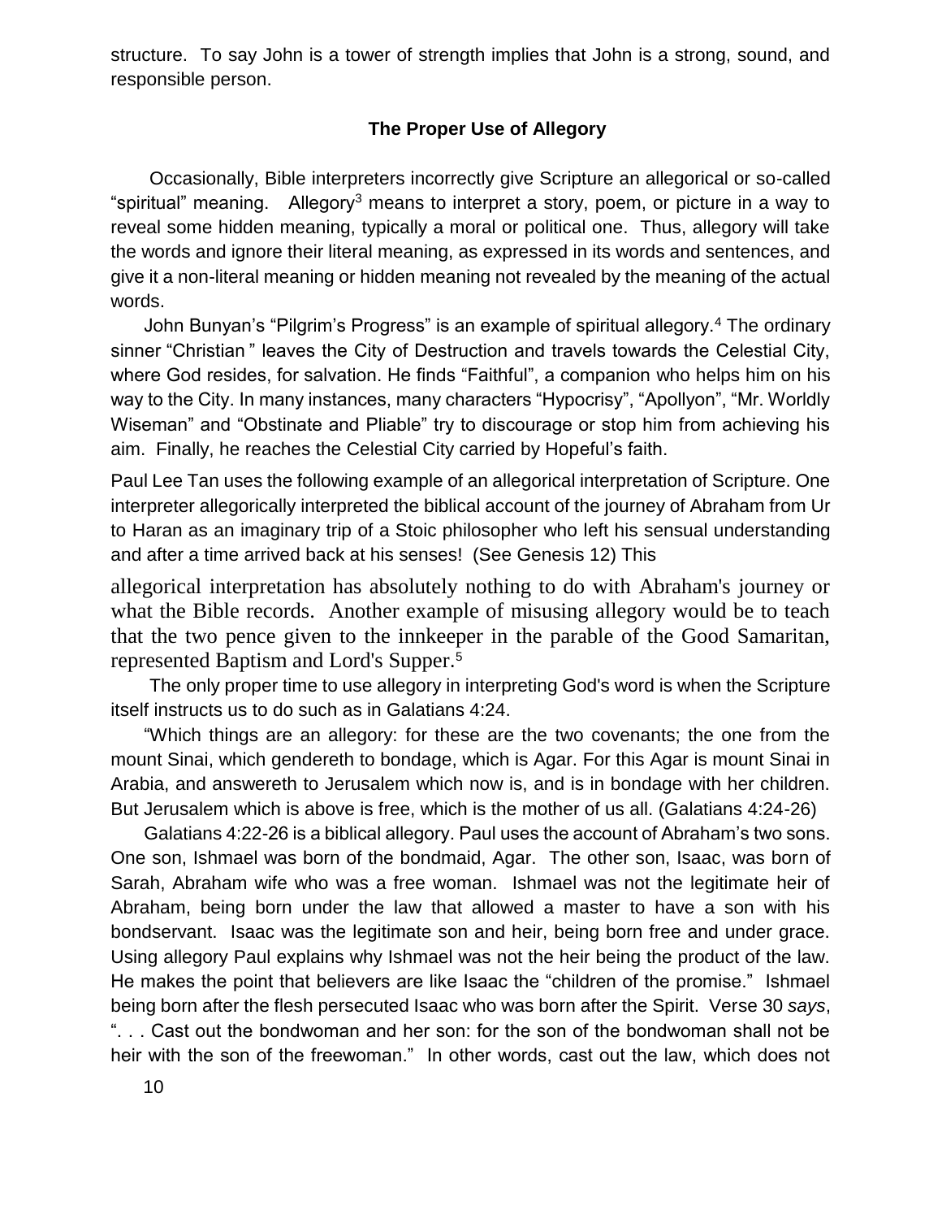structure. To say John is a tower of strength implies that John is a strong, sound, and responsible person.

### The Proper Use of Allegory

Occasionally, Bible interpreters incorrectly give Scripture an allegorical or so-called "spiritual" meaning. Allegory[3] means to interpret a story, poem, or picture in a way to reveal some hidden meaning, typically a moral or political one. Thus, allegory will take the words and ignore their literal meaning, as expressed in its words and sentences, and give it a non-literal meaning or hidden meaning not revealed by the meaning of the actual words.

John Bunyan's "Pilgrim's Progress" is an example of spiritual allegory.[4] The ordinary sinner "Christian " leaves the City of Destruction and travels towards the Celestial City, where God resides, for salvation. He finds "Faithful", a companion who helps him on his way to the City. In many instances, many characters "Hypocrisy", "Apollyon", "Mr. Worldly Wiseman" and "Obstinate and Pliable" try to discourage or stop him from achieving his aim. Finally, he reaches the Celestial City carried by Hopeful's faith.

Paul Lee Tan uses the following example of an allegorical interpretation of Scripture. One interpreter allegorically interpreted the biblical account of the journey of Abraham from Ur to Haran as an imaginary trip of a Stoic philosopher who left his sensual understanding and after a time arrived back at his senses! (See Genesis 12) This allegorical interpretation has absolutely nothing to do with Abraham's journey or what the Bible records. Another example of misusing allegory would be to teach that the two pence given to the innkeeper in the parable of the Good Samaritan, represented Baptism and Lord's Supper.[5]

The only proper time to use allegory in interpreting God's word is when the Scripture itself instructs us to do such as in Galatians 4:24.

"Which things are an allegory: for these are the two covenants; the one from the mount Sinai, which gendereth to bondage, which is Agar. For this Agar is mount Sinai in Arabia, and answereth to Jerusalem which now is, and is in bondage with her children. But Jerusalem which is above is free, which is the mother of us all. (Galatians 4:24-26)

Galatians 4:22-26 is a biblical allegory. Paul uses the account of Abraham's two sons. One son, Ishmael was born of the bondmaid, Agar. The other son, Isaac, was born of Sarah, Abraham wife who was a free woman. Ishmael was not the legitimate heir of Abraham, being born under the law that allowed a master to have a son with his bondservant. Isaac was the legitimate son and heir, being born free and under grace. Using allegory Paul explains why Ishmael was not the heir being the product of the law. He makes the point that believers are like Isaac the "children of the promise." Ishmael being born after the flesh persecuted Isaac who was born after the Spirit. Verse 30 *says*, ". . . Cast out the bondwoman and her son: for the son of the bondwoman shall not be heir with the son of the freewoman." In other words, cast out the law, which does not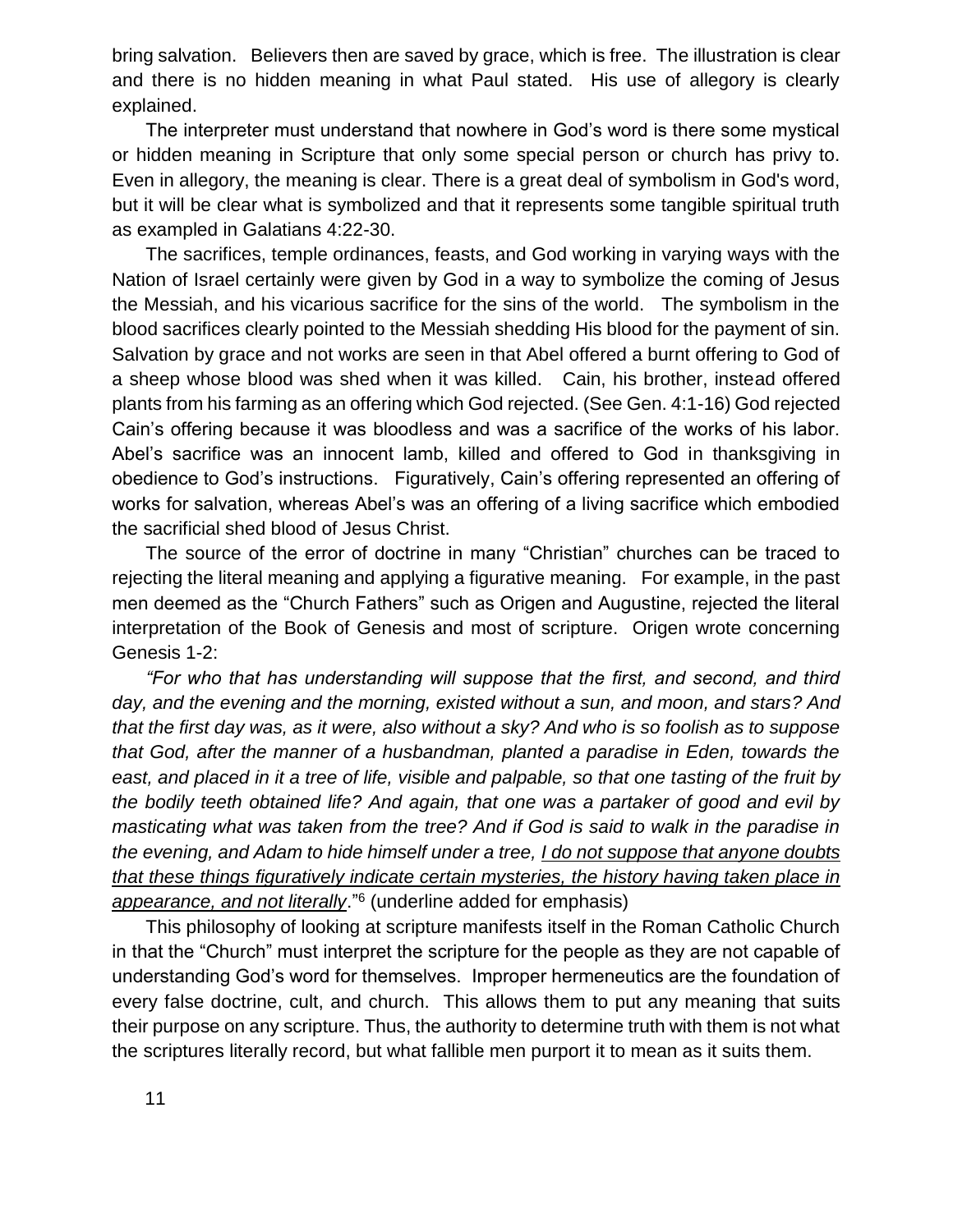bring salvation. Believers then are saved by grace, which is free. The illustration is clear and there is no hidden meaning in what Paul stated. His use of allegory is clearly explained.

The interpreter must understand that nowhere in God's word is there some mystical or hidden meaning in Scripture that only some special person or church has privy to. Even in allegory, the meaning is clear. There is a great deal of symbolism in God's word, but it will be clear what is symbolized and that it represents some tangible spiritual truth as exampled in Galatians 4:22-30.

The sacrifices, temple ordinances, feasts, and God working in varying ways with the Nation of Israel certainly were given by God in a way to symbolize the coming of Jesus the Messiah, and his vicarious sacrifice for the sins of the world. The symbolism in the blood sacrifices clearly pointed to the Messiah shedding His blood for the payment of sin. Salvation by grace and not works are seen in that Abel offered a burnt offering to God of a sheep whose blood was shed when it was killed. Cain, his brother, instead offered plants from his farming as an offering which God rejected. (See Gen. 4:1-16) God rejected Cain's offering because it was bloodless and was a sacrifice of the works of his labor. Abel's sacrifice was an innocent lamb, killed and offered to God in thanksgiving in obedience to God's instructions. Figuratively, Cain's offering represented an offering of works for salvation, whereas Abel's was an offering of a living sacrifice which embodied the sacrificial shed blood of Jesus Christ.

The source of the error of doctrine in many "Christian" churches can be traced to rejecting the literal meaning and applying a figurative meaning. For example, in the past men deemed as the "Church Fathers" such as Origen and Augustine, rejected the literal interpretation of the Book of Genesis and most of scripture. Origen wrote concerning Genesis 1-2:

*"For who that has understanding will suppose that the first, and second, and third day, and the evening and the morning, existed without a sun, and moon, and stars? And that the first day was, as it were, also without a sky? And who is so foolish as to suppose that God, after the manner of a husbandman, planted a paradise in Eden, towards the east, and placed in it a tree of life, visible and palpable, so that one tasting of the fruit by the bodily teeth obtained life? And again, that one was a partaker of good and evil by masticating what was taken from the tree? And if God is said to walk in the paradise in the evening, and Adam to hide himself under a tree, <u>I do not suppose that anyone doubts that these things figuratively indicate certain mysteries, the history having taken place in appearance, and not literally</u>."*[6] (underline added for emphasis)

This philosophy of looking at scripture manifests itself in the Roman Catholic Church in that the "Church" must interpret the scripture for the people as they are not capable of understanding God's word for themselves. Improper hermeneutics are the foundation of every false doctrine, cult, and church. This allows them to put any meaning that suits their purpose on any scripture. Thus, the authority to determine truth with them is not what the scriptures literally record, but what fallible men purport it to mean as it suits them.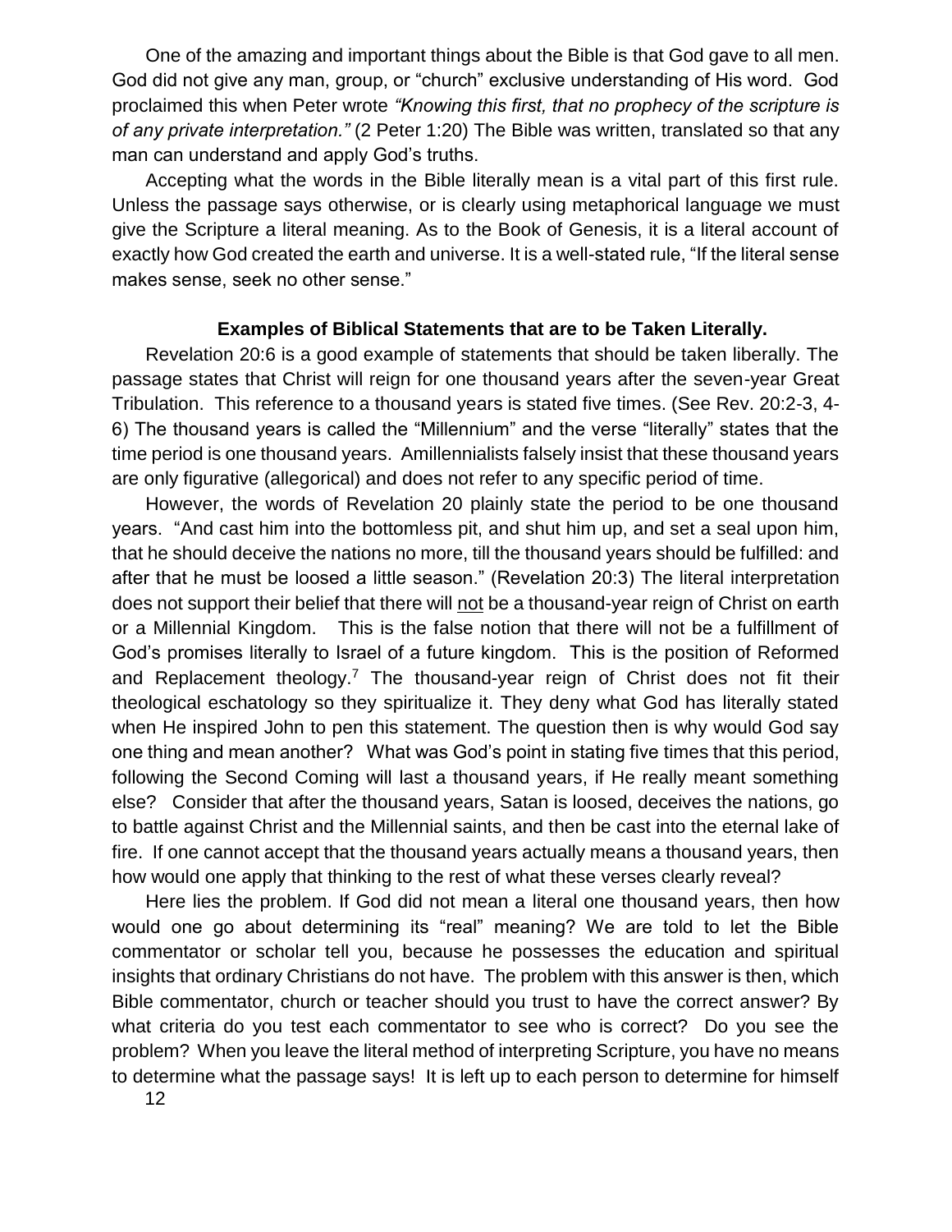One of the amazing and important things about the Bible is that God gave to all men. God did not give any man, group, or "church" exclusive understanding of His word. God proclaimed this when Peter wrote *"Knowing this first, that no prophecy of the scripture is of any private interpretation."* (2 Peter 1:20) The Bible was written, translated so that any man can understand and apply God's truths.

Accepting what the words in the Bible literally mean is a vital part of this first rule. Unless the passage says otherwise, or is clearly using metaphorical language we must give the Scripture a literal meaning. As to the Book of Genesis, it is a literal account of exactly how God created the earth and universe. It is a well-stated rule, "If the literal sense makes sense, seek no other sense."

**Examples of Biblical Statements that are to be Taken Literally.**

Revelation 20:6 is a good example of statements that should be taken liberally. The passage states that Christ will reign for one thousand years after the seven-year Great Tribulation. This reference to a thousand years is stated five times. (See Rev. 20:2-3, 4-6) The thousand years is called the "Millennium" and the verse "literally" states that the time period is one thousand years. Amillennialists falsely insist that these thousand years are only figurative (allegorical) and does not refer to any specific period of time.

However, the words of Revelation 20 plainly state the period to be one thousand years. "And cast him into the bottomless pit, and shut him up, and set a seal upon him, that he should deceive the nations no more, till the thousand years should be fulfilled: and after that he must be loosed a little season." (Revelation 20:3) The literal interpretation does not support their belief that there will <u>not</u> be a thousand-year reign of Christ on earth or a Millennial Kingdom. This is the false notion that there will not be a fulfillment of God's promises literally to Israel of a future kingdom. This is the position of Reformed and Replacement theology.[7] The thousand-year reign of Christ does not fit their theological eschatology so they spiritualize it. They deny what God has literally stated when He inspired John to pen this statement. The question then is why would God say one thing and mean another? What was God's point in stating five times that this period, following the Second Coming will last a thousand years, if He really meant something else? Consider that after the thousand years, Satan is loosed, deceives the nations, go to battle against Christ and the Millennial saints, and then be cast into the eternal lake of fire. If one cannot accept that the thousand years actually means a thousand years, then how would one apply that thinking to the rest of what these verses clearly reveal?

Here lies the problem. If God did not mean a literal one thousand years, then how would one go about determining its "real" meaning? We are told to let the Bible commentator or scholar tell you, because he possesses the education and spiritual insights that ordinary Christians do not have. The problem with this answer is then, which Bible commentator, church or teacher should you trust to have the correct answer? By what criteria do you test each commentator to see who is correct? Do you see the problem? When you leave the literal method of interpreting Scripture, you have no means to determine what the passage says! It is left up to each person to determine for himself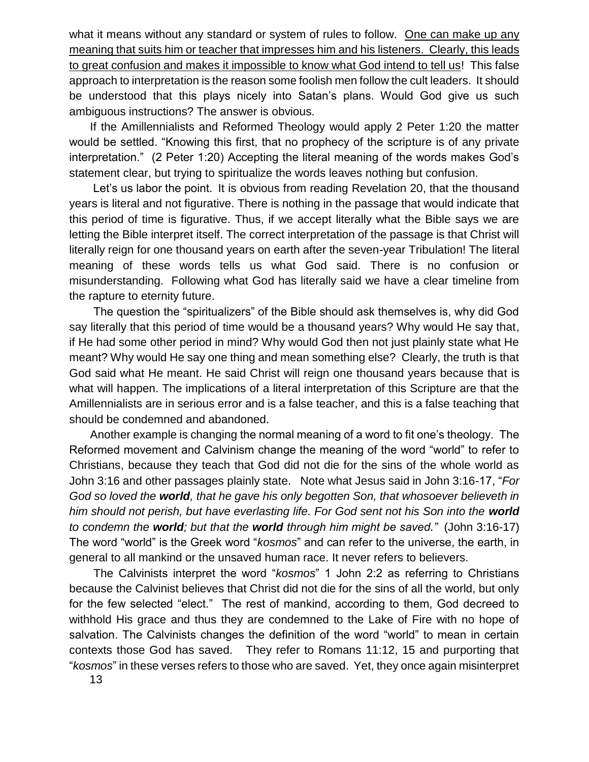what it means without any standard or system of rules to follow. <u>One can make up any meaning that suits him or teacher that impresses him and his listeners. Clearly, this leads to great confusion and makes it impossible to know what God intend to tell us</u>! This false approach to interpretation is the reason some foolish men follow the cult leaders. It should be understood that this plays nicely into Satan's plans. Would God give us such ambiguous instructions? The answer is obvious.

If the Amillennialists and Reformed Theology would apply 2 Peter 1:20 the matter would be settled. "Knowing this first, that no prophecy of the scripture is of any private interpretation." (2 Peter 1:20) Accepting the literal meaning of the words makes God's statement clear, but trying to spiritualize the words leaves nothing but confusion.

Let's us labor the point. It is obvious from reading Revelation 20, that the thousand years is literal and not figurative. There is nothing in the passage that would indicate that this period of time is figurative. Thus, if we accept literally what the Bible says we are letting the Bible interpret itself. The correct interpretation of the passage is that Christ will literally reign for one thousand years on earth after the seven-year Tribulation! The literal meaning of these words tells us what God said. There is no confusion or misunderstanding. Following what God has literally said we have a clear timeline from the rapture to eternity future.

The question the "spiritualizers" of the Bible should ask themselves is, why did God say literally that this period of time would be a thousand years? Why would He say that, if He had some other period in mind? Why would God then not just plainly state what He meant? Why would He say one thing and mean something else? Clearly, the truth is that God said what He meant. He said Christ will reign one thousand years because that is what will happen. The implications of a literal interpretation of this Scripture are that the Amillennialists are in serious error and is a false teacher, and this is a false teaching that should be condemned and abandoned.

Another example is changing the normal meaning of a word to fit one's theology. The Reformed movement and Calvinism change the meaning of the word "world" to refer to Christians, because they teach that God did not die for the sins of the whole world as John 3:16 and other passages plainly state. Note what Jesus said in John 3:16-17, "*For God so loved the **world**, that he gave his only begotten Son, that whosoever believeth in him should not perish, but have everlasting life. For God sent not his Son into the **world** to condemn the **world**; but that the **world** through him might be saved."* (John 3:16-17) The word "world" is the Greek word "*kosmos*" and can refer to the universe, the earth, in general to all mankind or the unsaved human race. It never refers to believers.

The Calvinists interpret the word "*kosmos*" 1 John 2:2 as referring to Christians because the Calvinist believes that Christ did not die for the sins of all the world, but only for the few selected "elect." The rest of mankind, according to them, God decreed to withhold His grace and thus they are condemned to the Lake of Fire with no hope of salvation. The Calvinists changes the definition of the word "world" to mean in certain contexts those God has saved. They refer to Romans 11:12, 15 and purporting that "*kosmos*" in these verses refers to those who are saved. Yet, they once again misinterpret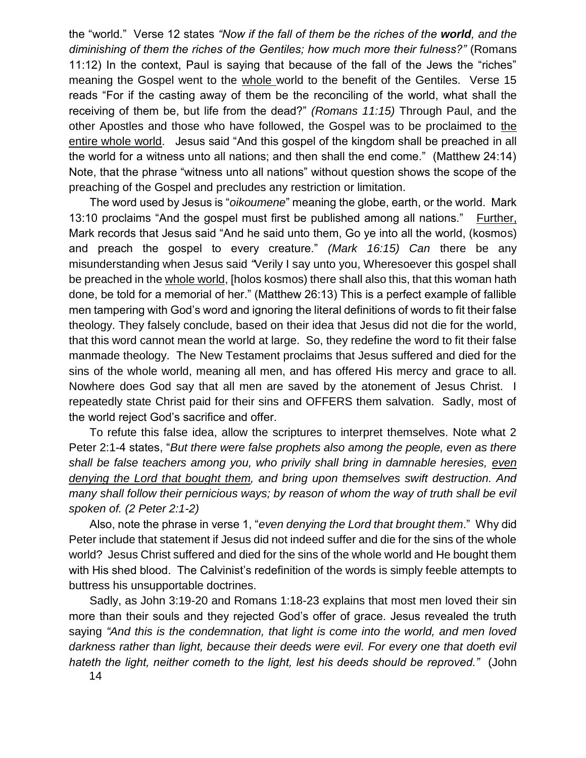the "world." Verse 12 states *"Now if the fall of them be the riches of the **world**, and the diminishing of them the riches of the Gentiles; how much more their fulness?"* (Romans 11:12) In the context, Paul is saying that because of the fall of the Jews the "riches" meaning the Gospel went to the <u>whole</u> world to the benefit of the Gentiles. Verse 15 reads "For if the casting away of them be the reconciling of the world, what shall the receiving of them be, but life from the dead?" *(Romans 11:15)* Through Paul, and the other Apostles and those who have followed, the Gospel was to be proclaimed to <u>the entire whole world</u>. Jesus said "And this gospel of the kingdom shall be preached in all the world for a witness unto all nations; and then shall the end come." (Matthew 24:14) Note, that the phrase "witness unto all nations" without question shows the scope of the preaching of the Gospel and precludes any restriction or limitation.

The word used by Jesus is "*oikoumene*" meaning the globe, earth, or the world. Mark 13:10 proclaims "And the gospel must first be published among all nations." <u>Further,</u> Mark records that Jesus said "And he said unto them, Go ye into all the world, (kosmos) and preach the gospel to every creature." *(Mark 16:15) Can* there be any misunderstanding when Jesus said *"*Verily I say unto you, Wheresoever this gospel shall be preached in the <u>whole world</u>, [holos kosmos) there shall also this, that this woman hath done, be told for a memorial of her." (Matthew 26:13) This is a perfect example of fallible men tampering with God's word and ignoring the literal definitions of words to fit their false theology. They falsely conclude, based on their idea that Jesus did not die for the world, that this word cannot mean the world at large. So, they redefine the word to fit their false manmade theology. The New Testament proclaims that Jesus suffered and died for the sins of the whole world, meaning all men, and has offered His mercy and grace to all. Nowhere does God say that all men are saved by the atonement of Jesus Christ. I repeatedly state Christ paid for their sins and OFFERS them salvation. Sadly, most of the world reject God's sacrifice and offer.

To refute this false idea, allow the scriptures to interpret themselves. Note what 2 Peter 2:1-4 states, "*But there were false prophets also among the people, even as there shall be false teachers among you, who privily shall bring in damnable heresies, <u>even denying the Lord that bought them</u>, and bring upon themselves swift destruction. And many shall follow their pernicious ways; by reason of whom the way of truth shall be evil spoken of. (2 Peter 2:1-2)*

Also, note the phrase in verse 1, "*even denying the Lord that brought them*." Why did Peter include that statement if Jesus did not indeed suffer and die for the sins of the whole world? Jesus Christ suffered and died for the sins of the whole world and He bought them with His shed blood. The Calvinist's redefinition of the words is simply feeble attempts to buttress his unsupportable doctrines.

Sadly, as John 3:19-20 and Romans 1:18-23 explains that most men loved their sin more than their souls and they rejected God's offer of grace. Jesus revealed the truth saying *"And this is the condemnation, that light is come into the world, and men loved darkness rather than light, because their deeds were evil. For every one that doeth evil hateth the light, neither cometh to the light, lest his deeds should be reproved."* (John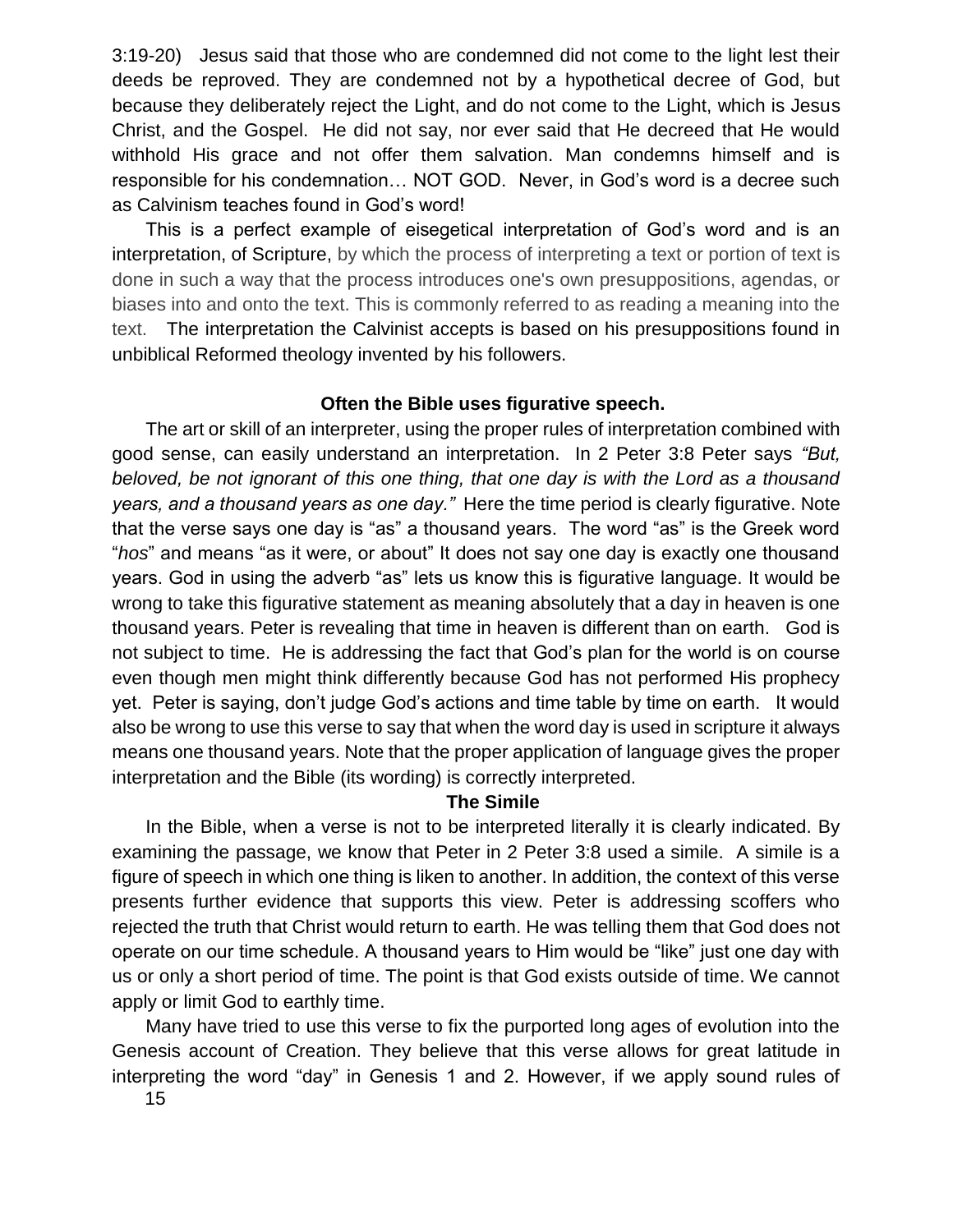3:19-20) Jesus said that those who are condemned did not come to the light lest their deeds be reproved. They are condemned not by a hypothetical decree of God, but because they deliberately reject the Light, and do not come to the Light, which is Jesus Christ, and the Gospel. He did not say, nor ever said that He decreed that He would withhold His grace and not offer them salvation. Man condemns himself and is responsible for his condemnation… NOT GOD. Never, in God's word is a decree such as Calvinism teaches found in God's word!

This is a perfect example of eisegetical interpretation of God's word and is an interpretation, of Scripture, by which the process of interpreting a text or portion of text is done in such a way that the process introduces one's own presuppositions, agendas, or biases into and onto the text. This is commonly referred to as reading a meaning into the text. The interpretation the Calvinist accepts is based on his presuppositions found in unbiblical Reformed theology invented by his followers.

**Often the Bible uses figurative speech.**

The art or skill of an interpreter, using the proper rules of interpretation combined with good sense, can easily understand an interpretation. In 2 Peter 3:8 Peter says *"But, beloved, be not ignorant of this one thing, that one day is with the Lord as a thousand years, and a thousand years as one day."* Here the time period is clearly figurative. Note that the verse says one day is "as" a thousand years. The word "as" is the Greek word "*hos*" and means "as it were, or about" It does not say one day is exactly one thousand years. God in using the adverb "as" lets us know this is figurative language. It would be wrong to take this figurative statement as meaning absolutely that a day in heaven is one thousand years. Peter is revealing that time in heaven is different than on earth. God is not subject to time. He is addressing the fact that God's plan for the world is on course even though men might think differently because God has not performed His prophecy yet. Peter is saying, don't judge God's actions and time table by time on earth. It would also be wrong to use this verse to say that when the word day is used in scripture it always means one thousand years. Note that the proper application of language gives the proper interpretation and the Bible (its wording) is correctly interpreted.

**The Simile**

In the Bible, when a verse is not to be interpreted literally it is clearly indicated. By examining the passage, we know that Peter in 2 Peter 3:8 used a simile. A simile is a figure of speech in which one thing is liken to another. In addition, the context of this verse presents further evidence that supports this view. Peter is addressing scoffers who rejected the truth that Christ would return to earth. He was telling them that God does not operate on our time schedule. A thousand years to Him would be "like" just one day with us or only a short period of time. The point is that God exists outside of time. We cannot apply or limit God to earthly time.

Many have tried to use this verse to fix the purported long ages of evolution into the Genesis account of Creation. They believe that this verse allows for great latitude in interpreting the word "day" in Genesis 1 and 2. However, if we apply sound rules of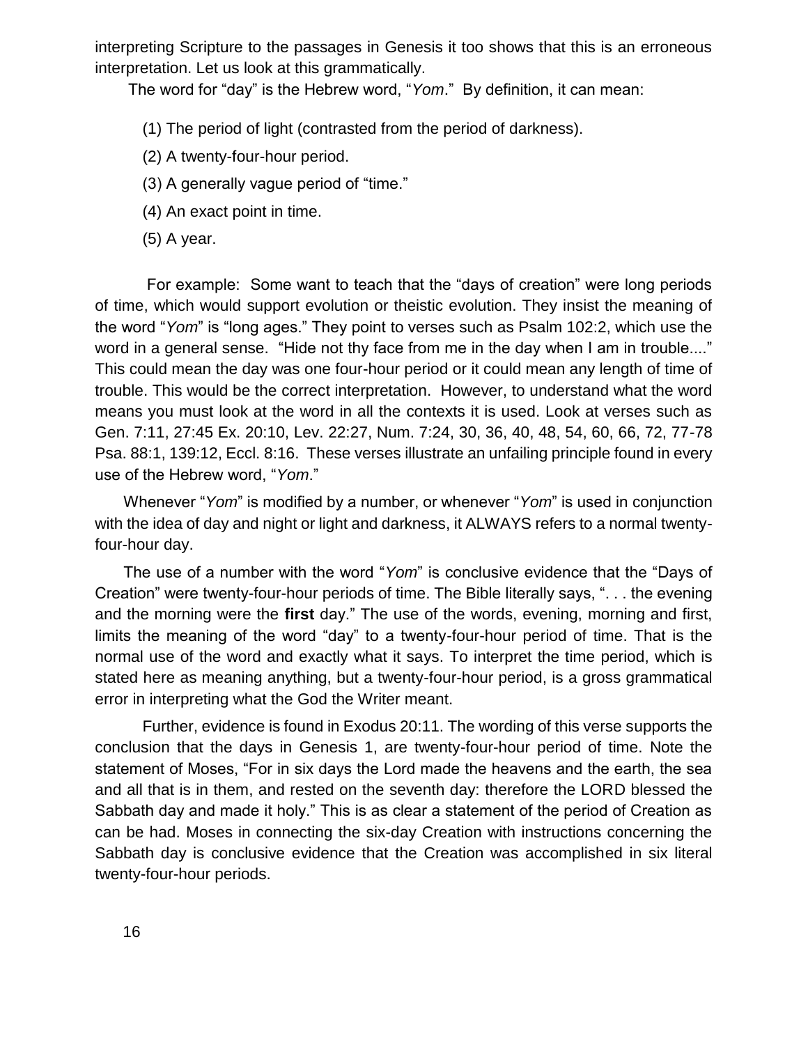interpreting Scripture to the passages in Genesis it too shows that this is an erroneous interpretation. Let us look at this grammatically.

The word for "day" is the Hebrew word, "*Yom*." By definition, it can mean:

(1) The period of light (contrasted from the period of darkness).

(2) A twenty-four-hour period.

(3) A generally vague period of "time."

(4) An exact point in time.

(5) A year.

For example: Some want to teach that the "days of creation" were long periods of time, which would support evolution or theistic evolution. They insist the meaning of the word "*Yom*" is "long ages." They point to verses such as Psalm 102:2, which use the word in a general sense. "Hide not thy face from me in the day when I am in trouble...." This could mean the day was one four-hour period or it could mean any length of time of trouble. This would be the correct interpretation. However, to understand what the word means you must look at the word in all the contexts it is used. Look at verses such as Gen. 7:11, 27:45 Ex. 20:10, Lev. 22:27, Num. 7:24, 30, 36, 40, 48, 54, 60, 66, 72, 77-78 Psa. 88:1, 139:12, Eccl. 8:16. These verses illustrate an unfailing principle found in every use of the Hebrew word, "*Yom*."

Whenever "*Yom*" is modified by a number, or whenever "*Yom*" is used in conjunction with the idea of day and night or light and darkness, it ALWAYS refers to a normal twenty-four-hour day.

The use of a number with the word "*Yom*" is conclusive evidence that the "Days of Creation" were twenty-four-hour periods of time. The Bible literally says, ". . . the evening and the morning were the **first** day." The use of the words, evening, morning and first, limits the meaning of the word "day" to a twenty-four-hour period of time. That is the normal use of the word and exactly what it says. To interpret the time period, which is stated here as meaning anything, but a twenty-four-hour period, is a gross grammatical error in interpreting what the God the Writer meant.

Further, evidence is found in Exodus 20:11. The wording of this verse supports the conclusion that the days in Genesis 1, are twenty-four-hour period of time. Note the statement of Moses, "For in six days the Lord made the heavens and the earth, the sea and all that is in them, and rested on the seventh day: therefore the LORD blessed the Sabbath day and made it holy." This is as clear a statement of the period of Creation as can be had. Moses in connecting the six-day Creation with instructions concerning the Sabbath day is conclusive evidence that the Creation was accomplished in six literal twenty-four-hour periods.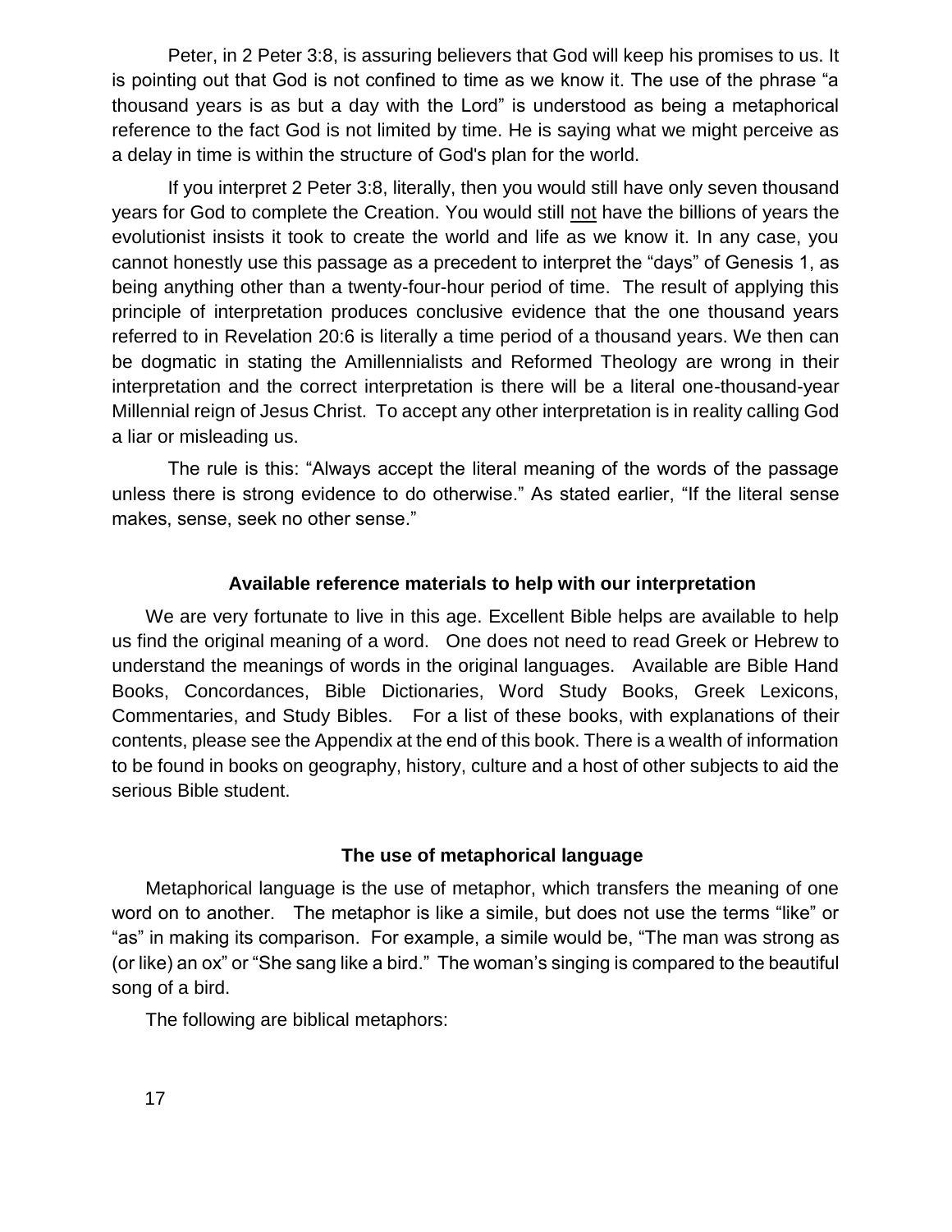Peter, in 2 Peter 3:8, is assuring believers that God will keep his promises to us. It is pointing out that God is not confined to time as we know it. The use of the phrase "a thousand years is as but a day with the Lord" is understood as being a metaphorical reference to the fact God is not limited by time. He is saying what we might perceive as a delay in time is within the structure of God's plan for the world.

If you interpret 2 Peter 3:8, literally, then you would still have only seven thousand years for God to complete the Creation. You would still not have the billions of years the evolutionist insists it took to create the world and life as we know it. In any case, you cannot honestly use this passage as a precedent to interpret the "days" of Genesis 1, as being anything other than a twenty-four-hour period of time. The result of applying this principle of interpretation produces conclusive evidence that the one thousand years referred to in Revelation 20:6 is literally a time period of a thousand years. We then can be dogmatic in stating the Amillennialists and Reformed Theology are wrong in their interpretation and the correct interpretation is there will be a literal one-thousand-year Millennial reign of Jesus Christ. To accept any other interpretation is in reality calling God a liar or misleading us.

The rule is this: "Always accept the literal meaning of the words of the passage unless there is strong evidence to do otherwise." As stated earlier, "If the literal sense makes, sense, seek no other sense."

### Available reference materials to help with our interpretation

We are very fortunate to live in this age. Excellent Bible helps are available to help us find the original meaning of a word. One does not need to read Greek or Hebrew to understand the meanings of words in the original languages. Available are Bible Hand Books, Concordances, Bible Dictionaries, Word Study Books, Greek Lexicons, Commentaries, and Study Bibles. For a list of these books, with explanations of their contents, please see the Appendix at the end of this book. There is a wealth of information to be found in books on geography, history, culture and a host of other subjects to aid the serious Bible student.

### The use of metaphorical language

Metaphorical language is the use of metaphor, which transfers the meaning of one word on to another. The metaphor is like a simile, but does not use the terms "like" or "as" in making its comparison. For example, a simile would be, "The man was strong as (or like) an ox" or "She sang like a bird." The woman's singing is compared to the beautiful song of a bird.

The following are biblical metaphors: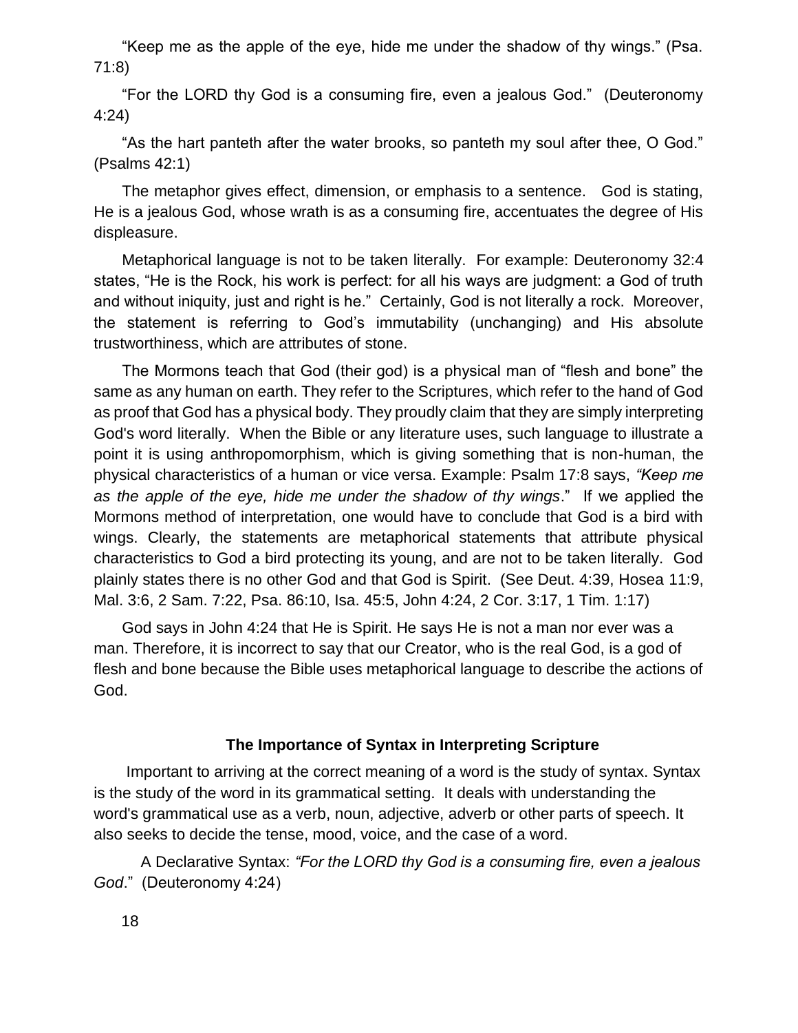“Keep me as the apple of the eye, hide me under the shadow of thy wings.” (Psa. 71:8)

“For the LORD thy God is a consuming fire, even a jealous God.” (Deuteronomy 4:24)

“As the hart panteth after the water brooks, so panteth my soul after thee, O God.” (Psalms 42:1)

The metaphor gives effect, dimension, or emphasis to a sentence. God is stating, He is a jealous God, whose wrath is as a consuming fire, accentuates the degree of His displeasure.

Metaphorical language is not to be taken literally. For example: Deuteronomy 32:4 states, “He is the Rock, his work is perfect: for all his ways are judgment: a God of truth and without iniquity, just and right is he.” Certainly, God is not literally a rock. Moreover, the statement is referring to God’s immutability (unchanging) and His absolute trustworthiness, which are attributes of stone.

The Mormons teach that God (their god) is a physical man of “flesh and bone” the same as any human on earth. They refer to the Scriptures, which refer to the hand of God as proof that God has a physical body. They proudly claim that they are simply interpreting God's word literally. When the Bible or any literature uses, such language to illustrate a point it is using anthropomorphism, which is giving something that is non-human, the physical characteristics of a human or vice versa. Example: Psalm 17:8 says, *“Keep me as the apple of the eye, hide me under the shadow of thy wings*.” If we applied the Mormons method of interpretation, one would have to conclude that God is a bird with wings. Clearly, the statements are metaphorical statements that attribute physical characteristics to God a bird protecting its young, and are not to be taken literally. God plainly states there is no other God and that God is Spirit. (See Deut. 4:39, Hosea 11:9, Mal. 3:6, 2 Sam. 7:22, Psa. 86:10, Isa. 45:5, John 4:24, 2 Cor. 3:17, 1 Tim. 1:17)

God says in John 4:24 that He is Spirit. He says He is not a man nor ever was a man. Therefore, it is incorrect to say that our Creator, who is the real God, is a god of flesh and bone because the Bible uses metaphorical language to describe the actions of God.

## The Importance of Syntax in Interpreting Scripture

Important to arriving at the correct meaning of a word is the study of syntax. Syntax is the study of the word in its grammatical setting. It deals with understanding the word's grammatical use as a verb, noun, adjective, adverb or other parts of speech. It also seeks to decide the tense, mood, voice, and the case of a word.

A Declarative Syntax: *“For the LORD thy God is a consuming fire, even a jealous God*.” (Deuteronomy 4:24)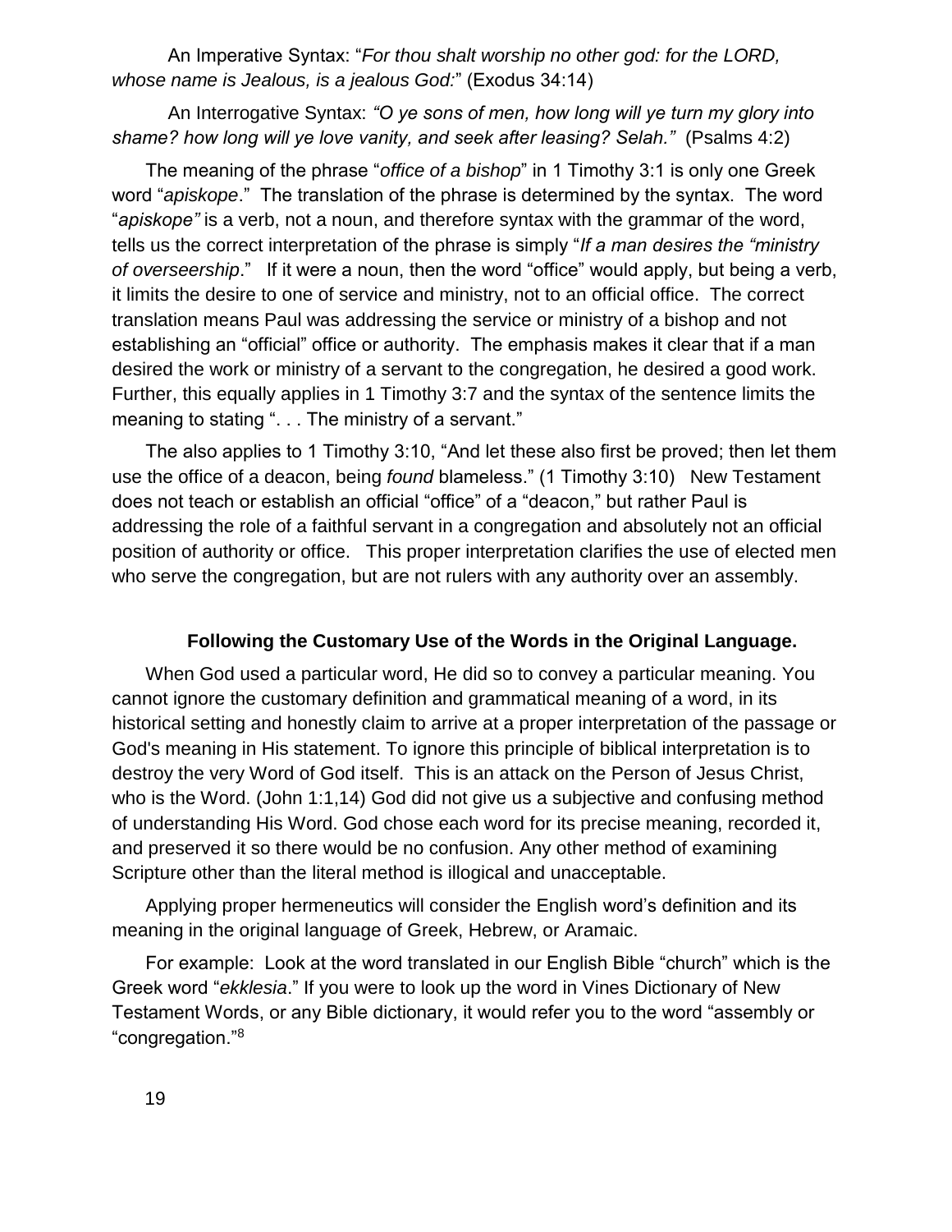An Imperative Syntax: "*For thou shalt worship no other god: for the LORD, whose name is Jealous, is a jealous God:*" (Exodus 34:14)

An Interrogative Syntax: *"O ye sons of men, how long will ye turn my glory into shame? how long will ye love vanity, and seek after leasing? Selah."* (Psalms 4:2)

The meaning of the phrase "*office of a bishop*" in 1 Timothy 3:1 is only one Greek word "*apiskope*." The translation of the phrase is determined by the syntax. The word "*apiskope"* is a verb, not a noun, and therefore syntax with the grammar of the word, tells us the correct interpretation of the phrase is simply "*If a man desires the "ministry of overseership*." If it were a noun, then the word "office" would apply, but being a verb, it limits the desire to one of service and ministry, not to an official office. The correct translation means Paul was addressing the service or ministry of a bishop and not establishing an "official" office or authority. The emphasis makes it clear that if a man desired the work or ministry of a servant to the congregation, he desired a good work. Further, this equally applies in 1 Timothy 3:7 and the syntax of the sentence limits the meaning to stating ". . . The ministry of a servant."

The also applies to 1 Timothy 3:10, "And let these also first be proved; then let them use the office of a deacon, being *found* blameless." (1 Timothy 3:10) New Testament does not teach or establish an official "office" of a "deacon," but rather Paul is addressing the role of a faithful servant in a congregation and absolutely not an official position of authority or office. This proper interpretation clarifies the use of elected men who serve the congregation, but are not rulers with any authority over an assembly.

### Following the Customary Use of the Words in the Original Language.

When God used a particular word, He did so to convey a particular meaning. You cannot ignore the customary definition and grammatical meaning of a word, in its historical setting and honestly claim to arrive at a proper interpretation of the passage or God's meaning in His statement. To ignore this principle of biblical interpretation is to destroy the very Word of God itself. This is an attack on the Person of Jesus Christ, who is the Word. (John 1:1,14) God did not give us a subjective and confusing method of understanding His Word. God chose each word for its precise meaning, recorded it, and preserved it so there would be no confusion. Any other method of examining Scripture other than the literal method is illogical and unacceptable.

Applying proper hermeneutics will consider the English word's definition and its meaning in the original language of Greek, Hebrew, or Aramaic.

For example: Look at the word translated in our English Bible "church" which is the Greek word "*ekklesia*." If you were to look up the word in Vines Dictionary of New Testament Words, or any Bible dictionary, it would refer you to the word "assembly or "congregation."[8]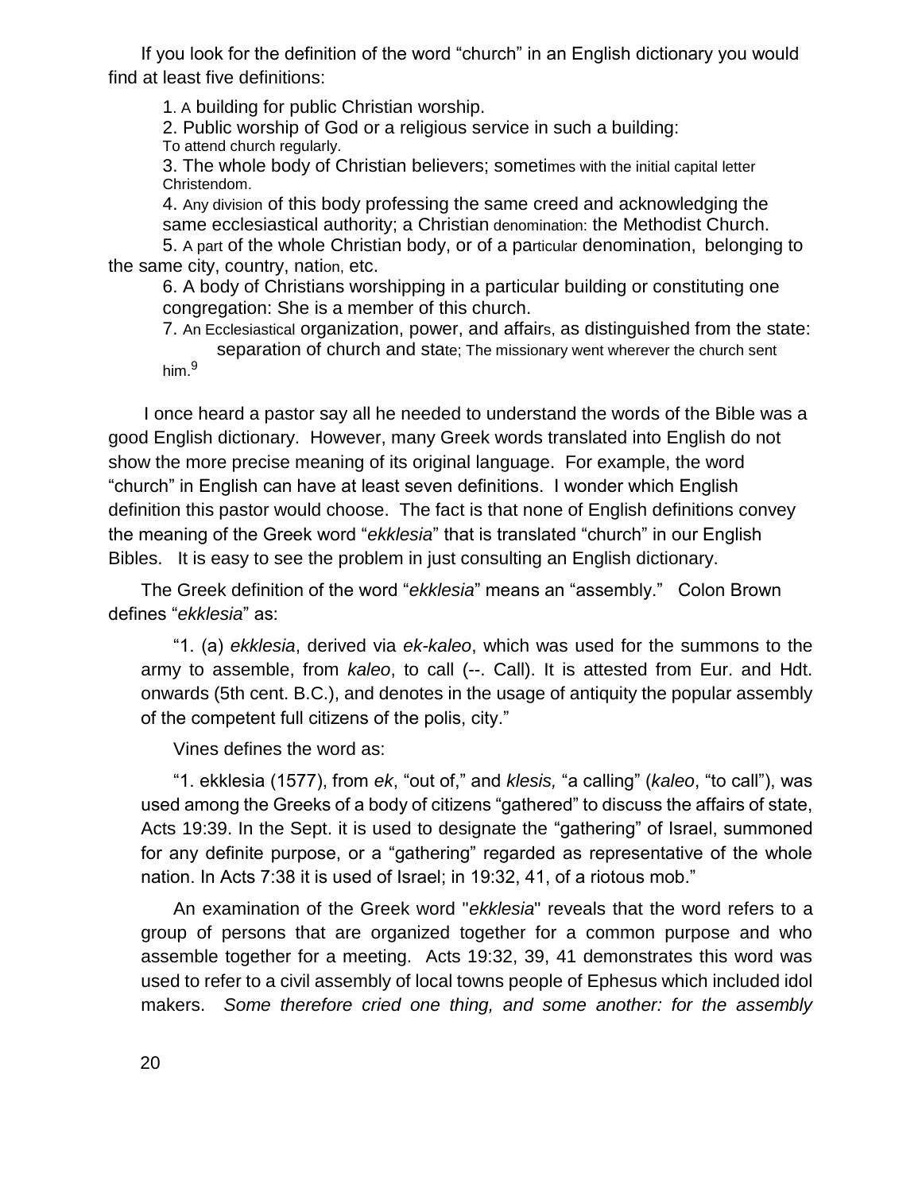If you look for the definition of the word "church" in an English dictionary you would find at least five definitions:

1. A building for public Christian worship.
2. Public worship of God or a religious service in such a building: To attend church regularly.
3. The whole body of Christian believers; sometimes with the initial capital letter Christendom.
4. Any division of this body professing the same creed and acknowledging the same ecclesiastical authority; a Christian denomination: the Methodist Church.
5. A part of the whole Christian body, or of a particular denomination, belonging to the same city, country, nation, etc.
6. A body of Christians worshipping in a particular building or constituting one congregation: She is a member of this church.
7. An Ecclesiastical organization, power, and affairs, as distinguished from the state: separation of church and state; The missionary went wherever the church sent him.[9]

I once heard a pastor say all he needed to understand the words of the Bible was a good English dictionary. However, many Greek words translated into English do not show the more precise meaning of its original language. For example, the word "church" in English can have at least seven definitions. I wonder which English definition this pastor would choose. The fact is that none of English definitions convey the meaning of the Greek word "*ekklesia*" that is translated "church" in our English Bibles. It is easy to see the problem in just consulting an English dictionary.

The Greek definition of the word "*ekklesia*" means an "assembly." Colon Brown defines "*ekklesia*" as:

> "1. (a) *ekklesia*, derived via *ek-kaleo*, which was used for the summons to the army to assemble, from *kaleo*, to call (--. Call). It is attested from Eur. and Hdt. onwards (5th cent. B.C.), and denotes in the usage of antiquity the popular assembly of the competent full citizens of the polis, city."

Vines defines the word as:

> "1. ekklesia (1577), from *ek*, "out of," and *klesis,* "a calling" (*kaleo*, "to call"), was used among the Greeks of a body of citizens "gathered" to discuss the affairs of state, Acts 19:39. In the Sept. it is used to designate the "gathering" of Israel, summoned for any definite purpose, or a "gathering" regarded as representative of the whole nation. In Acts 7:38 it is used of Israel; in 19:32, 41, of a riotous mob."

An examination of the Greek word "*ekklesia*" reveals that the word refers to a group of persons that are organized together for a common purpose and who assemble together for a meeting. Acts 19:32, 39, 41 demonstrates this word was used to refer to a civil assembly of local towns people of Ephesus which included idol makers. *Some therefore cried one thing, and some another: for the assembly*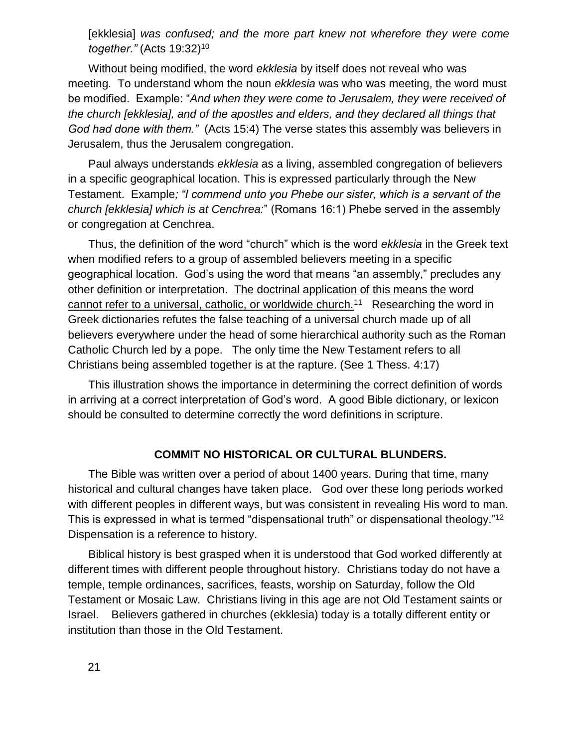[ekklesia] *was confused; and the more part knew not wherefore they were come together."* (Acts 19:32)[10]

Without being modified, the word *ekklesia* by itself does not reveal who was meeting. To understand whom the noun *ekklesia* was who was meeting, the word must be modified. Example: "*And when they were come to Jerusalem, they were received of the church [ekklesia], and of the apostles and elders, and they declared all things that God had done with them."* (Acts 15:4) The verse states this assembly was believers in Jerusalem, thus the Jerusalem congregation.

Paul always understands *ekklesia* as a living, assembled congregation of believers in a specific geographical location. This is expressed particularly through the New Testament. Example*; "I commend unto you Phebe our sister, which is a servant of the church [ekklesia] which is at Cenchrea:*" (Romans 16:1) Phebe served in the assembly or congregation at Cenchrea.

Thus, the definition of the word "church" which is the word *ekklesia* in the Greek text when modified refers to a group of assembled believers meeting in a specific geographical location. God's using the word that means "an assembly," precludes any other definition or interpretation. <u>The doctrinal application of this means the word cannot refer to a universal, catholic, or worldwide church.</u>[11] Researching the word in Greek dictionaries refutes the false teaching of a universal church made up of all believers everywhere under the head of some hierarchical authority such as the Roman Catholic Church led by a pope. The only time the New Testament refers to all Christians being assembled together is at the rapture. (See 1 Thess. 4:17)

This illustration shows the importance in determining the correct definition of words in arriving at a correct interpretation of God's word. A good Bible dictionary, or lexicon should be consulted to determine correctly the word definitions in scripture.

## COMMIT NO HISTORICAL OR CULTURAL BLUNDERS.

The Bible was written over a period of about 1400 years. During that time, many historical and cultural changes have taken place. God over these long periods worked with different peoples in different ways, but was consistent in revealing His word to man. This is expressed in what is termed "dispensational truth" or dispensational theology."[12] Dispensation is a reference to history.

Biblical history is best grasped when it is understood that God worked differently at different times with different people throughout history. Christians today do not have a temple, temple ordinances, sacrifices, feasts, worship on Saturday, follow the Old Testament or Mosaic Law. Christians living in this age are not Old Testament saints or Israel. Believers gathered in churches (ekklesia) today is a totally different entity or institution than those in the Old Testament.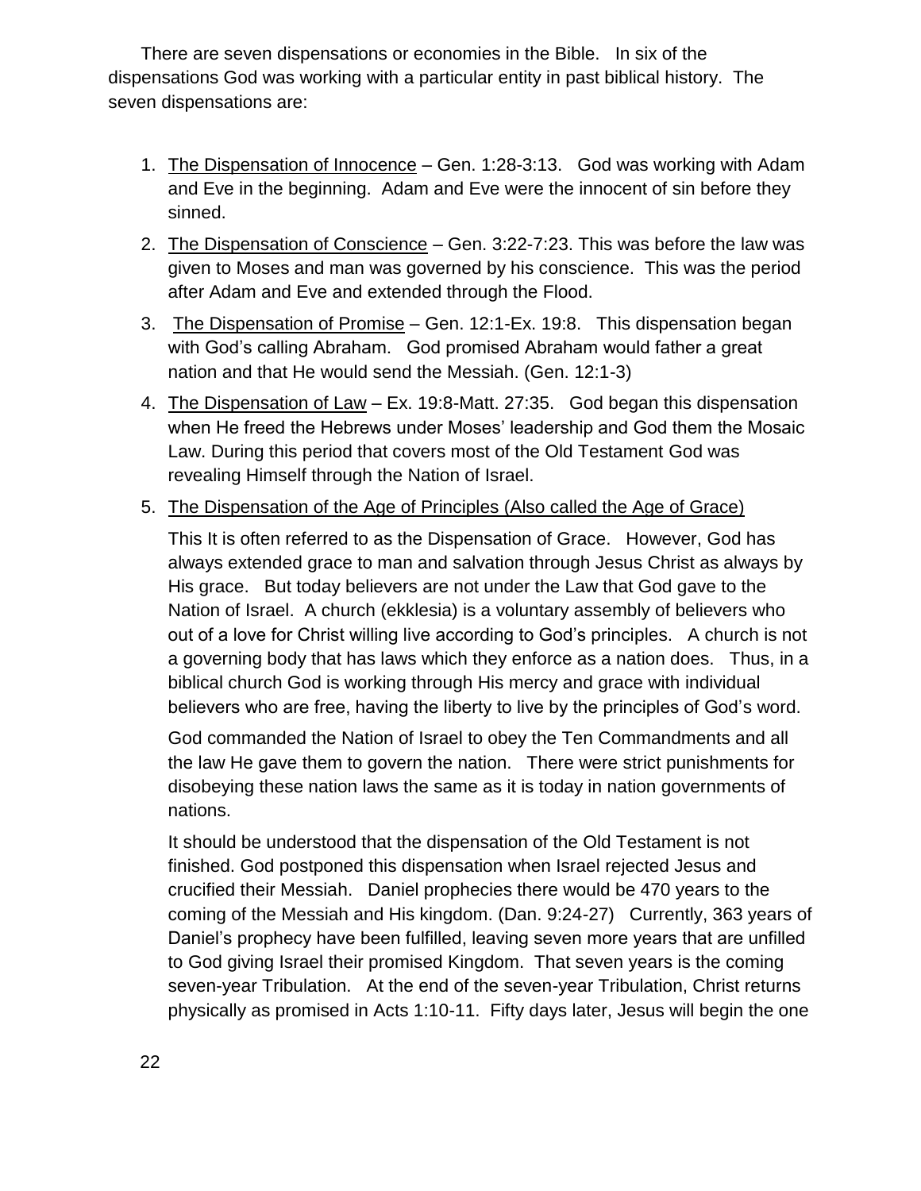There are seven dispensations or economies in the Bible. In six of the dispensations God was working with a particular entity in past biblical history. The seven dispensations are:

1. The Dispensation of Innocence – Gen. 1:28-3:13. God was working with Adam and Eve in the beginning. Adam and Eve were the innocent of sin before they sinned.
2. The Dispensation of Conscience – Gen. 3:22-7:23. This was before the law was given to Moses and man was governed by his conscience. This was the period after Adam and Eve and extended through the Flood.
3. The Dispensation of Promise – Gen. 12:1-Ex. 19:8. This dispensation began with God's calling Abraham. God promised Abraham would father a great nation and that He would send the Messiah. (Gen. 12:1-3)
4. The Dispensation of Law – Ex. 19:8-Matt. 27:35. God began this dispensation when He freed the Hebrews under Moses' leadership and God them the Mosaic Law. During this period that covers most of the Old Testament God was revealing Himself through the Nation of Israel.
5. The Dispensation of the Age of Principles (Also called the Age of Grace)

   This It is often referred to as the Dispensation of Grace. However, God has always extended grace to man and salvation through Jesus Christ as always by His grace. But today believers are not under the Law that God gave to the Nation of Israel. A church (ekklesia) is a voluntary assembly of believers who out of a love for Christ willing live according to God's principles. A church is not a governing body that has laws which they enforce as a nation does. Thus, in a biblical church God is working through His mercy and grace with individual believers who are free, having the liberty to live by the principles of God's word.

   God commanded the Nation of Israel to obey the Ten Commandments and all the law He gave them to govern the nation. There were strict punishments for disobeying these nation laws the same as it is today in nation governments of nations.

   It should be understood that the dispensation of the Old Testament is not finished. God postponed this dispensation when Israel rejected Jesus and crucified their Messiah. Daniel prophecies there would be 470 years to the coming of the Messiah and His kingdom. (Dan. 9:24-27) Currently, 363 years of Daniel's prophecy have been fulfilled, leaving seven more years that are unfilled to God giving Israel their promised Kingdom. That seven years is the coming seven-year Tribulation. At the end of the seven-year Tribulation, Christ returns physically as promised in Acts 1:10-11. Fifty days later, Jesus will begin the one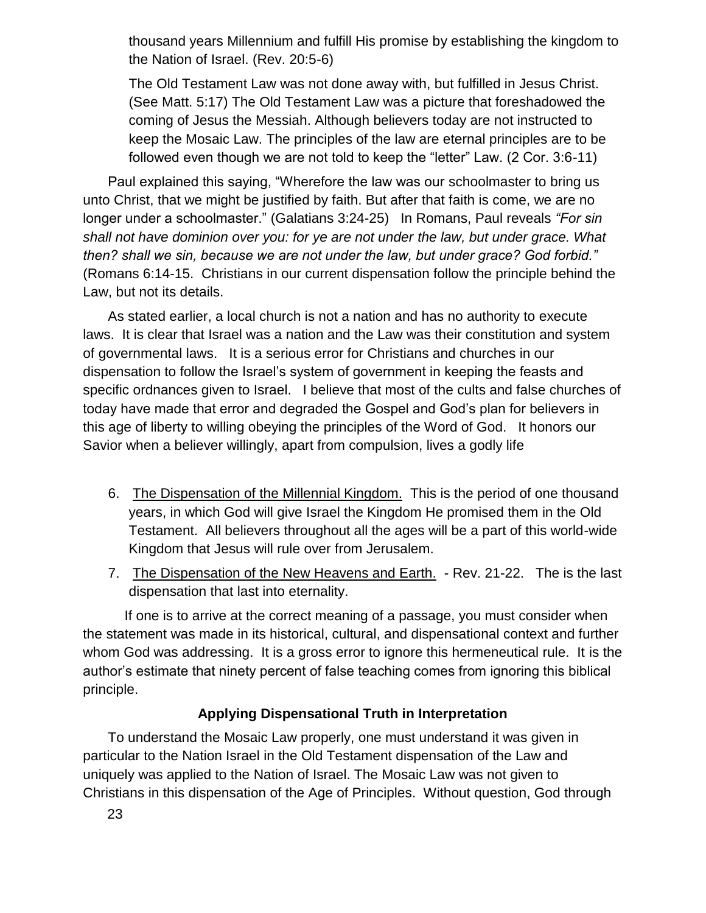thousand years Millennium and fulfill His promise by establishing the kingdom to the Nation of Israel. (Rev. 20:5-6)

The Old Testament Law was not done away with, but fulfilled in Jesus Christ. (See Matt. 5:17) The Old Testament Law was a picture that foreshadowed the coming of Jesus the Messiah. Although believers today are not instructed to keep the Mosaic Law. The principles of the law are eternal principles are to be followed even though we are not told to keep the "letter" Law. (2 Cor. 3:6-11)

Paul explained this saying, "Wherefore the law was our schoolmaster to bring us unto Christ, that we might be justified by faith. But after that faith is come, we are no longer under a schoolmaster." (Galatians 3:24-25) In Romans, Paul reveals *"For sin shall not have dominion over you: for ye are not under the law, but under grace. What then? shall we sin, because we are not under the law, but under grace? God forbid."* (Romans 6:14-15. Christians in our current dispensation follow the principle behind the Law, but not its details.

As stated earlier, a local church is not a nation and has no authority to execute laws. It is clear that Israel was a nation and the Law was their constitution and system of governmental laws. It is a serious error for Christians and churches in our dispensation to follow the Israel's system of government in keeping the feasts and specific ordnances given to Israel. I believe that most of the cults and false churches of today have made that error and degraded the Gospel and God's plan for believers in this age of liberty to willing obeying the principles of the Word of God. It honors our Savior when a believer willingly, apart from compulsion, lives a godly life

6. The Dispensation of the Millennial Kingdom. This is the period of one thousand years, in which God will give Israel the Kingdom He promised them in the Old Testament. All believers throughout all the ages will be a part of this world-wide Kingdom that Jesus will rule over from Jerusalem.
7. The Dispensation of the New Heavens and Earth. - Rev. 21-22. The is the last dispensation that last into eternality.

If one is to arrive at the correct meaning of a passage, you must consider when the statement was made in its historical, cultural, and dispensational context and further whom God was addressing. It is a gross error to ignore this hermeneutical rule. It is the author's estimate that ninety percent of false teaching comes from ignoring this biblical principle.

### Applying Dispensational Truth in Interpretation

To understand the Mosaic Law properly, one must understand it was given in particular to the Nation Israel in the Old Testament dispensation of the Law and uniquely was applied to the Nation of Israel. The Mosaic Law was not given to Christians in this dispensation of the Age of Principles. Without question, God through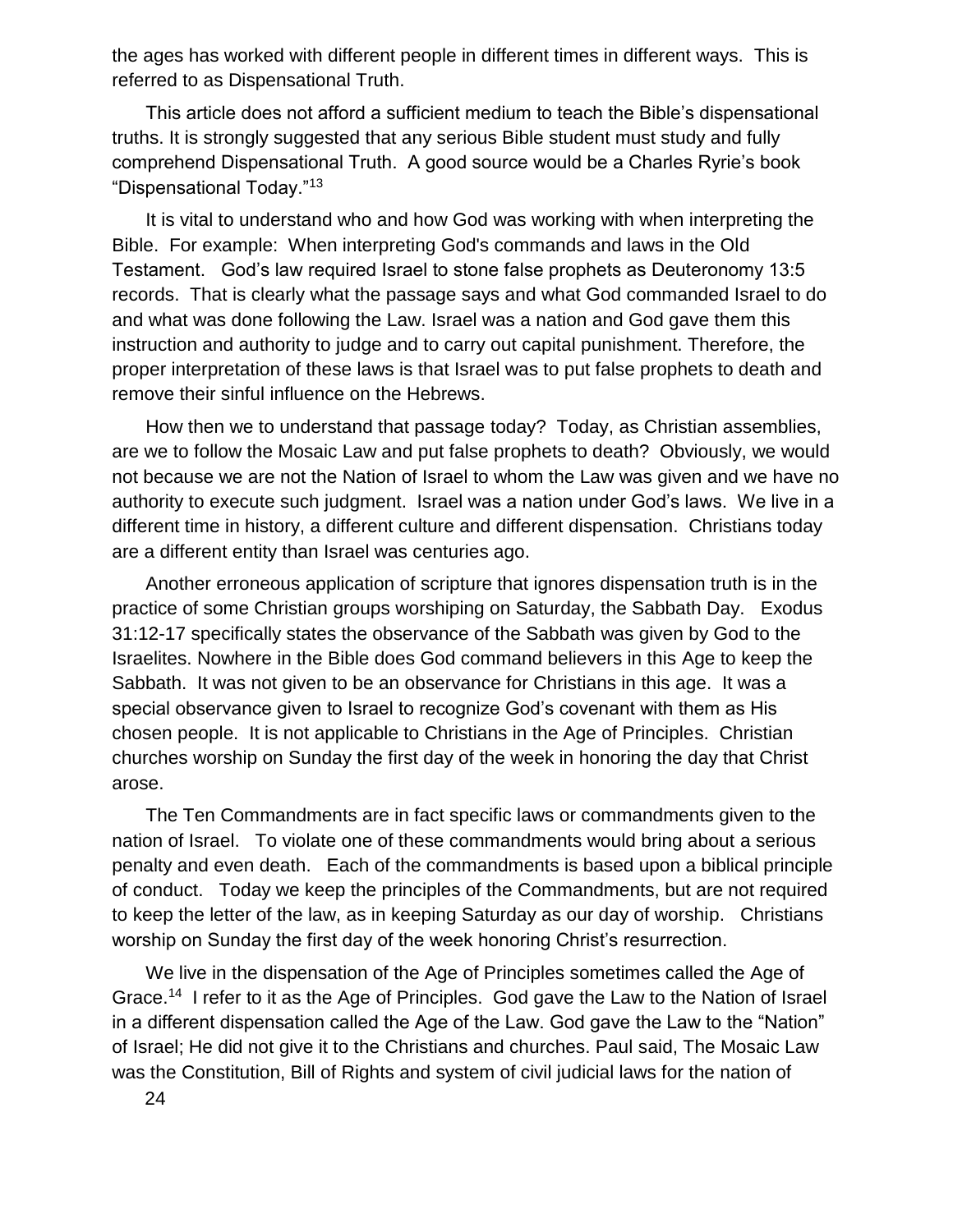the ages has worked with different people in different times in different ways. This is referred to as Dispensational Truth.

This article does not afford a sufficient medium to teach the Bible's dispensational truths. It is strongly suggested that any serious Bible student must study and fully comprehend Dispensational Truth. A good source would be a Charles Ryrie's book "Dispensational Today."[13]

It is vital to understand who and how God was working with when interpreting the Bible. For example: When interpreting God's commands and laws in the Old Testament. God's law required Israel to stone false prophets as Deuteronomy 13:5 records. That is clearly what the passage says and what God commanded Israel to do and what was done following the Law. Israel was a nation and God gave them this instruction and authority to judge and to carry out capital punishment. Therefore, the proper interpretation of these laws is that Israel was to put false prophets to death and remove their sinful influence on the Hebrews.

How then we to understand that passage today? Today, as Christian assemblies, are we to follow the Mosaic Law and put false prophets to death? Obviously, we would not because we are not the Nation of Israel to whom the Law was given and we have no authority to execute such judgment. Israel was a nation under God's laws. We live in a different time in history, a different culture and different dispensation. Christians today are a different entity than Israel was centuries ago.

Another erroneous application of scripture that ignores dispensation truth is in the practice of some Christian groups worshiping on Saturday, the Sabbath Day. Exodus 31:12-17 specifically states the observance of the Sabbath was given by God to the Israelites. Nowhere in the Bible does God command believers in this Age to keep the Sabbath. It was not given to be an observance for Christians in this age. It was a special observance given to Israel to recognize God's covenant with them as His chosen people. It is not applicable to Christians in the Age of Principles. Christian churches worship on Sunday the first day of the week in honoring the day that Christ arose.

The Ten Commandments are in fact specific laws or commandments given to the nation of Israel. To violate one of these commandments would bring about a serious penalty and even death. Each of the commandments is based upon a biblical principle of conduct. Today we keep the principles of the Commandments, but are not required to keep the letter of the law, as in keeping Saturday as our day of worship. Christians worship on Sunday the first day of the week honoring Christ's resurrection.

We live in the dispensation of the Age of Principles sometimes called the Age of Grace.[14] I refer to it as the Age of Principles. God gave the Law to the Nation of Israel in a different dispensation called the Age of the Law. God gave the Law to the "Nation" of Israel; He did not give it to the Christians and churches. Paul said, The Mosaic Law was the Constitution, Bill of Rights and system of civil judicial laws for the nation of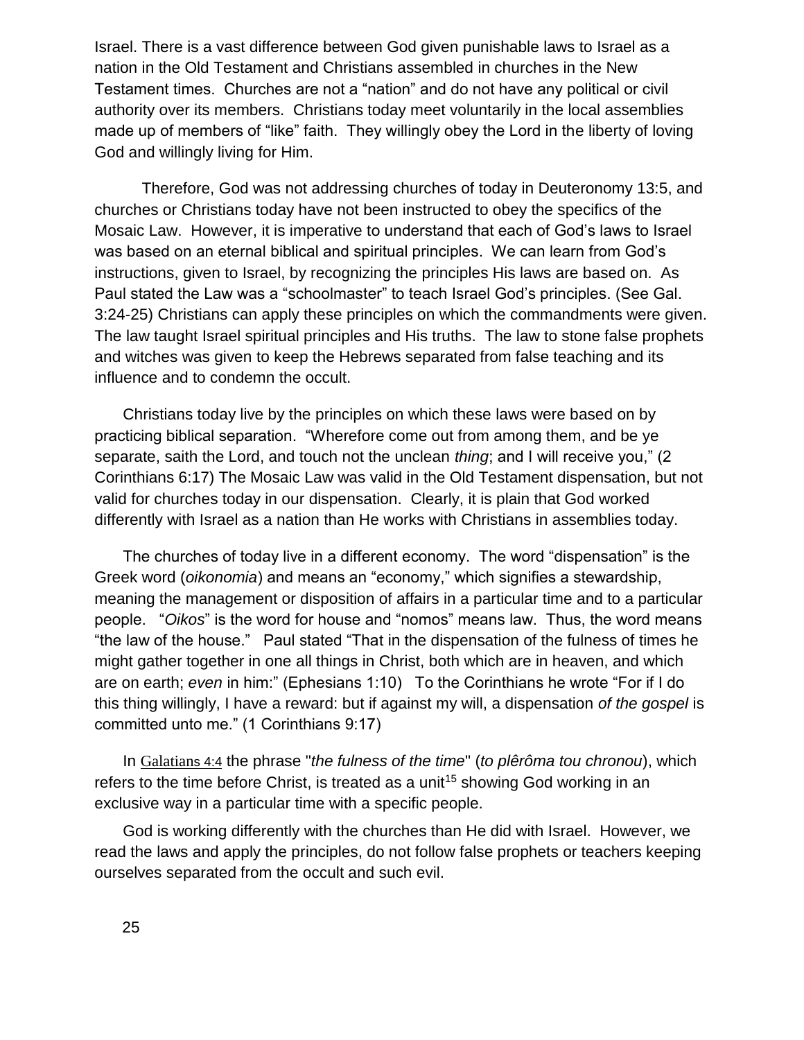Israel. There is a vast difference between God given punishable laws to Israel as a nation in the Old Testament and Christians assembled in churches in the New Testament times. Churches are not a "nation" and do not have any political or civil authority over its members. Christians today meet voluntarily in the local assemblies made up of members of "like" faith. They willingly obey the Lord in the liberty of loving God and willingly living for Him.

Therefore, God was not addressing churches of today in Deuteronomy 13:5, and churches or Christians today have not been instructed to obey the specifics of the Mosaic Law. However, it is imperative to understand that each of God's laws to Israel was based on an eternal biblical and spiritual principles. We can learn from God's instructions, given to Israel, by recognizing the principles His laws are based on. As Paul stated the Law was a "schoolmaster" to teach Israel God's principles. (See Gal. 3:24-25) Christians can apply these principles on which the commandments were given. The law taught Israel spiritual principles and His truths. The law to stone false prophets and witches was given to keep the Hebrews separated from false teaching and its influence and to condemn the occult.

Christians today live by the principles on which these laws were based on by practicing biblical separation. "Wherefore come out from among them, and be ye separate, saith the Lord, and touch not the unclean *thing*; and I will receive you," (2 Corinthians 6:17) The Mosaic Law was valid in the Old Testament dispensation, but not valid for churches today in our dispensation. Clearly, it is plain that God worked differently with Israel as a nation than He works with Christians in assemblies today.

The churches of today live in a different economy. The word "dispensation" is the Greek word (*oikonomia*) and means an "economy," which signifies a stewardship, meaning the management or disposition of affairs in a particular time and to a particular people. "*Oikos*" is the word for house and "nomos" means law. Thus, the word means "the law of the house." Paul stated "That in the dispensation of the fulness of times he might gather together in one all things in Christ, both which are in heaven, and which are on earth; *even* in him:" (Ephesians 1:10) To the Corinthians he wrote "For if I do this thing willingly, I have a reward: but if against my will, a dispensation *of the gospel* is committed unto me." (1 Corinthians 9:17)

In Galatians 4:4 the phrase "*the fulness of the time*" (*to plêrôma tou chronou*), which refers to the time before Christ, is treated as a unit[15] showing God working in an exclusive way in a particular time with a specific people.

God is working differently with the churches than He did with Israel. However, we read the laws and apply the principles, do not follow false prophets or teachers keeping ourselves separated from the occult and such evil.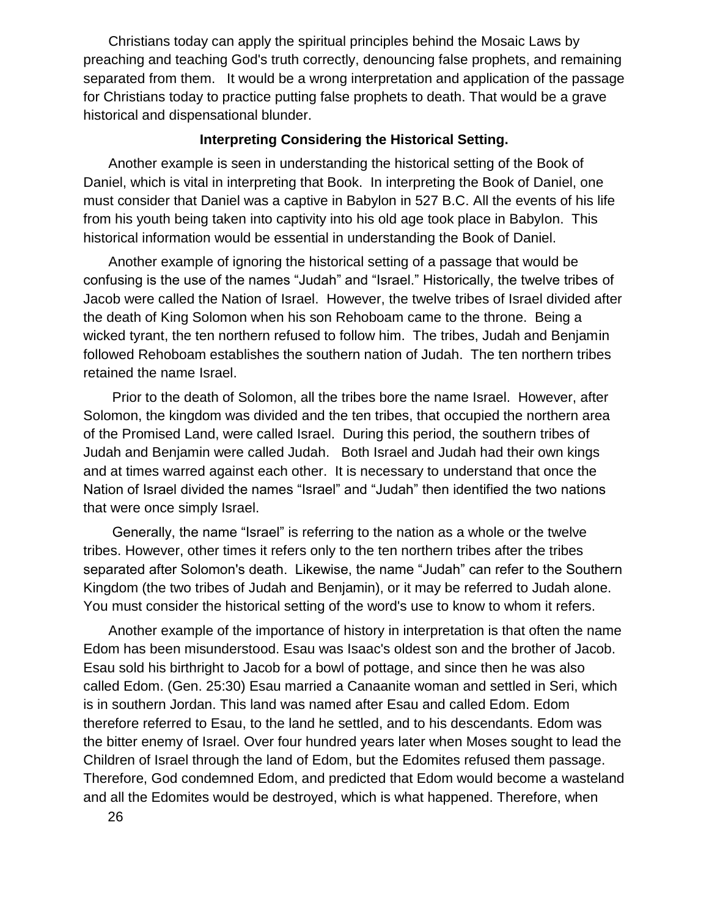Christians today can apply the spiritual principles behind the Mosaic Laws by preaching and teaching God's truth correctly, denouncing false prophets, and remaining separated from them. It would be a wrong interpretation and application of the passage for Christians today to practice putting false prophets to death. That would be a grave historical and dispensational blunder.

### Interpreting Considering the Historical Setting.

Another example is seen in understanding the historical setting of the Book of Daniel, which is vital in interpreting that Book. In interpreting the Book of Daniel, one must consider that Daniel was a captive in Babylon in 527 B.C. All the events of his life from his youth being taken into captivity into his old age took place in Babylon. This historical information would be essential in understanding the Book of Daniel.

Another example of ignoring the historical setting of a passage that would be confusing is the use of the names "Judah" and "Israel." Historically, the twelve tribes of Jacob were called the Nation of Israel. However, the twelve tribes of Israel divided after the death of King Solomon when his son Rehoboam came to the throne. Being a wicked tyrant, the ten northern refused to follow him. The tribes, Judah and Benjamin followed Rehoboam establishes the southern nation of Judah. The ten northern tribes retained the name Israel.

Prior to the death of Solomon, all the tribes bore the name Israel. However, after Solomon, the kingdom was divided and the ten tribes, that occupied the northern area of the Promised Land, were called Israel. During this period, the southern tribes of Judah and Benjamin were called Judah. Both Israel and Judah had their own kings and at times warred against each other. It is necessary to understand that once the Nation of Israel divided the names "Israel" and "Judah" then identified the two nations that were once simply Israel.

Generally, the name "Israel" is referring to the nation as a whole or the twelve tribes. However, other times it refers only to the ten northern tribes after the tribes separated after Solomon's death. Likewise, the name "Judah" can refer to the Southern Kingdom (the two tribes of Judah and Benjamin), or it may be referred to Judah alone. You must consider the historical setting of the word's use to know to whom it refers.

Another example of the importance of history in interpretation is that often the name Edom has been misunderstood. Esau was Isaac's oldest son and the brother of Jacob. Esau sold his birthright to Jacob for a bowl of pottage, and since then he was also called Edom. (Gen. 25:30) Esau married a Canaanite woman and settled in Seri, which is in southern Jordan. This land was named after Esau and called Edom. Edom therefore referred to Esau, to the land he settled, and to his descendants. Edom was the bitter enemy of Israel. Over four hundred years later when Moses sought to lead the Children of Israel through the land of Edom, but the Edomites refused them passage. Therefore, God condemned Edom, and predicted that Edom would become a wasteland and all the Edomites would be destroyed, which is what happened. Therefore, when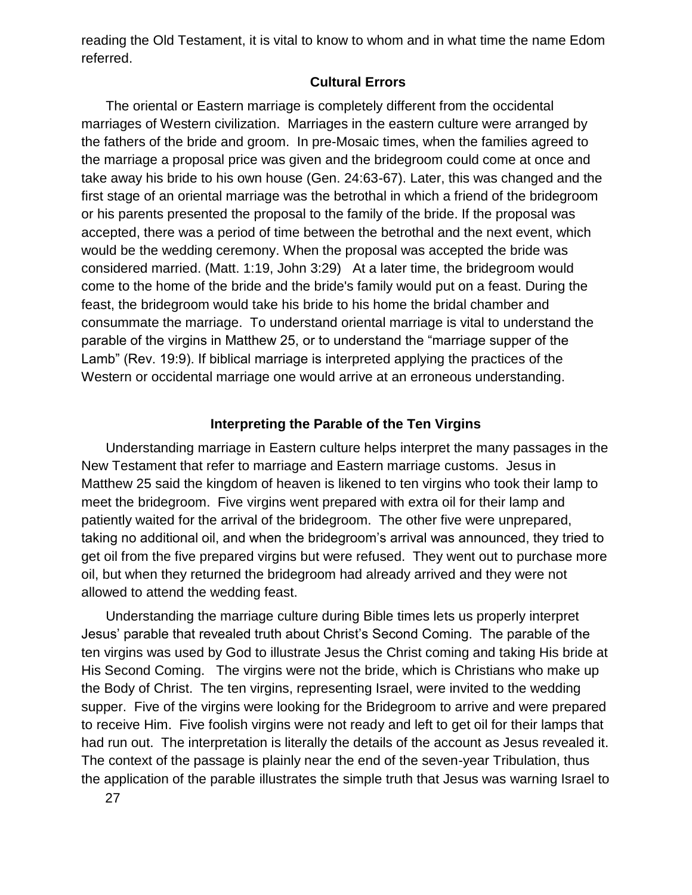reading the Old Testament, it is vital to know to whom and in what time the name Edom referred.

### Cultural Errors

The oriental or Eastern marriage is completely different from the occidental marriages of Western civilization. Marriages in the eastern culture were arranged by the fathers of the bride and groom. In pre-Mosaic times, when the families agreed to the marriage a proposal price was given and the bridegroom could come at once and take away his bride to his own house (Gen. 24:63-67). Later, this was changed and the first stage of an oriental marriage was the betrothal in which a friend of the bridegroom or his parents presented the proposal to the family of the bride. If the proposal was accepted, there was a period of time between the betrothal and the next event, which would be the wedding ceremony. When the proposal was accepted the bride was considered married. (Matt. 1:19, John 3:29) At a later time, the bridegroom would come to the home of the bride and the bride's family would put on a feast. During the feast, the bridegroom would take his bride to his home the bridal chamber and consummate the marriage. To understand oriental marriage is vital to understand the parable of the virgins in Matthew 25, or to understand the "marriage supper of the Lamb" (Rev. 19:9). If biblical marriage is interpreted applying the practices of the Western or occidental marriage one would arrive at an erroneous understanding.

### Interpreting the Parable of the Ten Virgins

Understanding marriage in Eastern culture helps interpret the many passages in the New Testament that refer to marriage and Eastern marriage customs. Jesus in Matthew 25 said the kingdom of heaven is likened to ten virgins who took their lamp to meet the bridegroom. Five virgins went prepared with extra oil for their lamp and patiently waited for the arrival of the bridegroom. The other five were unprepared, taking no additional oil, and when the bridegroom's arrival was announced, they tried to get oil from the five prepared virgins but were refused. They went out to purchase more oil, but when they returned the bridegroom had already arrived and they were not allowed to attend the wedding feast.

Understanding the marriage culture during Bible times lets us properly interpret Jesus' parable that revealed truth about Christ's Second Coming. The parable of the ten virgins was used by God to illustrate Jesus the Christ coming and taking His bride at His Second Coming. The virgins were not the bride, which is Christians who make up the Body of Christ. The ten virgins, representing Israel, were invited to the wedding supper. Five of the virgins were looking for the Bridegroom to arrive and were prepared to receive Him. Five foolish virgins were not ready and left to get oil for their lamps that had run out. The interpretation is literally the details of the account as Jesus revealed it. The context of the passage is plainly near the end of the seven-year Tribulation, thus the application of the parable illustrates the simple truth that Jesus was warning Israel to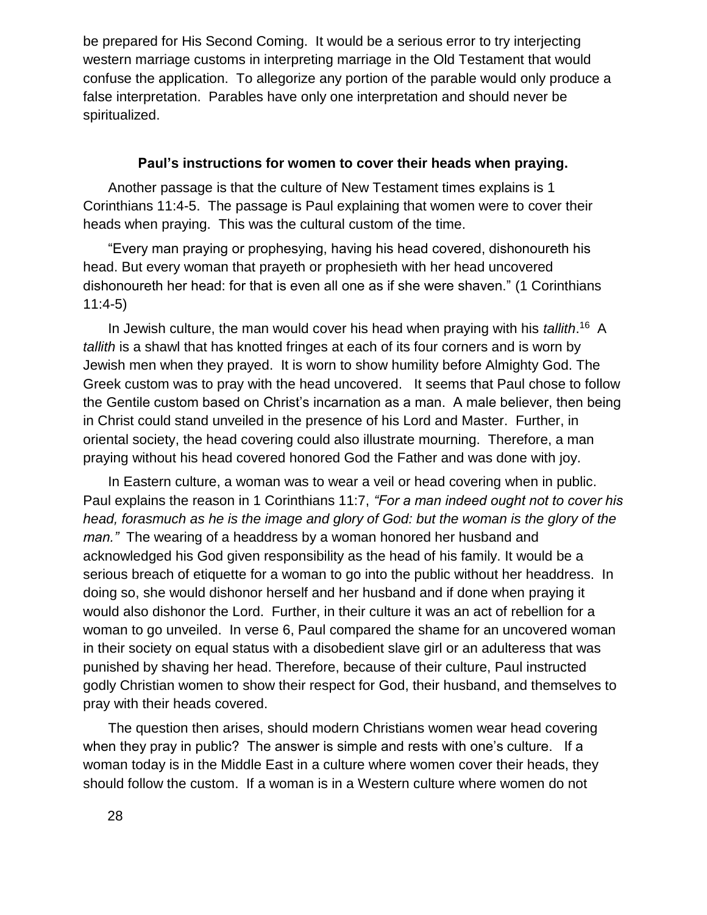be prepared for His Second Coming. It would be a serious error to try interjecting western marriage customs in interpreting marriage in the Old Testament that would confuse the application. To allegorize any portion of the parable would only produce a false interpretation. Parables have only one interpretation and should never be spiritualized.

### **Paul's instructions for women to cover their heads when praying.**

Another passage is that the culture of New Testament times explains is 1 Corinthians 11:4-5. The passage is Paul explaining that women were to cover their heads when praying. This was the cultural custom of the time.

"Every man praying or prophesying, having his head covered, dishonoureth his head. But every woman that prayeth or prophesieth with her head uncovered dishonoureth her head: for that is even all one as if she were shaven." (1 Corinthians 11:4-5)

In Jewish culture, the man would cover his head when praying with his *tallith*.[16] A *tallith* is a shawl that has knotted fringes at each of its four corners and is worn by Jewish men when they prayed. It is worn to show humility before Almighty God. The Greek custom was to pray with the head uncovered. It seems that Paul chose to follow the Gentile custom based on Christ's incarnation as a man. A male believer, then being in Christ could stand unveiled in the presence of his Lord and Master. Further, in oriental society, the head covering could also illustrate mourning. Therefore, a man praying without his head covered honored God the Father and was done with joy.

In Eastern culture, a woman was to wear a veil or head covering when in public. Paul explains the reason in 1 Corinthians 11:7, *"For a man indeed ought not to cover his head, forasmuch as he is the image and glory of God: but the woman is the glory of the man."* The wearing of a headdress by a woman honored her husband and acknowledged his God given responsibility as the head of his family. It would be a serious breach of etiquette for a woman to go into the public without her headdress. In doing so, she would dishonor herself and her husband and if done when praying it would also dishonor the Lord. Further, in their culture it was an act of rebellion for a woman to go unveiled. In verse 6, Paul compared the shame for an uncovered woman in their society on equal status with a disobedient slave girl or an adulteress that was punished by shaving her head. Therefore, because of their culture, Paul instructed godly Christian women to show their respect for God, their husband, and themselves to pray with their heads covered.

The question then arises, should modern Christians women wear head covering when they pray in public? The answer is simple and rests with one's culture. If a woman today is in the Middle East in a culture where women cover their heads, they should follow the custom. If a woman is in a Western culture where women do not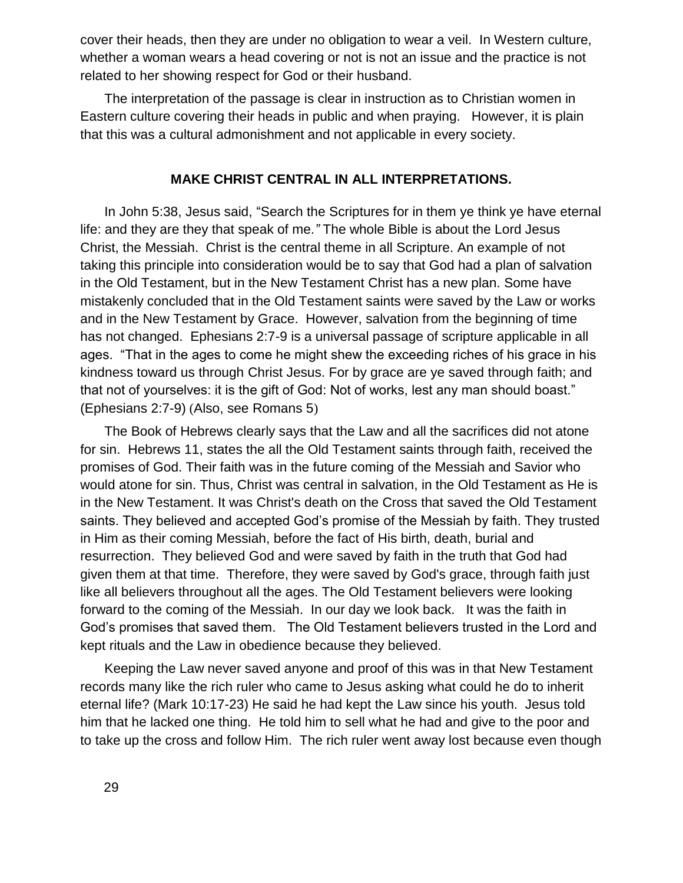cover their heads, then they are under no obligation to wear a veil. In Western culture, whether a woman wears a head covering or not is not an issue and the practice is not related to her showing respect for God or their husband.

The interpretation of the passage is clear in instruction as to Christian women in Eastern culture covering their heads in public and when praying. However, it is plain that this was a cultural admonishment and not applicable in every society.

## MAKE CHRIST CENTRAL IN ALL INTERPRETATIONS.

In John 5:38, Jesus said, "Search the Scriptures for in them ye think ye have eternal life: and they are they that speak of me*."* The whole Bible is about the Lord Jesus Christ, the Messiah. Christ is the central theme in all Scripture. An example of not taking this principle into consideration would be to say that God had a plan of salvation in the Old Testament, but in the New Testament Christ has a new plan. Some have mistakenly concluded that in the Old Testament saints were saved by the Law or works and in the New Testament by Grace. However, salvation from the beginning of time has not changed. Ephesians 2:7-9 is a universal passage of scripture applicable in all ages. "That in the ages to come he might shew the exceeding riches of his grace in his kindness toward us through Christ Jesus. For by grace are ye saved through faith; and that not of yourselves: it is the gift of God: Not of works, lest any man should boast." (Ephesians 2:7-9) (Also, see Romans 5)

The Book of Hebrews clearly says that the Law and all the sacrifices did not atone for sin. Hebrews 11, states the all the Old Testament saints through faith, received the promises of God. Their faith was in the future coming of the Messiah and Savior who would atone for sin. Thus, Christ was central in salvation, in the Old Testament as He is in the New Testament. It was Christ's death on the Cross that saved the Old Testament saints. They believed and accepted God's promise of the Messiah by faith. They trusted in Him as their coming Messiah, before the fact of His birth, death, burial and resurrection. They believed God and were saved by faith in the truth that God had given them at that time. Therefore, they were saved by God's grace, through faith just like all believers throughout all the ages. The Old Testament believers were looking forward to the coming of the Messiah. In our day we look back. It was the faith in God's promises that saved them. The Old Testament believers trusted in the Lord and kept rituals and the Law in obedience because they believed.

Keeping the Law never saved anyone and proof of this was in that New Testament records many like the rich ruler who came to Jesus asking what could he do to inherit eternal life? (Mark 10:17-23) He said he had kept the Law since his youth. Jesus told him that he lacked one thing. He told him to sell what he had and give to the poor and to take up the cross and follow Him. The rich ruler went away lost because even though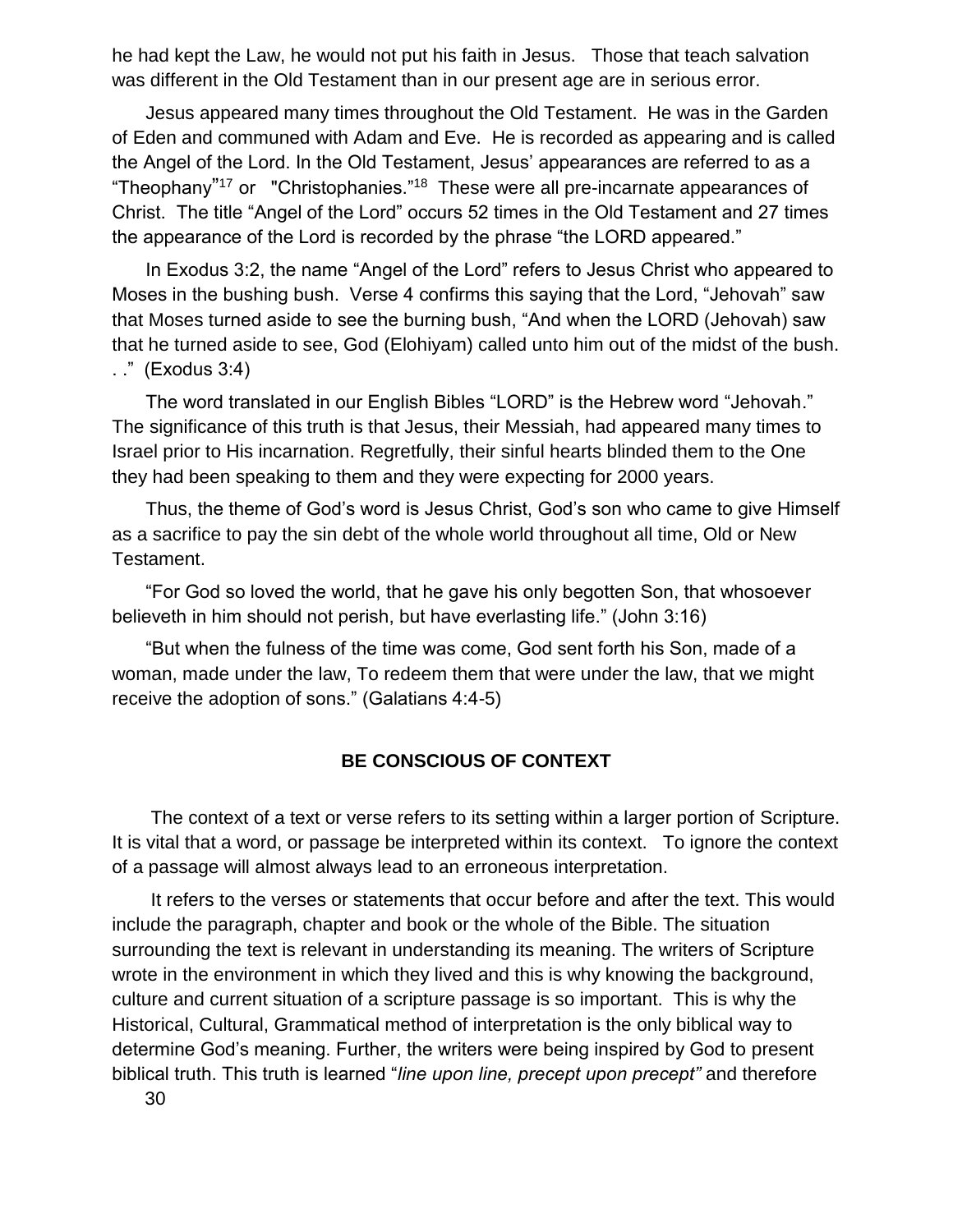he had kept the Law, he would not put his faith in Jesus. Those that teach salvation was different in the Old Testament than in our present age are in serious error.

Jesus appeared many times throughout the Old Testament. He was in the Garden of Eden and communed with Adam and Eve. He is recorded as appearing and is called the Angel of the Lord. In the Old Testament, Jesus' appearances are referred to as a "Theophany"[17] or "Christophanies."[18] These were all pre-incarnate appearances of Christ. The title "Angel of the Lord" occurs 52 times in the Old Testament and 27 times the appearance of the Lord is recorded by the phrase "the LORD appeared."

In Exodus 3:2, the name "Angel of the Lord" refers to Jesus Christ who appeared to Moses in the bushing bush. Verse 4 confirms this saying that the Lord, "Jehovah" saw that Moses turned aside to see the burning bush, "And when the LORD (Jehovah) saw that he turned aside to see, God (Elohiyam) called unto him out of the midst of the bush. . ." (Exodus 3:4)

The word translated in our English Bibles "LORD" is the Hebrew word "Jehovah." The significance of this truth is that Jesus, their Messiah, had appeared many times to Israel prior to His incarnation. Regretfully, their sinful hearts blinded them to the One they had been speaking to them and they were expecting for 2000 years.

Thus, the theme of God's word is Jesus Christ, God's son who came to give Himself as a sacrifice to pay the sin debt of the whole world throughout all time, Old or New Testament.

"For God so loved the world, that he gave his only begotten Son, that whosoever believeth in him should not perish, but have everlasting life." (John 3:16)

"But when the fulness of the time was come, God sent forth his Son, made of a woman, made under the law, To redeem them that were under the law, that we might receive the adoption of sons." (Galatians 4:4-5)

## BE CONSCIOUS OF CONTEXT

The context of a text or verse refers to its setting within a larger portion of Scripture. It is vital that a word, or passage be interpreted within its context. To ignore the context of a passage will almost always lead to an erroneous interpretation.

It refers to the verses or statements that occur before and after the text. This would include the paragraph, chapter and book or the whole of the Bible. The situation surrounding the text is relevant in understanding its meaning. The writers of Scripture wrote in the environment in which they lived and this is why knowing the background, culture and current situation of a scripture passage is so important. This is why the Historical, Cultural, Grammatical method of interpretation is the only biblical way to determine God's meaning. Further, the writers were being inspired by God to present biblical truth. This truth is learned "*line upon line, precept upon precept"* and therefore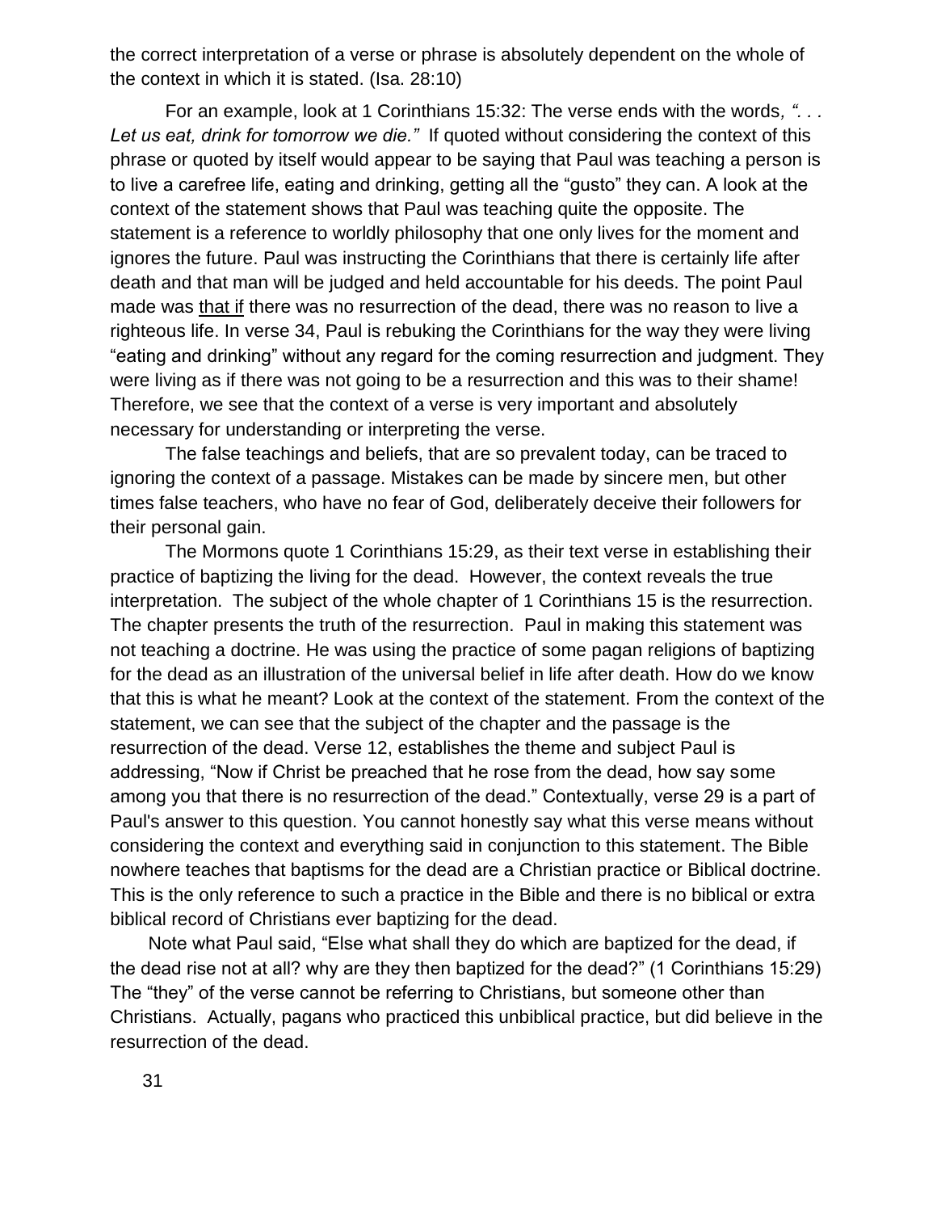the correct interpretation of a verse or phrase is absolutely dependent on the whole of the context in which it is stated. (Isa. 28:10)

For an example, look at 1 Corinthians 15:32: The verse ends with the words*, ". . . Let us eat, drink for tomorrow we die."* If quoted without considering the context of this phrase or quoted by itself would appear to be saying that Paul was teaching a person is to live a carefree life, eating and drinking, getting all the "gusto" they can. A look at the context of the statement shows that Paul was teaching quite the opposite. The statement is a reference to worldly philosophy that one only lives for the moment and ignores the future. Paul was instructing the Corinthians that there is certainly life after death and that man will be judged and held accountable for his deeds. The point Paul made was <u>that if</u> there was no resurrection of the dead, there was no reason to live a righteous life. In verse 34, Paul is rebuking the Corinthians for the way they were living "eating and drinking" without any regard for the coming resurrection and judgment. They were living as if there was not going to be a resurrection and this was to their shame! Therefore, we see that the context of a verse is very important and absolutely necessary for understanding or interpreting the verse.

The false teachings and beliefs, that are so prevalent today, can be traced to ignoring the context of a passage. Mistakes can be made by sincere men, but other times false teachers, who have no fear of God, deliberately deceive their followers for their personal gain.

The Mormons quote 1 Corinthians 15:29, as their text verse in establishing their practice of baptizing the living for the dead. However, the context reveals the true interpretation. The subject of the whole chapter of 1 Corinthians 15 is the resurrection. The chapter presents the truth of the resurrection. Paul in making this statement was not teaching a doctrine. He was using the practice of some pagan religions of baptizing for the dead as an illustration of the universal belief in life after death. How do we know that this is what he meant? Look at the context of the statement. From the context of the statement, we can see that the subject of the chapter and the passage is the resurrection of the dead. Verse 12, establishes the theme and subject Paul is addressing, "Now if Christ be preached that he rose from the dead, how say some among you that there is no resurrection of the dead." Contextually, verse 29 is a part of Paul's answer to this question. You cannot honestly say what this verse means without considering the context and everything said in conjunction to this statement. The Bible nowhere teaches that baptisms for the dead are a Christian practice or Biblical doctrine. This is the only reference to such a practice in the Bible and there is no biblical or extra biblical record of Christians ever baptizing for the dead.

Note what Paul said, "Else what shall they do which are baptized for the dead, if the dead rise not at all? why are they then baptized for the dead?" (1 Corinthians 15:29) The "they" of the verse cannot be referring to Christians, but someone other than Christians. Actually, pagans who practiced this unbiblical practice, but did believe in the resurrection of the dead.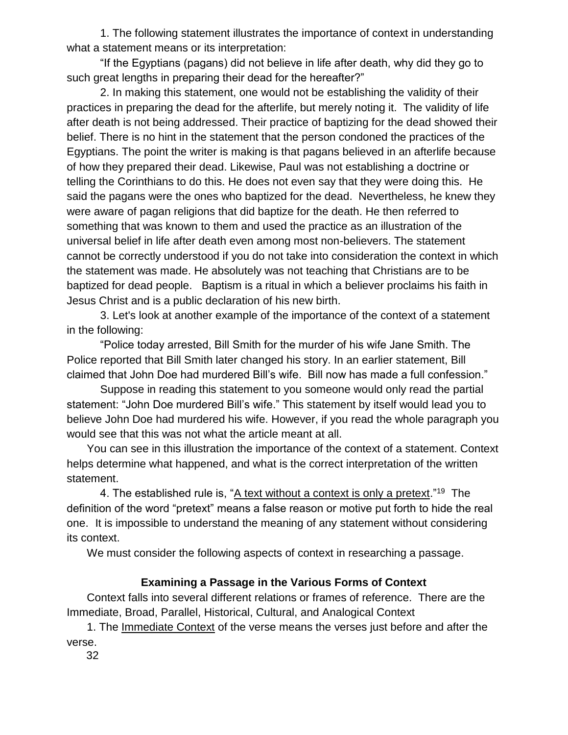1. The following statement illustrates the importance of context in understanding what a statement means or its interpretation:

"If the Egyptians (pagans) did not believe in life after death, why did they go to such great lengths in preparing their dead for the hereafter?"

2. In making this statement, one would not be establishing the validity of their practices in preparing the dead for the afterlife, but merely noting it. The validity of life after death is not being addressed. Their practice of baptizing for the dead showed their belief. There is no hint in the statement that the person condoned the practices of the Egyptians. The point the writer is making is that pagans believed in an afterlife because of how they prepared their dead. Likewise, Paul was not establishing a doctrine or telling the Corinthians to do this. He does not even say that they were doing this. He said the pagans were the ones who baptized for the dead. Nevertheless, he knew they were aware of pagan religions that did baptize for the death. He then referred to something that was known to them and used the practice as an illustration of the universal belief in life after death even among most non-believers. The statement cannot be correctly understood if you do not take into consideration the context in which the statement was made. He absolutely was not teaching that Christians are to be baptized for dead people. Baptism is a ritual in which a believer proclaims his faith in Jesus Christ and is a public declaration of his new birth.

3. Let's look at another example of the importance of the context of a statement in the following:

"Police today arrested, Bill Smith for the murder of his wife Jane Smith. The Police reported that Bill Smith later changed his story. In an earlier statement, Bill claimed that John Doe had murdered Bill's wife. Bill now has made a full confession."

Suppose in reading this statement to you someone would only read the partial statement: "John Doe murdered Bill's wife." This statement by itself would lead you to believe John Doe had murdered his wife. However, if you read the whole paragraph you would see that this was not what the article meant at all.

You can see in this illustration the importance of the context of a statement. Context helps determine what happened, and what is the correct interpretation of the written statement.

4. The established rule is, "A text without a context is only a pretext."[19] The definition of the word "pretext" means a false reason or motive put forth to hide the real one. It is impossible to understand the meaning of any statement without considering its context.

We must consider the following aspects of context in researching a passage.

### Examining a Passage in the Various Forms of Context

Context falls into several different relations or frames of reference. There are the Immediate, Broad, Parallel, Historical, Cultural, and Analogical Context

1. The Immediate Context of the verse means the verses just before and after the verse.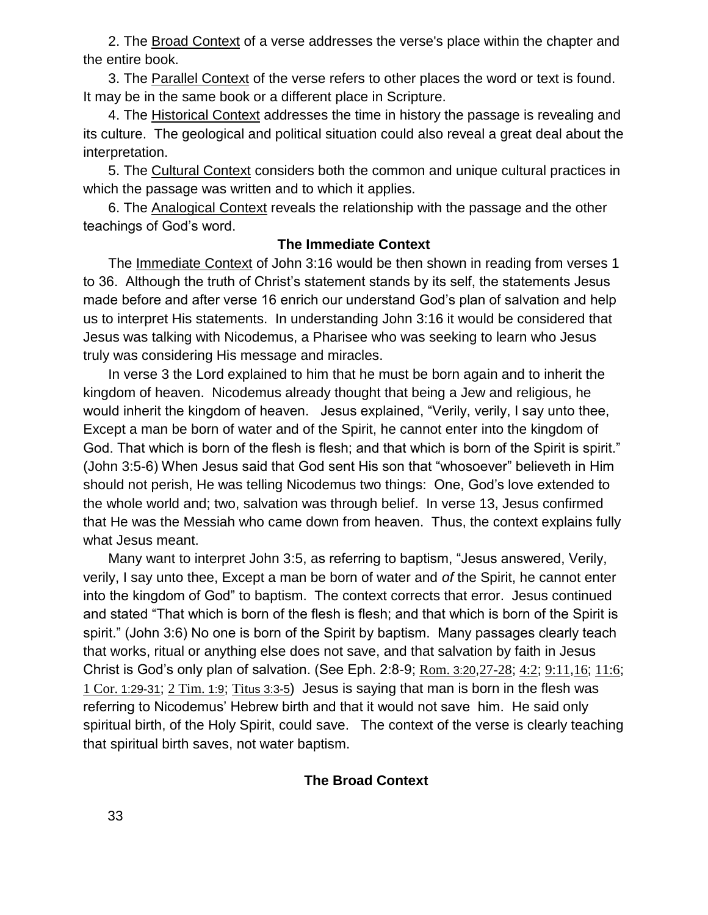2. The Broad Context of a verse addresses the verse's place within the chapter and the entire book.

3. The Parallel Context of the verse refers to other places the word or text is found. It may be in the same book or a different place in Scripture.

4. The Historical Context addresses the time in history the passage is revealing and its culture. The geological and political situation could also reveal a great deal about the interpretation.

5. The Cultural Context considers both the common and unique cultural practices in which the passage was written and to which it applies.

6. The Analogical Context reveals the relationship with the passage and the other teachings of God's word.

### The Immediate Context

The Immediate Context of John 3:16 would be then shown in reading from verses 1 to 36. Although the truth of Christ's statement stands by its self, the statements Jesus made before and after verse 16 enrich our understand God's plan of salvation and help us to interpret His statements. In understanding John 3:16 it would be considered that Jesus was talking with Nicodemus, a Pharisee who was seeking to learn who Jesus truly was considering His message and miracles.

In verse 3 the Lord explained to him that he must be born again and to inherit the kingdom of heaven. Nicodemus already thought that being a Jew and religious, he would inherit the kingdom of heaven. Jesus explained, "Verily, verily, I say unto thee, Except a man be born of water and of the Spirit, he cannot enter into the kingdom of God. That which is born of the flesh is flesh; and that which is born of the Spirit is spirit." (John 3:5-6) When Jesus said that God sent His son that "whosoever" believeth in Him should not perish, He was telling Nicodemus two things: One, God's love extended to the whole world and; two, salvation was through belief. In verse 13, Jesus confirmed that He was the Messiah who came down from heaven. Thus, the context explains fully what Jesus meant.

Many want to interpret John 3:5, as referring to baptism, "Jesus answered, Verily, verily, I say unto thee, Except a man be born of water and *of* the Spirit, he cannot enter into the kingdom of God" to baptism. The context corrects that error. Jesus continued and stated "That which is born of the flesh is flesh; and that which is born of the Spirit is spirit." (John 3:6) No one is born of the Spirit by baptism. Many passages clearly teach that works, ritual or anything else does not save, and that salvation by faith in Jesus Christ is God's only plan of salvation. (See Eph. 2:8-9; Rom. 3:20,27-28; 4:2; 9:11,16; 11:6; 1 Cor. 1:29-31; 2 Tim. 1:9; Titus 3:3-5) Jesus is saying that man is born in the flesh was referring to Nicodemus' Hebrew birth and that it would not save him. He said only spiritual birth, of the Holy Spirit, could save. The context of the verse is clearly teaching that spiritual birth saves, not water baptism.

### The Broad Context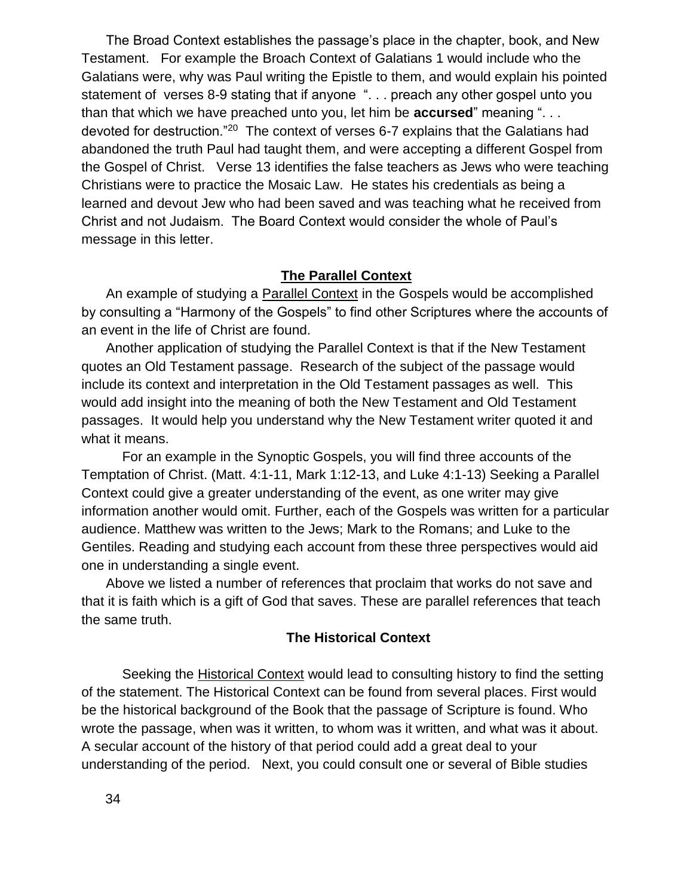The Broad Context establishes the passage's place in the chapter, book, and New Testament. For example the Broach Context of Galatians 1 would include who the Galatians were, why was Paul writing the Epistle to them, and would explain his pointed statement of verses 8-9 stating that if anyone ". . . preach any other gospel unto you than that which we have preached unto you, let him be **accursed**" meaning ". . . devoted for destruction."[20] The context of verses 6-7 explains that the Galatians had abandoned the truth Paul had taught them, and were accepting a different Gospel from the Gospel of Christ. Verse 13 identifies the false teachers as Jews who were teaching Christians were to practice the Mosaic Law. He states his credentials as being a learned and devout Jew who had been saved and was teaching what he received from Christ and not Judaism. The Board Context would consider the whole of Paul's message in this letter.

## The Parallel Context

An example of studying a Parallel Context in the Gospels would be accomplished by consulting a "Harmony of the Gospels" to find other Scriptures where the accounts of an event in the life of Christ are found.

Another application of studying the Parallel Context is that if the New Testament quotes an Old Testament passage. Research of the subject of the passage would include its context and interpretation in the Old Testament passages as well. This would add insight into the meaning of both the New Testament and Old Testament passages. It would help you understand why the New Testament writer quoted it and what it means.

For an example in the Synoptic Gospels, you will find three accounts of the Temptation of Christ. (Matt. 4:1-11, Mark 1:12-13, and Luke 4:1-13) Seeking a Parallel Context could give a greater understanding of the event, as one writer may give information another would omit. Further, each of the Gospels was written for a particular audience. Matthew was written to the Jews; Mark to the Romans; and Luke to the Gentiles. Reading and studying each account from these three perspectives would aid one in understanding a single event.

Above we listed a number of references that proclaim that works do not save and that it is faith which is a gift of God that saves. These are parallel references that teach the same truth.

## The Historical Context

Seeking the Historical Context would lead to consulting history to find the setting of the statement. The Historical Context can be found from several places. First would be the historical background of the Book that the passage of Scripture is found. Who wrote the passage, when was it written, to whom was it written, and what was it about. A secular account of the history of that period could add a great deal to your understanding of the period. Next, you could consult one or several of Bible studies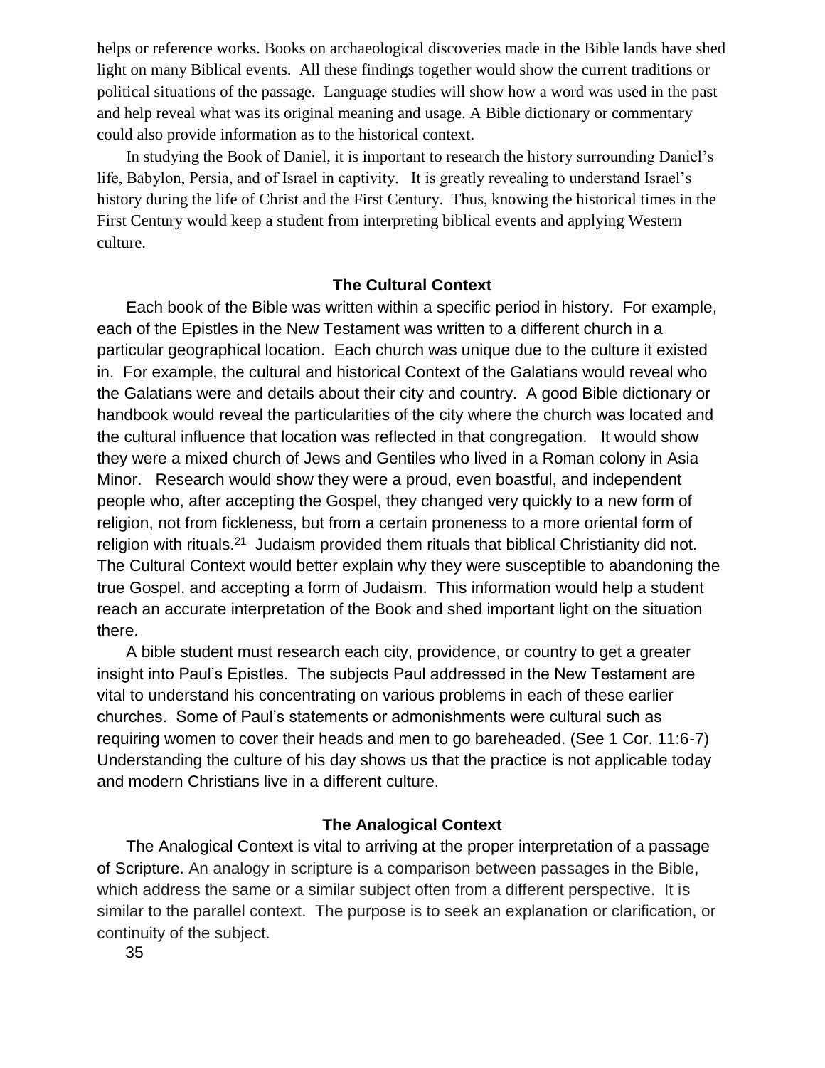helps or reference works. Books on archaeological discoveries made in the Bible lands have shed light on many Biblical events. All these findings together would show the current traditions or political situations of the passage. Language studies will show how a word was used in the past and help reveal what was its original meaning and usage. A Bible dictionary or commentary could also provide information as to the historical context.

In studying the Book of Daniel, it is important to research the history surrounding Daniel's life, Babylon, Persia, and of Israel in captivity. It is greatly revealing to understand Israel's history during the life of Christ and the First Century. Thus, knowing the historical times in the First Century would keep a student from interpreting biblical events and applying Western culture.

### The Cultural Context

Each book of the Bible was written within a specific period in history. For example, each of the Epistles in the New Testament was written to a different church in a particular geographical location. Each church was unique due to the culture it existed in. For example, the cultural and historical Context of the Galatians would reveal who the Galatians were and details about their city and country. A good Bible dictionary or handbook would reveal the particularities of the city where the church was located and the cultural influence that location was reflected in that congregation. It would show they were a mixed church of Jews and Gentiles who lived in a Roman colony in Asia Minor. Research would show they were a proud, even boastful, and independent people who, after accepting the Gospel, they changed very quickly to a new form of religion, not from fickleness, but from a certain proneness to a more oriental form of religion with rituals.[21] Judaism provided them rituals that biblical Christianity did not. The Cultural Context would better explain why they were susceptible to abandoning the true Gospel, and accepting a form of Judaism. This information would help a student reach an accurate interpretation of the Book and shed important light on the situation there.

A bible student must research each city, providence, or country to get a greater insight into Paul's Epistles. The subjects Paul addressed in the New Testament are vital to understand his concentrating on various problems in each of these earlier churches. Some of Paul's statements or admonishments were cultural such as requiring women to cover their heads and men to go bareheaded. (See 1 Cor. 11:6-7) Understanding the culture of his day shows us that the practice is not applicable today and modern Christians live in a different culture.

### The Analogical Context

The Analogical Context is vital to arriving at the proper interpretation of a passage of Scripture. An analogy in scripture is a comparison between passages in the Bible, which address the same or a similar subject often from a different perspective. It is similar to the parallel context. The purpose is to seek an explanation or clarification, or continuity of the subject.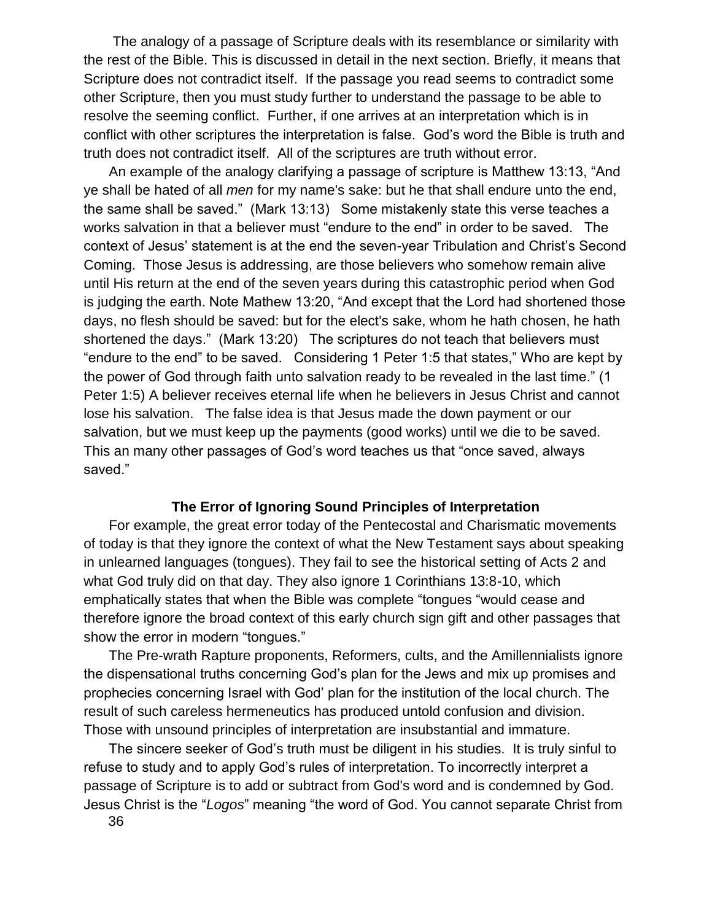The analogy of a passage of Scripture deals with its resemblance or similarity with the rest of the Bible. This is discussed in detail in the next section. Briefly, it means that Scripture does not contradict itself. If the passage you read seems to contradict some other Scripture, then you must study further to understand the passage to be able to resolve the seeming conflict. Further, if one arrives at an interpretation which is in conflict with other scriptures the interpretation is false. God's word the Bible is truth and truth does not contradict itself. All of the scriptures are truth without error.

An example of the analogy clarifying a passage of scripture is Matthew 13:13, "And ye shall be hated of all *men* for my name's sake: but he that shall endure unto the end, the same shall be saved." (Mark 13:13) Some mistakenly state this verse teaches a works salvation in that a believer must "endure to the end" in order to be saved. The context of Jesus' statement is at the end the seven-year Tribulation and Christ's Second Coming. Those Jesus is addressing, are those believers who somehow remain alive until His return at the end of the seven years during this catastrophic period when God is judging the earth. Note Mathew 13:20, "And except that the Lord had shortened those days, no flesh should be saved: but for the elect's sake, whom he hath chosen, he hath shortened the days." (Mark 13:20) The scriptures do not teach that believers must "endure to the end" to be saved. Considering 1 Peter 1:5 that states," Who are kept by the power of God through faith unto salvation ready to be revealed in the last time." (1 Peter 1:5) A believer receives eternal life when he believers in Jesus Christ and cannot lose his salvation. The false idea is that Jesus made the down payment or our salvation, but we must keep up the payments (good works) until we die to be saved. This an many other passages of God's word teaches us that "once saved, always saved."

## The Error of Ignoring Sound Principles of Interpretation

For example, the great error today of the Pentecostal and Charismatic movements of today is that they ignore the context of what the New Testament says about speaking in unlearned languages (tongues). They fail to see the historical setting of Acts 2 and what God truly did on that day. They also ignore 1 Corinthians 13:8-10, which emphatically states that when the Bible was complete "tongues "would cease and therefore ignore the broad context of this early church sign gift and other passages that show the error in modern "tongues."

The Pre-wrath Rapture proponents, Reformers, cults, and the Amillennialists ignore the dispensational truths concerning God's plan for the Jews and mix up promises and prophecies concerning Israel with God' plan for the institution of the local church. The result of such careless hermeneutics has produced untold confusion and division. Those with unsound principles of interpretation are insubstantial and immature.

The sincere seeker of God's truth must be diligent in his studies. It is truly sinful to refuse to study and to apply God's rules of interpretation. To incorrectly interpret a passage of Scripture is to add or subtract from God's word and is condemned by God. Jesus Christ is the "*Logos*" meaning "the word of God. You cannot separate Christ from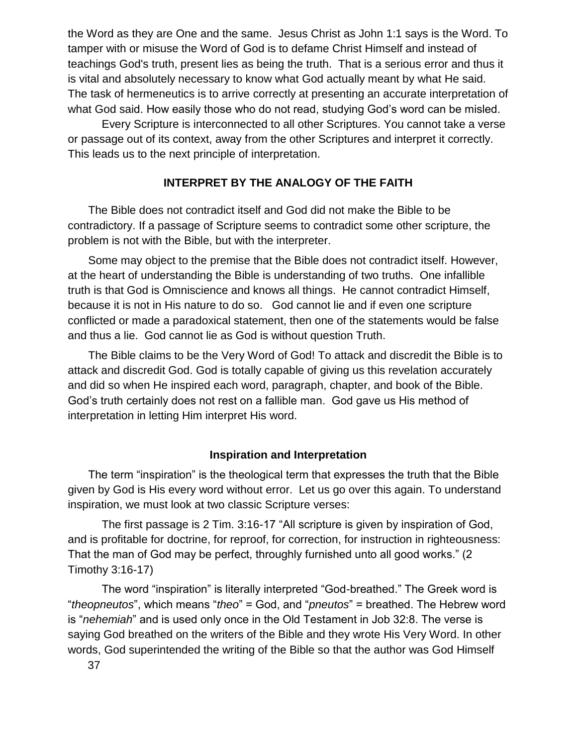the Word as they are One and the same. Jesus Christ as John 1:1 says is the Word. To tamper with or misuse the Word of God is to defame Christ Himself and instead of teachings God's truth, present lies as being the truth. That is a serious error and thus it is vital and absolutely necessary to know what God actually meant by what He said. The task of hermeneutics is to arrive correctly at presenting an accurate interpretation of what God said. How easily those who do not read, studying God's word can be misled.

Every Scripture is interconnected to all other Scriptures. You cannot take a verse or passage out of its context, away from the other Scriptures and interpret it correctly. This leads us to the next principle of interpretation.

## INTERPRET BY THE ANALOGY OF THE FAITH

The Bible does not contradict itself and God did not make the Bible to be contradictory. If a passage of Scripture seems to contradict some other scripture, the problem is not with the Bible, but with the interpreter.

Some may object to the premise that the Bible does not contradict itself. However, at the heart of understanding the Bible is understanding of two truths. One infallible truth is that God is Omniscience and knows all things. He cannot contradict Himself, because it is not in His nature to do so. God cannot lie and if even one scripture conflicted or made a paradoxical statement, then one of the statements would be false and thus a lie. God cannot lie as God is without question Truth.

The Bible claims to be the Very Word of God! To attack and discredit the Bible is to attack and discredit God. God is totally capable of giving us this revelation accurately and did so when He inspired each word, paragraph, chapter, and book of the Bible. God's truth certainly does not rest on a fallible man. God gave us His method of interpretation in letting Him interpret His word.

### Inspiration and Interpretation

The term "inspiration" is the theological term that expresses the truth that the Bible given by God is His every word without error. Let us go over this again. To understand inspiration, we must look at two classic Scripture verses:

The first passage is 2 Tim. 3:16-17 "All scripture is given by inspiration of God, and is profitable for doctrine, for reproof, for correction, for instruction in righteousness: That the man of God may be perfect, throughly furnished unto all good works." (2 Timothy 3:16-17)

The word "inspiration" is literally interpreted "God-breathed." The Greek word is "*theopneutos*", which means "*theo*" = God, and "*pneutos*" = breathed. The Hebrew word is "*nehemiah*" and is used only once in the Old Testament in Job 32:8. The verse is saying God breathed on the writers of the Bible and they wrote His Very Word. In other words, God superintended the writing of the Bible so that the author was God Himself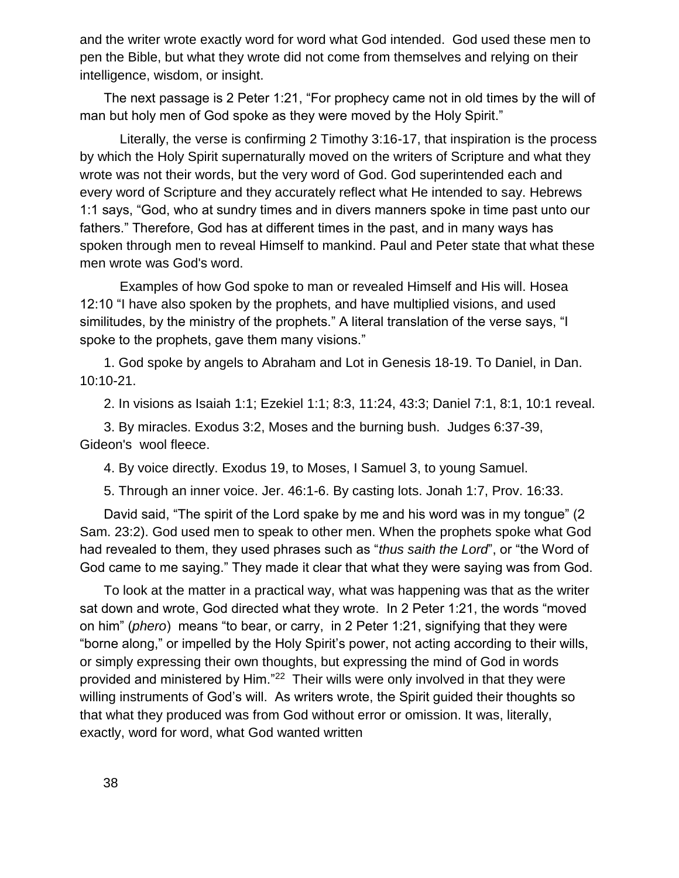and the writer wrote exactly word for word what God intended. God used these men to pen the Bible, but what they wrote did not come from themselves and relying on their intelligence, wisdom, or insight.

The next passage is 2 Peter 1:21, “For prophecy came not in old times by the will of man but holy men of God spoke as they were moved by the Holy Spirit.”

Literally, the verse is confirming 2 Timothy 3:16-17, that inspiration is the process by which the Holy Spirit supernaturally moved on the writers of Scripture and what they wrote was not their words, but the very word of God. God superintended each and every word of Scripture and they accurately reflect what He intended to say. Hebrews 1:1 says, “God, who at sundry times and in divers manners spoke in time past unto our fathers.” Therefore, God has at different times in the past, and in many ways has spoken through men to reveal Himself to mankind. Paul and Peter state that what these men wrote was God's word.

Examples of how God spoke to man or revealed Himself and His will. Hosea 12:10 “I have also spoken by the prophets, and have multiplied visions, and used similitudes, by the ministry of the prophets.” A literal translation of the verse says, “I spoke to the prophets, gave them many visions.”

1. God spoke by angels to Abraham and Lot in Genesis 18-19. To Daniel, in Dan. 10:10-21.

2. In visions as Isaiah 1:1; Ezekiel 1:1; 8:3, 11:24, 43:3; Daniel 7:1, 8:1, 10:1 reveal.

3. By miracles. Exodus 3:2, Moses and the burning bush. Judges 6:37-39, Gideon's wool fleece.

4. By voice directly. Exodus 19, to Moses, I Samuel 3, to young Samuel.

5. Through an inner voice. Jer. 46:1-6. By casting lots. Jonah 1:7, Prov. 16:33.

David said, “The spirit of the Lord spake by me and his word was in my tongue” (2 Sam. 23:2). God used men to speak to other men. When the prophets spoke what God had revealed to them, they used phrases such as “*thus saith the Lord*”, or “the Word of God came to me saying.” They made it clear that what they were saying was from God.

To look at the matter in a practical way, what was happening was that as the writer sat down and wrote, God directed what they wrote. In 2 Peter 1:21, the words “moved on him” (*phero*) means “to bear, or carry, in 2 Peter 1:21, signifying that they were “borne along,” or impelled by the Holy Spirit’s power, not acting according to their wills, or simply expressing their own thoughts, but expressing the mind of God in words provided and ministered by Him.”[22] Their wills were only involved in that they were willing instruments of God’s will. As writers wrote, the Spirit guided their thoughts so that what they produced was from God without error or omission. It was, literally, exactly, word for word, what God wanted written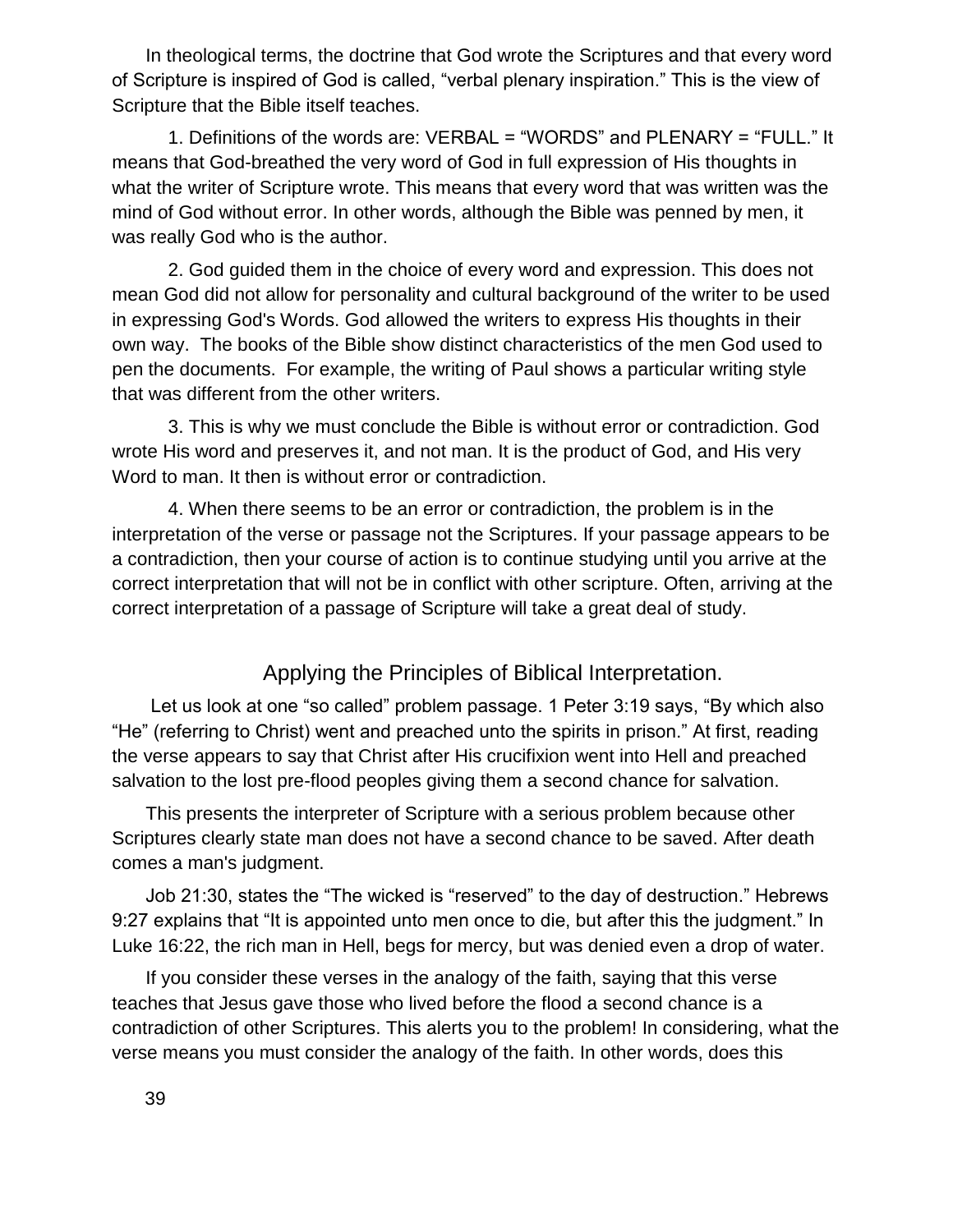In theological terms, the doctrine that God wrote the Scriptures and that every word of Scripture is inspired of God is called, "verbal plenary inspiration." This is the view of Scripture that the Bible itself teaches.

1. Definitions of the words are: VERBAL = "WORDS" and PLENARY = "FULL." It means that God-breathed the very word of God in full expression of His thoughts in what the writer of Scripture wrote. This means that every word that was written was the mind of God without error. In other words, although the Bible was penned by men, it was really God who is the author.

2. God guided them in the choice of every word and expression. This does not mean God did not allow for personality and cultural background of the writer to be used in expressing God's Words. God allowed the writers to express His thoughts in their own way. The books of the Bible show distinct characteristics of the men God used to pen the documents. For example, the writing of Paul shows a particular writing style that was different from the other writers.

3. This is why we must conclude the Bible is without error or contradiction. God wrote His word and preserves it, and not man. It is the product of God, and His very Word to man. It then is without error or contradiction.

4. When there seems to be an error or contradiction, the problem is in the interpretation of the verse or passage not the Scriptures. If your passage appears to be a contradiction, then your course of action is to continue studying until you arrive at the correct interpretation that will not be in conflict with other scripture. Often, arriving at the correct interpretation of a passage of Scripture will take a great deal of study.

## Applying the Principles of Biblical Interpretation.

Let us look at one "so called" problem passage. 1 Peter 3:19 says, "By which also "He" (referring to Christ) went and preached unto the spirits in prison." At first, reading the verse appears to say that Christ after His crucifixion went into Hell and preached salvation to the lost pre-flood peoples giving them a second chance for salvation.

This presents the interpreter of Scripture with a serious problem because other Scriptures clearly state man does not have a second chance to be saved. After death comes a man's judgment.

Job 21:30, states the "The wicked is "reserved" to the day of destruction." Hebrews 9:27 explains that "It is appointed unto men once to die, but after this the judgment." In Luke 16:22, the rich man in Hell, begs for mercy, but was denied even a drop of water.

If you consider these verses in the analogy of the faith, saying that this verse teaches that Jesus gave those who lived before the flood a second chance is a contradiction of other Scriptures. This alerts you to the problem! In considering, what the verse means you must consider the analogy of the faith. In other words, does this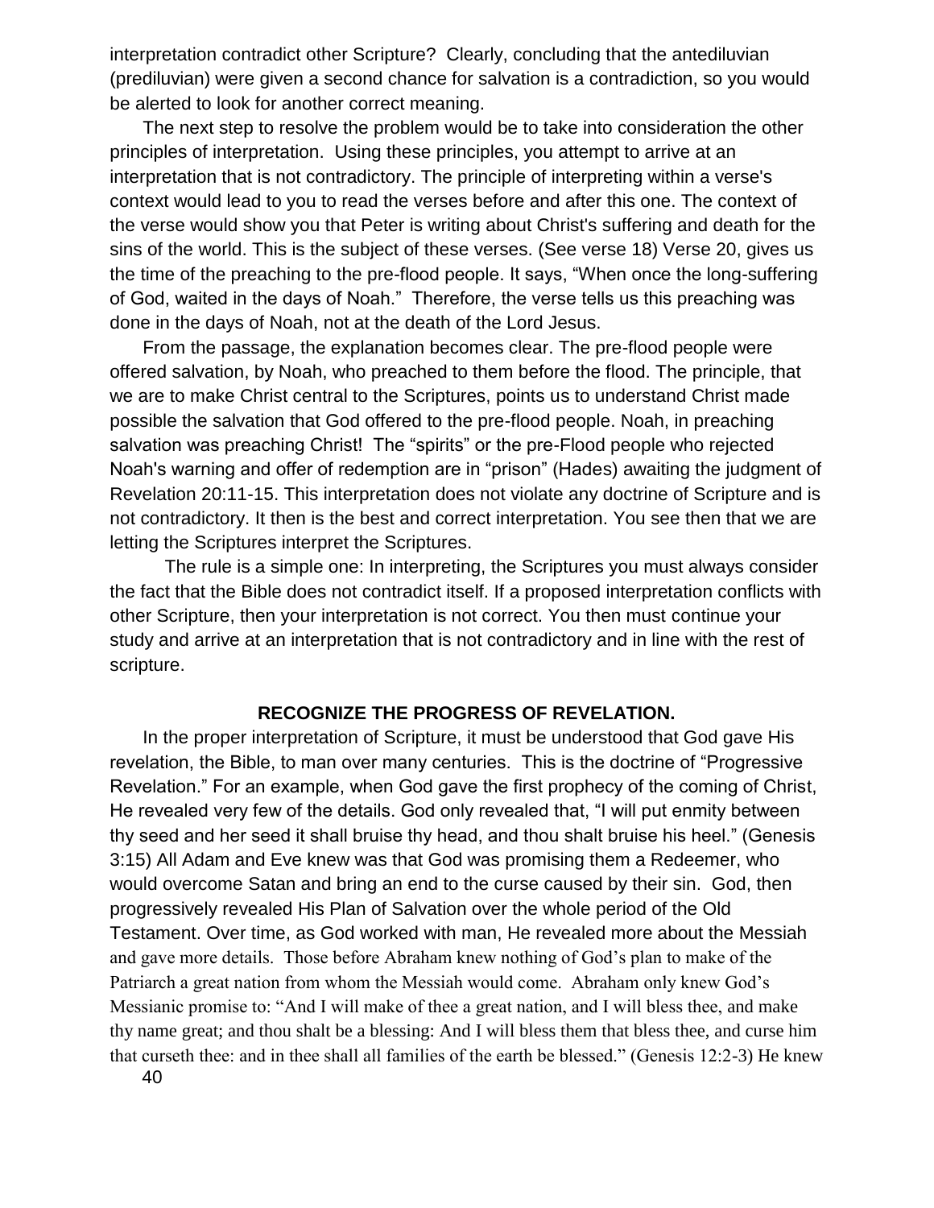interpretation contradict other Scripture? Clearly, concluding that the antediluvian (prediluvian) were given a second chance for salvation is a contradiction, so you would be alerted to look for another correct meaning.

The next step to resolve the problem would be to take into consideration the other principles of interpretation. Using these principles, you attempt to arrive at an interpretation that is not contradictory. The principle of interpreting within a verse's context would lead to you to read the verses before and after this one. The context of the verse would show you that Peter is writing about Christ's suffering and death for the sins of the world. This is the subject of these verses. (See verse 18) Verse 20, gives us the time of the preaching to the pre-flood people. It says, "When once the long-suffering of God, waited in the days of Noah." Therefore, the verse tells us this preaching was done in the days of Noah, not at the death of the Lord Jesus.

From the passage, the explanation becomes clear. The pre-flood people were offered salvation, by Noah, who preached to them before the flood. The principle, that we are to make Christ central to the Scriptures, points us to understand Christ made possible the salvation that God offered to the pre-flood people. Noah, in preaching salvation was preaching Christ! The "spirits" or the pre-Flood people who rejected Noah's warning and offer of redemption are in "prison" (Hades) awaiting the judgment of Revelation 20:11-15. This interpretation does not violate any doctrine of Scripture and is not contradictory. It then is the best and correct interpretation. You see then that we are letting the Scriptures interpret the Scriptures.

The rule is a simple one: In interpreting, the Scriptures you must always consider the fact that the Bible does not contradict itself. If a proposed interpretation conflicts with other Scripture, then your interpretation is not correct. You then must continue your study and arrive at an interpretation that is not contradictory and in line with the rest of scripture.

### RECOGNIZE THE PROGRESS OF REVELATION.

In the proper interpretation of Scripture, it must be understood that God gave His revelation, the Bible, to man over many centuries. This is the doctrine of "Progressive Revelation." For an example, when God gave the first prophecy of the coming of Christ, He revealed very few of the details. God only revealed that, "I will put enmity between thy seed and her seed it shall bruise thy head, and thou shalt bruise his heel." (Genesis 3:15) All Adam and Eve knew was that God was promising them a Redeemer, who would overcome Satan and bring an end to the curse caused by their sin. God, then progressively revealed His Plan of Salvation over the whole period of the Old Testament. Over time, as God worked with man, He revealed more about the Messiah and gave more details. Those before Abraham knew nothing of God's plan to make of the Patriarch a great nation from whom the Messiah would come. Abraham only knew God's Messianic promise to: "And I will make of thee a great nation, and I will bless thee, and make thy name great; and thou shalt be a blessing: And I will bless them that bless thee, and curse him that curseth thee: and in thee shall all families of the earth be blessed." (Genesis 12:2-3) He knew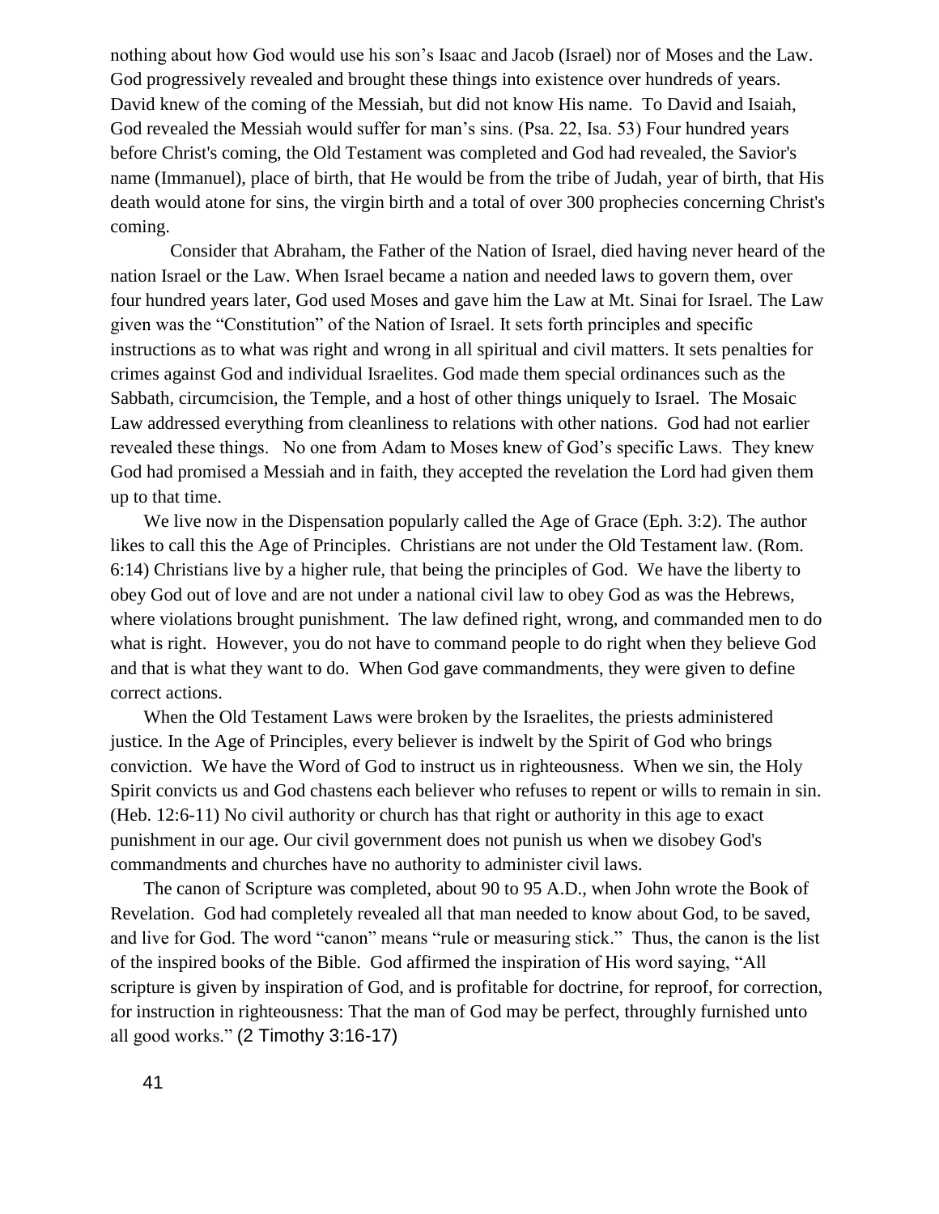nothing about how God would use his son's Isaac and Jacob (Israel) nor of Moses and the Law. God progressively revealed and brought these things into existence over hundreds of years. David knew of the coming of the Messiah, but did not know His name. To David and Isaiah, God revealed the Messiah would suffer for man's sins. (Psa. 22, Isa. 53) Four hundred years before Christ's coming, the Old Testament was completed and God had revealed, the Savior's name (Immanuel), place of birth, that He would be from the tribe of Judah, year of birth, that His death would atone for sins, the virgin birth and a total of over 300 prophecies concerning Christ's coming.

Consider that Abraham, the Father of the Nation of Israel, died having never heard of the nation Israel or the Law. When Israel became a nation and needed laws to govern them, over four hundred years later, God used Moses and gave him the Law at Mt. Sinai for Israel. The Law given was the "Constitution" of the Nation of Israel. It sets forth principles and specific instructions as to what was right and wrong in all spiritual and civil matters. It sets penalties for crimes against God and individual Israelites. God made them special ordinances such as the Sabbath, circumcision, the Temple, and a host of other things uniquely to Israel. The Mosaic Law addressed everything from cleanliness to relations with other nations. God had not earlier revealed these things. No one from Adam to Moses knew of God's specific Laws. They knew God had promised a Messiah and in faith, they accepted the revelation the Lord had given them up to that time.

We live now in the Dispensation popularly called the Age of Grace (Eph. 3:2). The author likes to call this the Age of Principles. Christians are not under the Old Testament law. (Rom. 6:14) Christians live by a higher rule, that being the principles of God. We have the liberty to obey God out of love and are not under a national civil law to obey God as was the Hebrews, where violations brought punishment. The law defined right, wrong, and commanded men to do what is right. However, you do not have to command people to do right when they believe God and that is what they want to do. When God gave commandments, they were given to define correct actions.

When the Old Testament Laws were broken by the Israelites, the priests administered justice. In the Age of Principles, every believer is indwelt by the Spirit of God who brings conviction. We have the Word of God to instruct us in righteousness. When we sin, the Holy Spirit convicts us and God chastens each believer who refuses to repent or wills to remain in sin. (Heb. 12:6-11) No civil authority or church has that right or authority in this age to exact punishment in our age. Our civil government does not punish us when we disobey God's commandments and churches have no authority to administer civil laws.

The canon of Scripture was completed, about 90 to 95 A.D., when John wrote the Book of Revelation. God had completely revealed all that man needed to know about God, to be saved, and live for God. The word "canon" means "rule or measuring stick." Thus, the canon is the list of the inspired books of the Bible. God affirmed the inspiration of His word saying, "All scripture is given by inspiration of God, and is profitable for doctrine, for reproof, for correction, for instruction in righteousness: That the man of God may be perfect, throughly furnished unto all good works." (2 Timothy 3:16-17)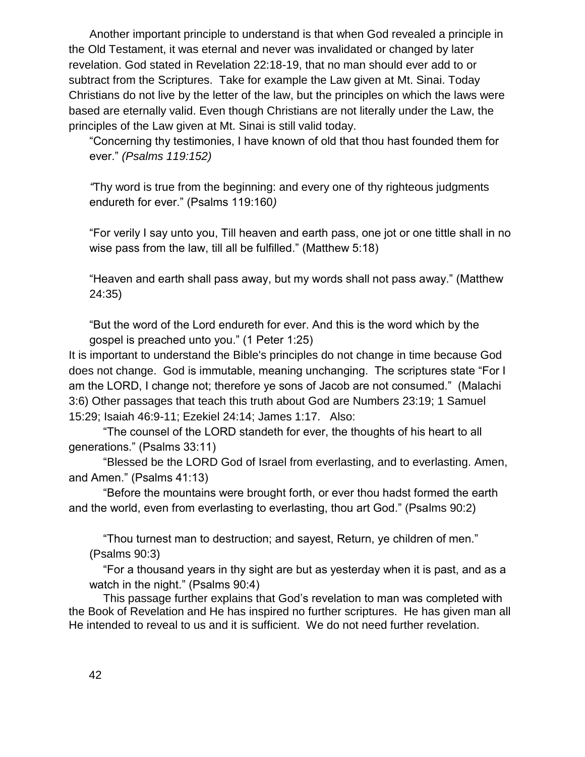Another important principle to understand is that when God revealed a principle in the Old Testament, it was eternal and never was invalidated or changed by later revelation. God stated in Revelation 22:18-19, that no man should ever add to or subtract from the Scriptures. Take for example the Law given at Mt. Sinai. Today Christians do not live by the letter of the law, but the principles on which the laws were based are eternally valid. Even though Christians are not literally under the Law, the principles of the Law given at Mt. Sinai is still valid today.

> "Concerning thy testimonies, I have known of old that thou hast founded them for ever." *(Psalms 119:152)*
>
> *"*Thy word is true from the beginning: and every one of thy righteous judgments endureth for ever." (Psalms 119:160*)*
>
> "For verily I say unto you, Till heaven and earth pass, one jot or one tittle shall in no wise pass from the law, till all be fulfilled." (Matthew 5:18)
>
> "Heaven and earth shall pass away, but my words shall not pass away." (Matthew 24:35)
>
> "But the word of the Lord endureth for ever. And this is the word which by the gospel is preached unto you." (1 Peter 1:25)

It is important to understand the Bible's principles do not change in time because God does not change. God is immutable, meaning unchanging. The scriptures state "For I am the LORD, I change not; therefore ye sons of Jacob are not consumed." (Malachi 3:6) Other passages that teach this truth about God are Numbers 23:19; 1 Samuel 15:29; Isaiah 46:9-11; Ezekiel 24:14; James 1:17. Also:

"The counsel of the LORD standeth for ever, the thoughts of his heart to all generations." (Psalms 33:11)

"Blessed be the LORD God of Israel from everlasting, and to everlasting. Amen, and Amen." (Psalms 41:13)

"Before the mountains were brought forth, or ever thou hadst formed the earth and the world, even from everlasting to everlasting, thou art God." (Psalms 90:2)

> "Thou turnest man to destruction; and sayest, Return, ye children of men." (Psalms 90:3)
>
> "For a thousand years in thy sight are but as yesterday when it is past, and as a watch in the night." (Psalms 90:4)

This passage further explains that God's revelation to man was completed with the Book of Revelation and He has inspired no further scriptures. He has given man all He intended to reveal to us and it is sufficient. We do not need further revelation.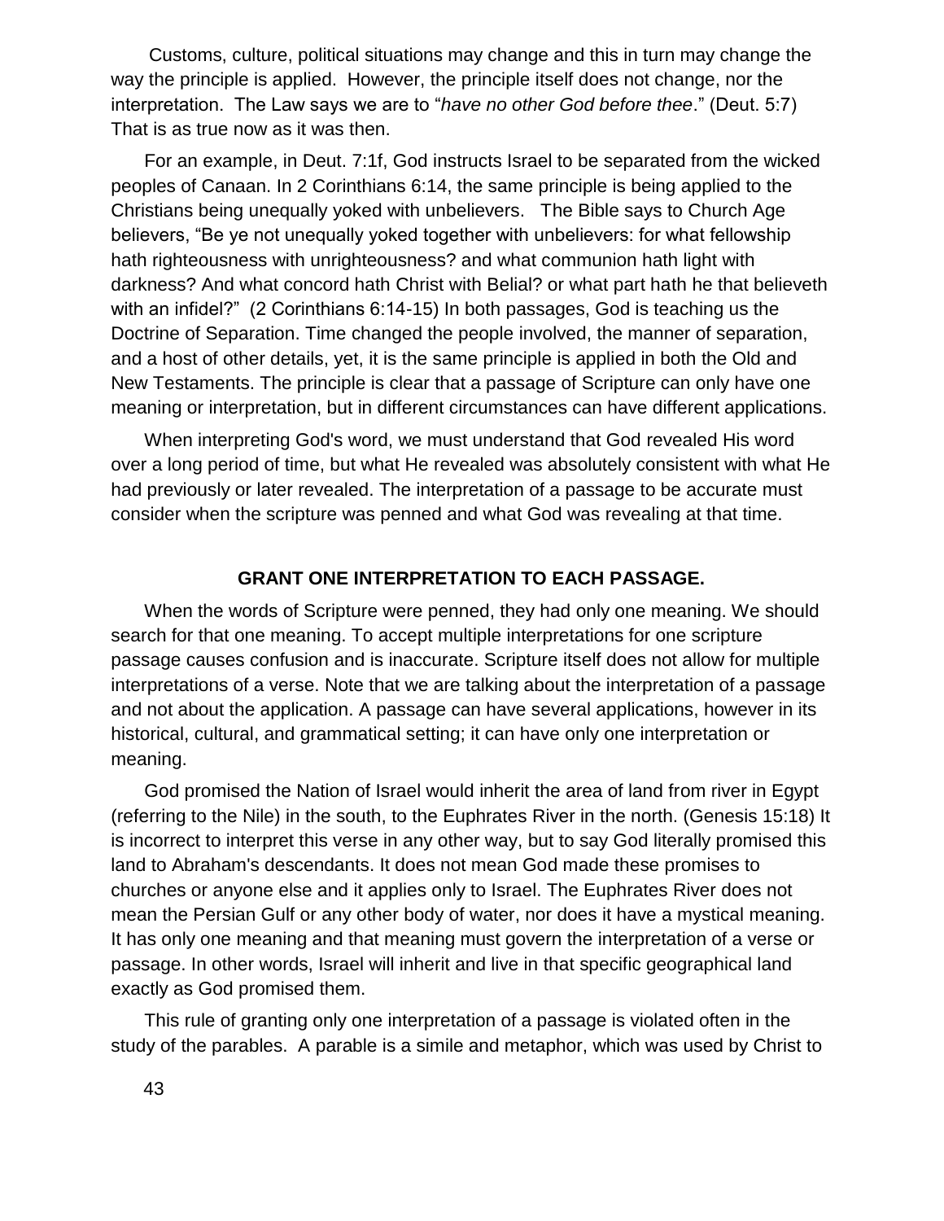Customs, culture, political situations may change and this in turn may change the way the principle is applied. However, the principle itself does not change, nor the interpretation. The Law says we are to "*have no other God before thee*." (Deut. 5:7) That is as true now as it was then.

For an example, in Deut. 7:1f, God instructs Israel to be separated from the wicked peoples of Canaan. In 2 Corinthians 6:14, the same principle is being applied to the Christians being unequally yoked with unbelievers. The Bible says to Church Age believers, "Be ye not unequally yoked together with unbelievers: for what fellowship hath righteousness with unrighteousness? and what communion hath light with darkness? And what concord hath Christ with Belial? or what part hath he that believeth with an infidel?" (2 Corinthians 6:14-15) In both passages, God is teaching us the Doctrine of Separation. Time changed the people involved, the manner of separation, and a host of other details, yet, it is the same principle is applied in both the Old and New Testaments. The principle is clear that a passage of Scripture can only have one meaning or interpretation, but in different circumstances can have different applications.

When interpreting God's word, we must understand that God revealed His word over a long period of time, but what He revealed was absolutely consistent with what He had previously or later revealed. The interpretation of a passage to be accurate must consider when the scripture was penned and what God was revealing at that time.

### GRANT ONE INTERPRETATION TO EACH PASSAGE.

When the words of Scripture were penned, they had only one meaning. We should search for that one meaning. To accept multiple interpretations for one scripture passage causes confusion and is inaccurate. Scripture itself does not allow for multiple interpretations of a verse. Note that we are talking about the interpretation of a passage and not about the application. A passage can have several applications, however in its historical, cultural, and grammatical setting; it can have only one interpretation or meaning.

God promised the Nation of Israel would inherit the area of land from river in Egypt (referring to the Nile) in the south, to the Euphrates River in the north. (Genesis 15:18) It is incorrect to interpret this verse in any other way, but to say God literally promised this land to Abraham's descendants. It does not mean God made these promises to churches or anyone else and it applies only to Israel. The Euphrates River does not mean the Persian Gulf or any other body of water, nor does it have a mystical meaning. It has only one meaning and that meaning must govern the interpretation of a verse or passage. In other words, Israel will inherit and live in that specific geographical land exactly as God promised them.

This rule of granting only one interpretation of a passage is violated often in the study of the parables. A parable is a simile and metaphor, which was used by Christ to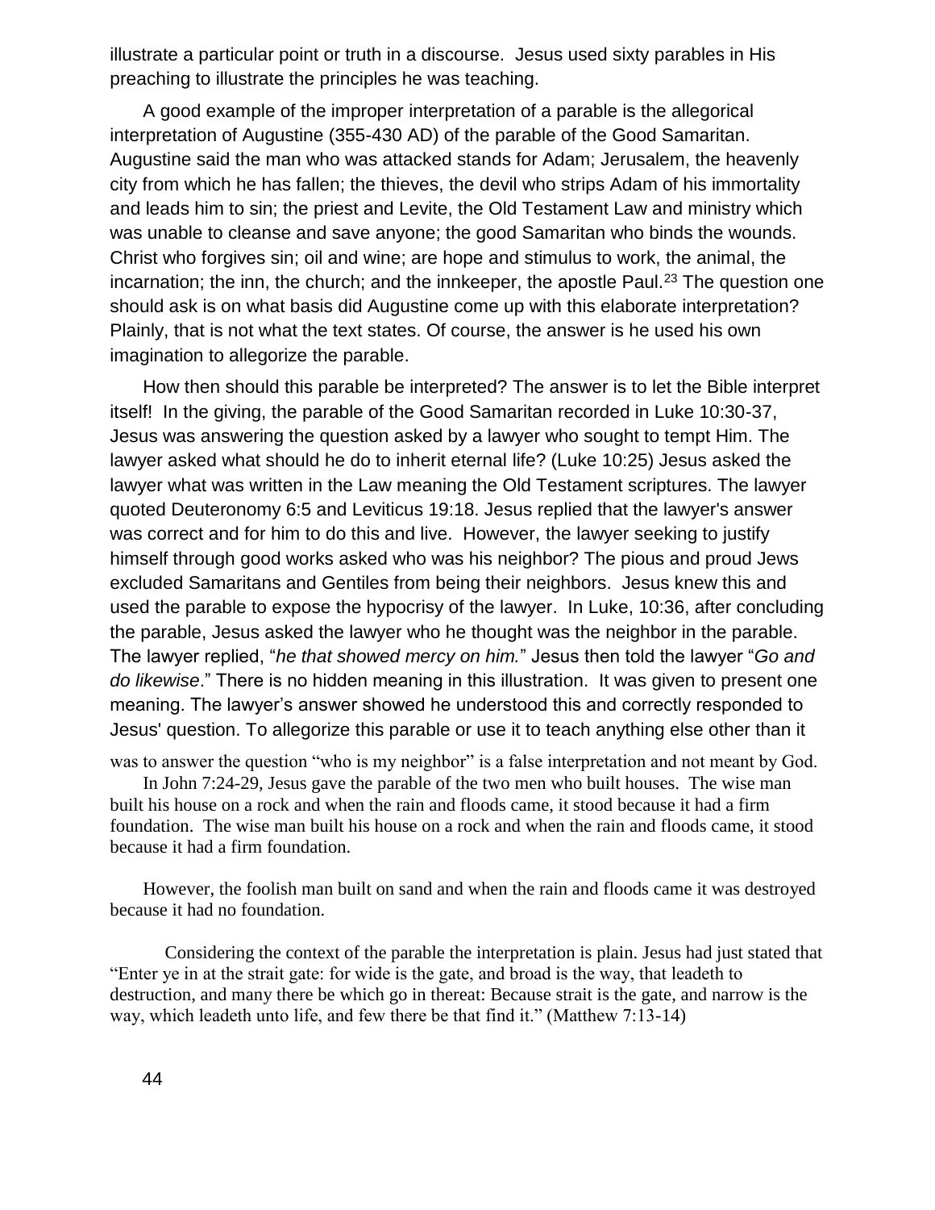illustrate a particular point or truth in a discourse. Jesus used sixty parables in His preaching to illustrate the principles he was teaching.

A good example of the improper interpretation of a parable is the allegorical interpretation of Augustine (355-430 AD) of the parable of the Good Samaritan. Augustine said the man who was attacked stands for Adam; Jerusalem, the heavenly city from which he has fallen; the thieves, the devil who strips Adam of his immortality and leads him to sin; the priest and Levite, the Old Testament Law and ministry which was unable to cleanse and save anyone; the good Samaritan who binds the wounds. Christ who forgives sin; oil and wine; are hope and stimulus to work, the animal, the incarnation; the inn, the church; and the innkeeper, the apostle Paul.[23] The question one should ask is on what basis did Augustine come up with this elaborate interpretation? Plainly, that is not what the text states. Of course, the answer is he used his own imagination to allegorize the parable.

How then should this parable be interpreted? The answer is to let the Bible interpret itself! In the giving, the parable of the Good Samaritan recorded in Luke 10:30-37, Jesus was answering the question asked by a lawyer who sought to tempt Him. The lawyer asked what should he do to inherit eternal life? (Luke 10:25) Jesus asked the lawyer what was written in the Law meaning the Old Testament scriptures. The lawyer quoted Deuteronomy 6:5 and Leviticus 19:18. Jesus replied that the lawyer's answer was correct and for him to do this and live. However, the lawyer seeking to justify himself through good works asked who was his neighbor? The pious and proud Jews excluded Samaritans and Gentiles from being their neighbors. Jesus knew this and used the parable to expose the hypocrisy of the lawyer. In Luke, 10:36, after concluding the parable, Jesus asked the lawyer who he thought was the neighbor in the parable. The lawyer replied, "*he that showed mercy on him.*" Jesus then told the lawyer "*Go and do likewise*." There is no hidden meaning in this illustration. It was given to present one meaning. The lawyer's answer showed he understood this and correctly responded to Jesus' question. To allegorize this parable or use it to teach anything else other than it was to answer the question "who is my neighbor" is a false interpretation and not meant by God.

In John 7:24-29, Jesus gave the parable of the two men who built houses. The wise man built his house on a rock and when the rain and floods came, it stood because it had a firm foundation. The wise man built his house on a rock and when the rain and floods came, it stood because it had a firm foundation.

However, the foolish man built on sand and when the rain and floods came it was destroyed because it had no foundation.

Considering the context of the parable the interpretation is plain. Jesus had just stated that "Enter ye in at the strait gate: for wide is the gate, and broad is the way, that leadeth to destruction, and many there be which go in thereat: Because strait is the gate, and narrow is the way, which leadeth unto life, and few there be that find it." (Matthew 7:13-14)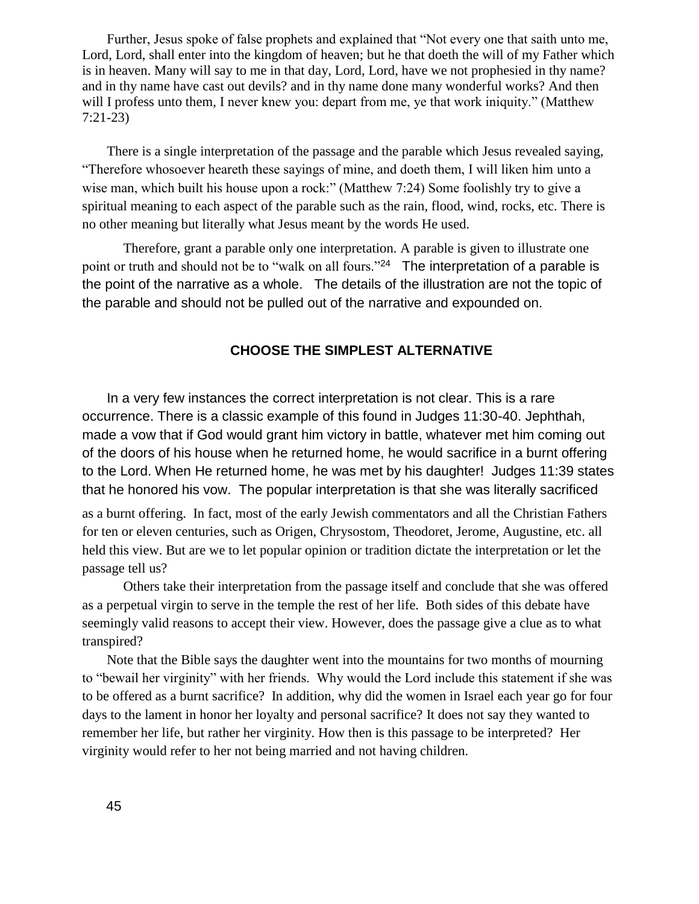Further, Jesus spoke of false prophets and explained that “Not every one that saith unto me, Lord, Lord, shall enter into the kingdom of heaven; but he that doeth the will of my Father which is in heaven. Many will say to me in that day, Lord, Lord, have we not prophesied in thy name? and in thy name have cast out devils? and in thy name done many wonderful works? And then will I profess unto them, I never knew you: depart from me, ye that work iniquity.” (Matthew 7:21-23)

There is a single interpretation of the passage and the parable which Jesus revealed saying, “Therefore whosoever heareth these sayings of mine, and doeth them, I will liken him unto a wise man, which built his house upon a rock:” (Matthew 7:24) Some foolishly try to give a spiritual meaning to each aspect of the parable such as the rain, flood, wind, rocks, etc. There is no other meaning but literally what Jesus meant by the words He used.

Therefore, grant a parable only one interpretation. A parable is given to illustrate one point or truth and should not be to “walk on all fours.”[24] The interpretation of a parable is the point of the narrative as a whole. The details of the illustration are not the topic of the parable and should not be pulled out of the narrative and expounded on.

## CHOOSE THE SIMPLEST ALTERNATIVE

In a very few instances the correct interpretation is not clear. This is a rare occurrence. There is a classic example of this found in Judges 11:30-40. Jephthah, made a vow that if God would grant him victory in battle, whatever met him coming out of the doors of his house when he returned home, he would sacrifice in a burnt offering to the Lord. When He returned home, he was met by his daughter! Judges 11:39 states that he honored his vow. The popular interpretation is that she was literally sacrificed as a burnt offering. In fact, most of the early Jewish commentators and all the Christian Fathers for ten or eleven centuries, such as Origen, Chrysostom, Theodoret, Jerome, Augustine, etc. all held this view. But are we to let popular opinion or tradition dictate the interpretation or let the passage tell us?

Others take their interpretation from the passage itself and conclude that she was offered as a perpetual virgin to serve in the temple the rest of her life. Both sides of this debate have seemingly valid reasons to accept their view. However, does the passage give a clue as to what transpired?

Note that the Bible says the daughter went into the mountains for two months of mourning to “bewail her virginity” with her friends. Why would the Lord include this statement if she was to be offered as a burnt sacrifice? In addition, why did the women in Israel each year go for four days to the lament in honor her loyalty and personal sacrifice? It does not say they wanted to remember her life, but rather her virginity. How then is this passage to be interpreted? Her virginity would refer to her not being married and not having children.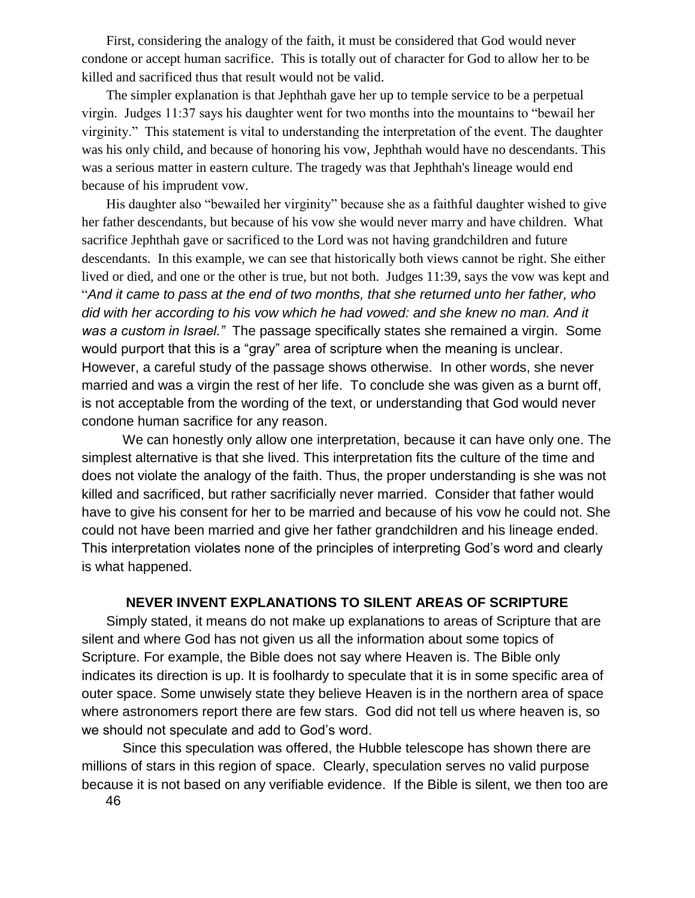First, considering the analogy of the faith, it must be considered that God would never condone or accept human sacrifice. This is totally out of character for God to allow her to be killed and sacrificed thus that result would not be valid.

The simpler explanation is that Jephthah gave her up to temple service to be a perpetual virgin. Judges 11:37 says his daughter went for two months into the mountains to "bewail her virginity." This statement is vital to understanding the interpretation of the event. The daughter was his only child, and because of honoring his vow, Jephthah would have no descendants. This was a serious matter in eastern culture. The tragedy was that Jephthah's lineage would end because of his imprudent vow.

His daughter also "bewailed her virginity" because she as a faithful daughter wished to give her father descendants, but because of his vow she would never marry and have children. What sacrifice Jephthah gave or sacrificed to the Lord was not having grandchildren and future descendants. In this example, we can see that historically both views cannot be right. She either lived or died, and one or the other is true, but not both. Judges 11:39, says the vow was kept and "*And it came to pass at the end of two months, that she returned unto her father, who did with her according to his vow which he had vowed: and she knew no man. And it was a custom in Israel."* The passage specifically states she remained a virgin. Some would purport that this is a "gray" area of scripture when the meaning is unclear. However, a careful study of the passage shows otherwise. In other words, she never married and was a virgin the rest of her life. To conclude she was given as a burnt off, is not acceptable from the wording of the text, or understanding that God would never condone human sacrifice for any reason.

We can honestly only allow one interpretation, because it can have only one. The simplest alternative is that she lived. This interpretation fits the culture of the time and does not violate the analogy of the faith. Thus, the proper understanding is she was not killed and sacrificed, but rather sacrificially never married. Consider that father would have to give his consent for her to be married and because of his vow he could not. She could not have been married and give her father grandchildren and his lineage ended. This interpretation violates none of the principles of interpreting God's word and clearly is what happened.

## NEVER INVENT EXPLANATIONS TO SILENT AREAS OF SCRIPTURE

Simply stated, it means do not make up explanations to areas of Scripture that are silent and where God has not given us all the information about some topics of Scripture. For example, the Bible does not say where Heaven is. The Bible only indicates its direction is up. It is foolhardy to speculate that it is in some specific area of outer space. Some unwisely state they believe Heaven is in the northern area of space where astronomers report there are few stars. God did not tell us where heaven is, so we should not speculate and add to God's word.

Since this speculation was offered, the Hubble telescope has shown there are millions of stars in this region of space. Clearly, speculation serves no valid purpose because it is not based on any verifiable evidence. If the Bible is silent, we then too are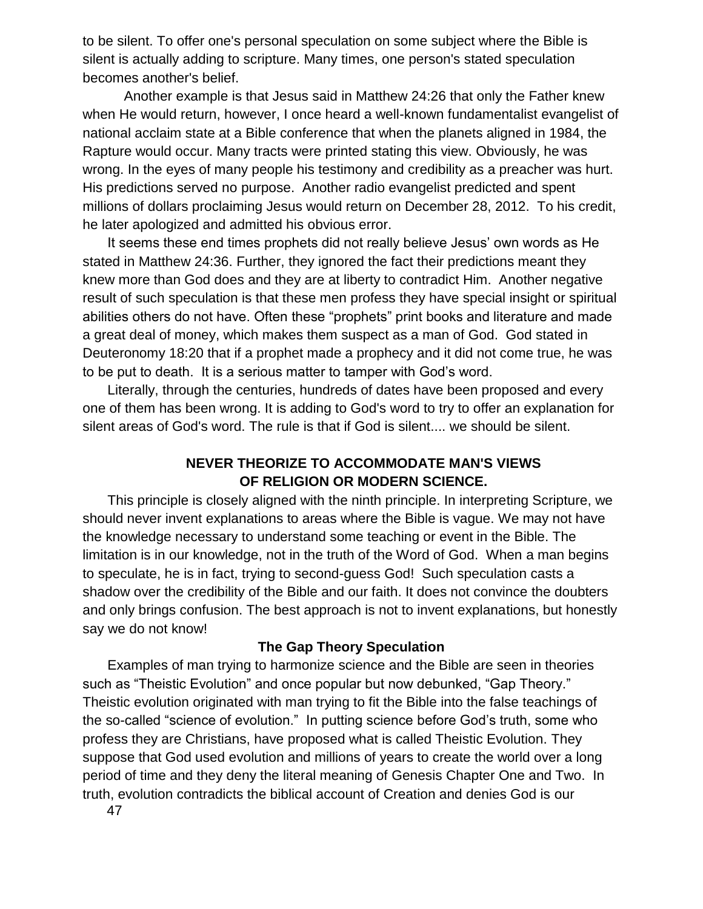to be silent. To offer one's personal speculation on some subject where the Bible is silent is actually adding to scripture. Many times, one person's stated speculation becomes another's belief.

Another example is that Jesus said in Matthew 24:26 that only the Father knew when He would return, however, I once heard a well-known fundamentalist evangelist of national acclaim state at a Bible conference that when the planets aligned in 1984, the Rapture would occur. Many tracts were printed stating this view. Obviously, he was wrong. In the eyes of many people his testimony and credibility as a preacher was hurt. His predictions served no purpose. Another radio evangelist predicted and spent millions of dollars proclaiming Jesus would return on December 28, 2012. To his credit, he later apologized and admitted his obvious error.

It seems these end times prophets did not really believe Jesus' own words as He stated in Matthew 24:36. Further, they ignored the fact their predictions meant they knew more than God does and they are at liberty to contradict Him. Another negative result of such speculation is that these men profess they have special insight or spiritual abilities others do not have. Often these "prophets" print books and literature and made a great deal of money, which makes them suspect as a man of God. God stated in Deuteronomy 18:20 that if a prophet made a prophecy and it did not come true, he was to be put to death. It is a serious matter to tamper with God's word.

Literally, through the centuries, hundreds of dates have been proposed and every one of them has been wrong. It is adding to God's word to try to offer an explanation for silent areas of God's word. The rule is that if God is silent.... we should be silent.

## NEVER THEORIZE TO ACCOMMODATE MAN'S VIEWS OF RELIGION OR MODERN SCIENCE.

This principle is closely aligned with the ninth principle. In interpreting Scripture, we should never invent explanations to areas where the Bible is vague. We may not have the knowledge necessary to understand some teaching or event in the Bible. The limitation is in our knowledge, not in the truth of the Word of God. When a man begins to speculate, he is in fact, trying to second-guess God! Such speculation casts a shadow over the credibility of the Bible and our faith. It does not convince the doubters and only brings confusion. The best approach is not to invent explanations, but honestly say we do not know!

### The Gap Theory Speculation

Examples of man trying to harmonize science and the Bible are seen in theories such as "Theistic Evolution" and once popular but now debunked, "Gap Theory." Theistic evolution originated with man trying to fit the Bible into the false teachings of the so-called "science of evolution." In putting science before God's truth, some who profess they are Christians, have proposed what is called Theistic Evolution. They suppose that God used evolution and millions of years to create the world over a long period of time and they deny the literal meaning of Genesis Chapter One and Two. In truth, evolution contradicts the biblical account of Creation and denies God is our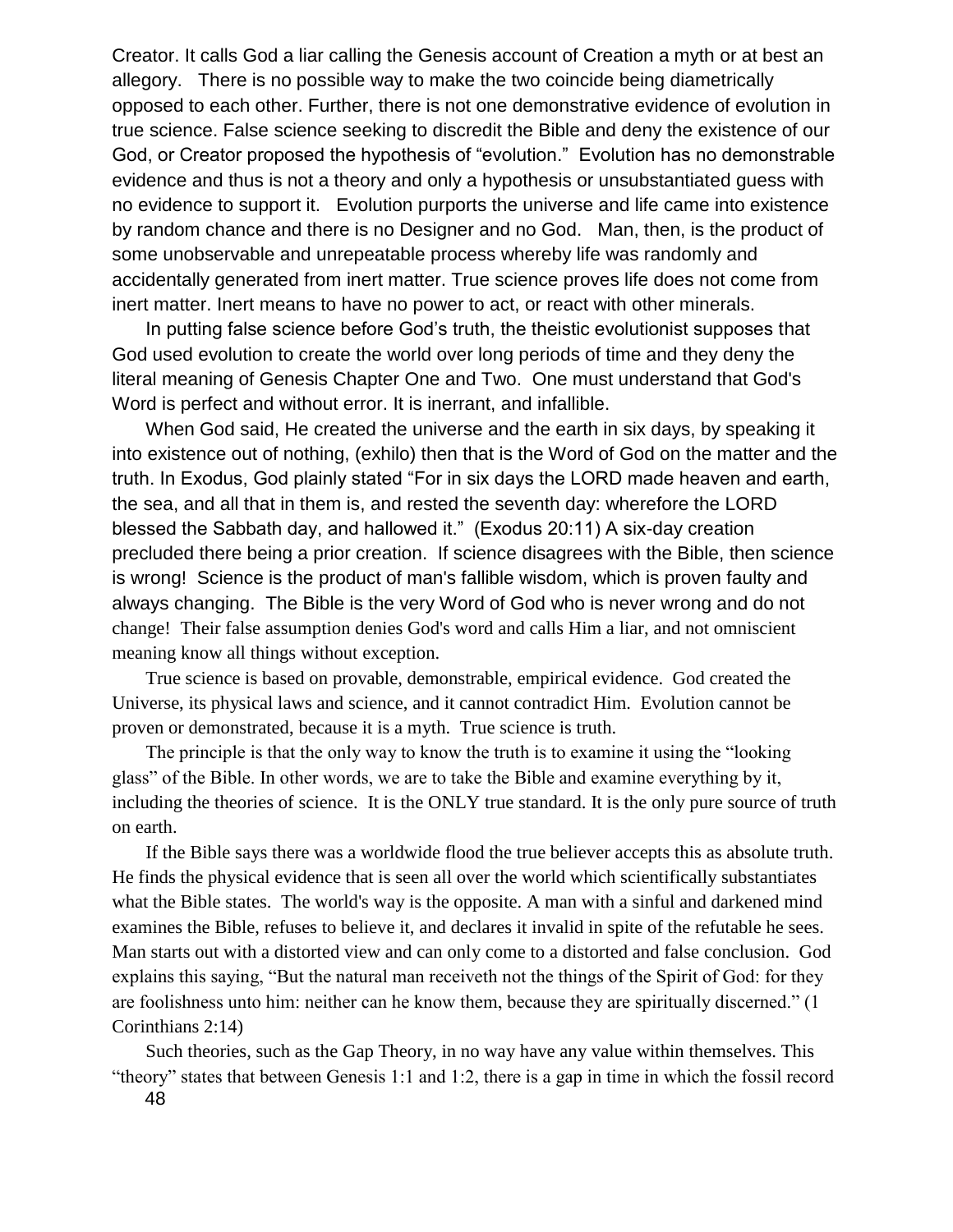Creator. It calls God a liar calling the Genesis account of Creation a myth or at best an allegory. There is no possible way to make the two coincide being diametrically opposed to each other. Further, there is not one demonstrative evidence of evolution in true science. False science seeking to discredit the Bible and deny the existence of our God, or Creator proposed the hypothesis of "evolution." Evolution has no demonstrable evidence and thus is not a theory and only a hypothesis or unsubstantiated guess with no evidence to support it. Evolution purports the universe and life came into existence by random chance and there is no Designer and no God. Man, then, is the product of some unobservable and unrepeatable process whereby life was randomly and accidentally generated from inert matter. True science proves life does not come from inert matter. Inert means to have no power to act, or react with other minerals.

In putting false science before God's truth, the theistic evolutionist supposes that God used evolution to create the world over long periods of time and they deny the literal meaning of Genesis Chapter One and Two. One must understand that God's Word is perfect and without error. It is inerrant, and infallible.

When God said, He created the universe and the earth in six days, by speaking it into existence out of nothing, (exhilo) then that is the Word of God on the matter and the truth. In Exodus, God plainly stated "For in six days the LORD made heaven and earth, the sea, and all that in them is, and rested the seventh day: wherefore the LORD blessed the Sabbath day, and hallowed it." (Exodus 20:11) A six-day creation precluded there being a prior creation. If science disagrees with the Bible, then science is wrong! Science is the product of man's fallible wisdom, which is proven faulty and always changing. The Bible is the very Word of God who is never wrong and do not change! Their false assumption denies God's word and calls Him a liar, and not omniscient meaning know all things without exception.

True science is based on provable, demonstrable, empirical evidence. God created the Universe, its physical laws and science, and it cannot contradict Him. Evolution cannot be proven or demonstrated, because it is a myth. True science is truth.

The principle is that the only way to know the truth is to examine it using the "looking glass" of the Bible. In other words, we are to take the Bible and examine everything by it, including the theories of science. It is the ONLY true standard. It is the only pure source of truth on earth.

If the Bible says there was a worldwide flood the true believer accepts this as absolute truth. He finds the physical evidence that is seen all over the world which scientifically substantiates what the Bible states. The world's way is the opposite. A man with a sinful and darkened mind examines the Bible, refuses to believe it, and declares it invalid in spite of the refutable he sees. Man starts out with a distorted view and can only come to a distorted and false conclusion. God explains this saying, "But the natural man receiveth not the things of the Spirit of God: for they are foolishness unto him: neither can he know them, because they are spiritually discerned." (1 Corinthians 2:14)

Such theories, such as the Gap Theory, in no way have any value within themselves. This "theory" states that between Genesis 1:1 and 1:2, there is a gap in time in which the fossil record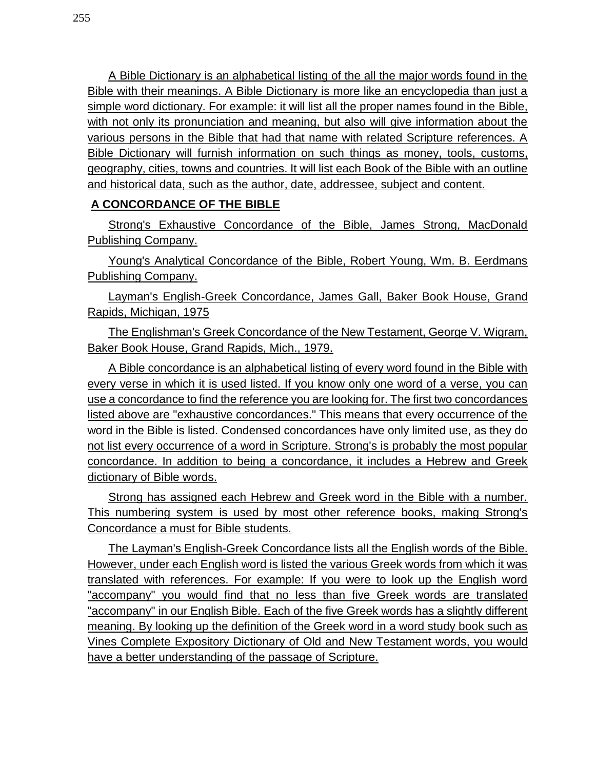A Bible Dictionary is an alphabetical listing of the all the major words found in the Bible with their meanings. A Bible Dictionary is more like an encyclopedia than just a simple word dictionary. For example: it will list all the proper names found in the Bible, with not only its pronunciation and meaning, but also will give information about the various persons in the Bible that had that name with related Scripture references. A Bible Dictionary will furnish information on such things as money, tools, customs, geography, cities, towns and countries. It will list each Book of the Bible with an outline and historical data, such as the author, date, addressee, subject and content.

**A CONCORDANCE OF THE BIBLE**

Strong's Exhaustive Concordance of the Bible, James Strong, MacDonald Publishing Company.

Young's Analytical Concordance of the Bible, Robert Young, Wm. B. Eerdmans Publishing Company.

Layman's English-Greek Concordance, James Gall, Baker Book House, Grand Rapids, Michigan, 1975

The Englishman's Greek Concordance of the New Testament, George V. Wigram, Baker Book House, Grand Rapids, Mich., 1979.

A Bible concordance is an alphabetical listing of every word found in the Bible with every verse in which it is used listed. If you know only one word of a verse, you can use a concordance to find the reference you are looking for. The first two concordances listed above are "exhaustive concordances." This means that every occurrence of the word in the Bible is listed. Condensed concordances have only limited use, as they do not list every occurrence of a word in Scripture. Strong's is probably the most popular concordance. In addition to being a concordance, it includes a Hebrew and Greek dictionary of Bible words.

Strong has assigned each Hebrew and Greek word in the Bible with a number. This numbering system is used by most other reference books, making Strong's Concordance a must for Bible students.

The Layman's English-Greek Concordance lists all the English words of the Bible. However, under each English word is listed the various Greek words from which it was translated with references. For example: If you were to look up the English word "accompany" you would find that no less than five Greek words are translated "accompany" in our English Bible. Each of the five Greek words has a slightly different meaning. By looking up the definition of the Greek word in a word study book such as Vines Complete Expository Dictionary of Old and New Testament words, you would have a better understanding of the passage of Scripture.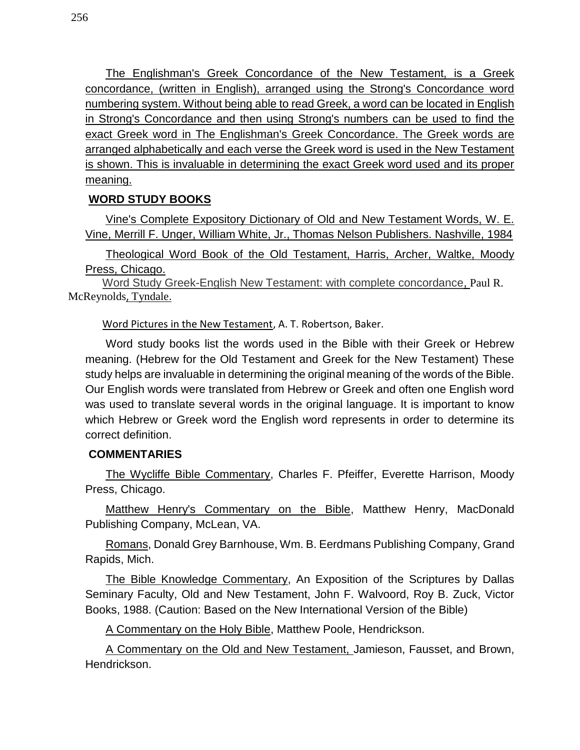The Englishman's Greek Concordance of the New Testament, is a Greek concordance, (written in English), arranged using the Strong's Concordance word numbering system. Without being able to read Greek, a word can be located in English in Strong's Concordance and then using Strong's numbers can be used to find the exact Greek word in The Englishman's Greek Concordance. The Greek words are arranged alphabetically and each verse the Greek word is used in the New Testament is shown. This is invaluable in determining the exact Greek word used and its proper meaning.

## WORD STUDY BOOKS

Vine's Complete Expository Dictionary of Old and New Testament Words, W. E. Vine, Merrill F. Unger, William White, Jr., Thomas Nelson Publishers. Nashville, 1984

Theological Word Book of the Old Testament, Harris, Archer, Waltke, Moody Press, Chicago.

Word Study Greek-English New Testament: with complete concordance, Paul R. McReynolds, Tyndale.

Word Pictures in the New Testament, A. T. Robertson, Baker.

Word study books list the words used in the Bible with their Greek or Hebrew meaning. (Hebrew for the Old Testament and Greek for the New Testament) These study helps are invaluable in determining the original meaning of the words of the Bible. Our English words were translated from Hebrew or Greek and often one English word was used to translate several words in the original language. It is important to know which Hebrew or Greek word the English word represents in order to determine its correct definition.

## COMMENTARIES

The Wycliffe Bible Commentary, Charles F. Pfeiffer, Everette Harrison, Moody Press, Chicago.

Matthew Henry's Commentary on the Bible, Matthew Henry, MacDonald Publishing Company, McLean, VA.

Romans, Donald Grey Barnhouse, Wm. B. Eerdmans Publishing Company, Grand Rapids, Mich.

The Bible Knowledge Commentary, An Exposition of the Scriptures by Dallas Seminary Faculty, Old and New Testament, John F. Walvoord, Roy B. Zuck, Victor Books, 1988. (Caution: Based on the New International Version of the Bible)

A Commentary on the Holy Bible, Matthew Poole, Hendrickson.

A Commentary on the Old and New Testament, Jamieson, Fausset, and Brown, Hendrickson.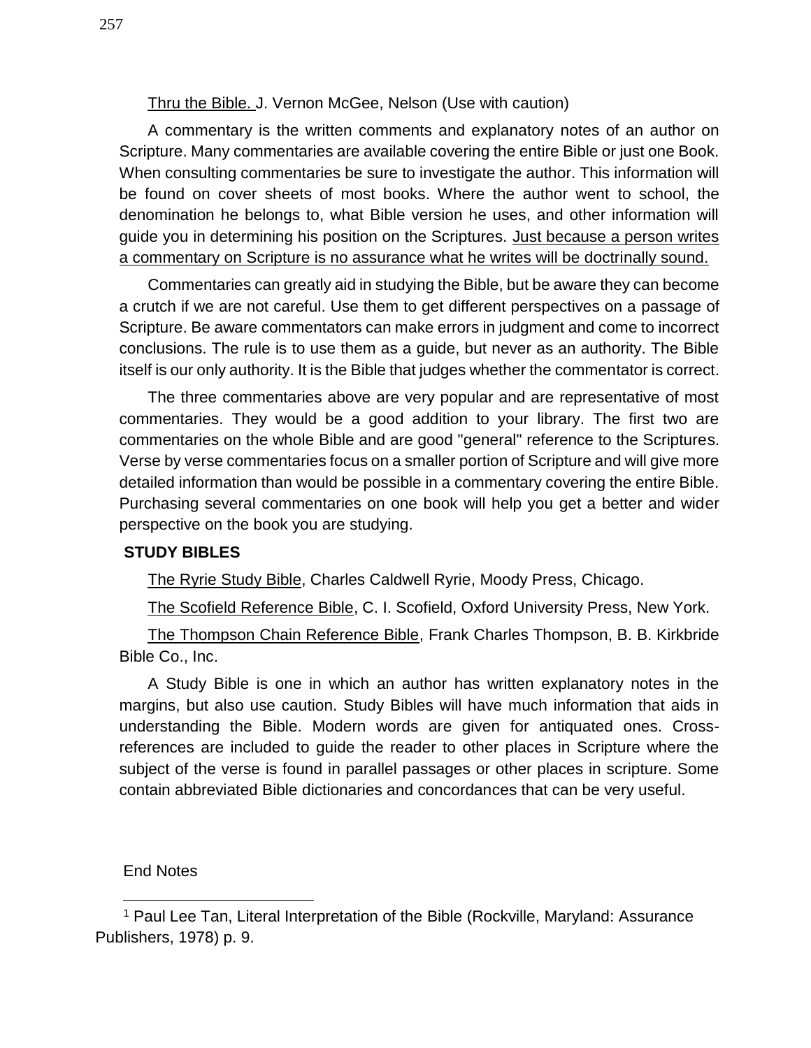Thru the Bible. J. Vernon McGee, Nelson (Use with caution)

A commentary is the written comments and explanatory notes of an author on Scripture. Many commentaries are available covering the entire Bible or just one Book. When consulting commentaries be sure to investigate the author. This information will be found on cover sheets of most books. Where the author went to school, the denomination he belongs to, what Bible version he uses, and other information will guide you in determining his position on the Scriptures. Just because a person writes a commentary on Scripture is no assurance what he writes will be doctrinally sound.

Commentaries can greatly aid in studying the Bible, but be aware they can become a crutch if we are not careful. Use them to get different perspectives on a passage of Scripture. Be aware commentators can make errors in judgment and come to incorrect conclusions. The rule is to use them as a guide, but never as an authority. The Bible itself is our only authority. It is the Bible that judges whether the commentator is correct.

The three commentaries above are very popular and are representative of most commentaries. They would be a good addition to your library. The first two are commentaries on the whole Bible and are good "general" reference to the Scriptures. Verse by verse commentaries focus on a smaller portion of Scripture and will give more detailed information than would be possible in a commentary covering the entire Bible. Purchasing several commentaries on one book will help you get a better and wider perspective on the book you are studying.

**STUDY BIBLES**

The Ryrie Study Bible, Charles Caldwell Ryrie, Moody Press, Chicago.

The Scofield Reference Bible, C. I. Scofield, Oxford University Press, New York.

The Thompson Chain Reference Bible, Frank Charles Thompson, B. B. Kirkbride Bible Co., Inc.

A Study Bible is one in which an author has written explanatory notes in the margins, but also use caution. Study Bibles will have much information that aids in understanding the Bible. Modern words are given for antiquated ones. Cross-references are included to guide the reader to other places in Scripture where the subject of the verse is found in parallel passages or other places in scripture. Some contain abbreviated Bible dictionaries and concordances that can be very useful.

End Notes

---

[1] Paul Lee Tan, Literal Interpretation of the Bible (Rockville, Maryland: Assurance Publishers, 1978) p. 9.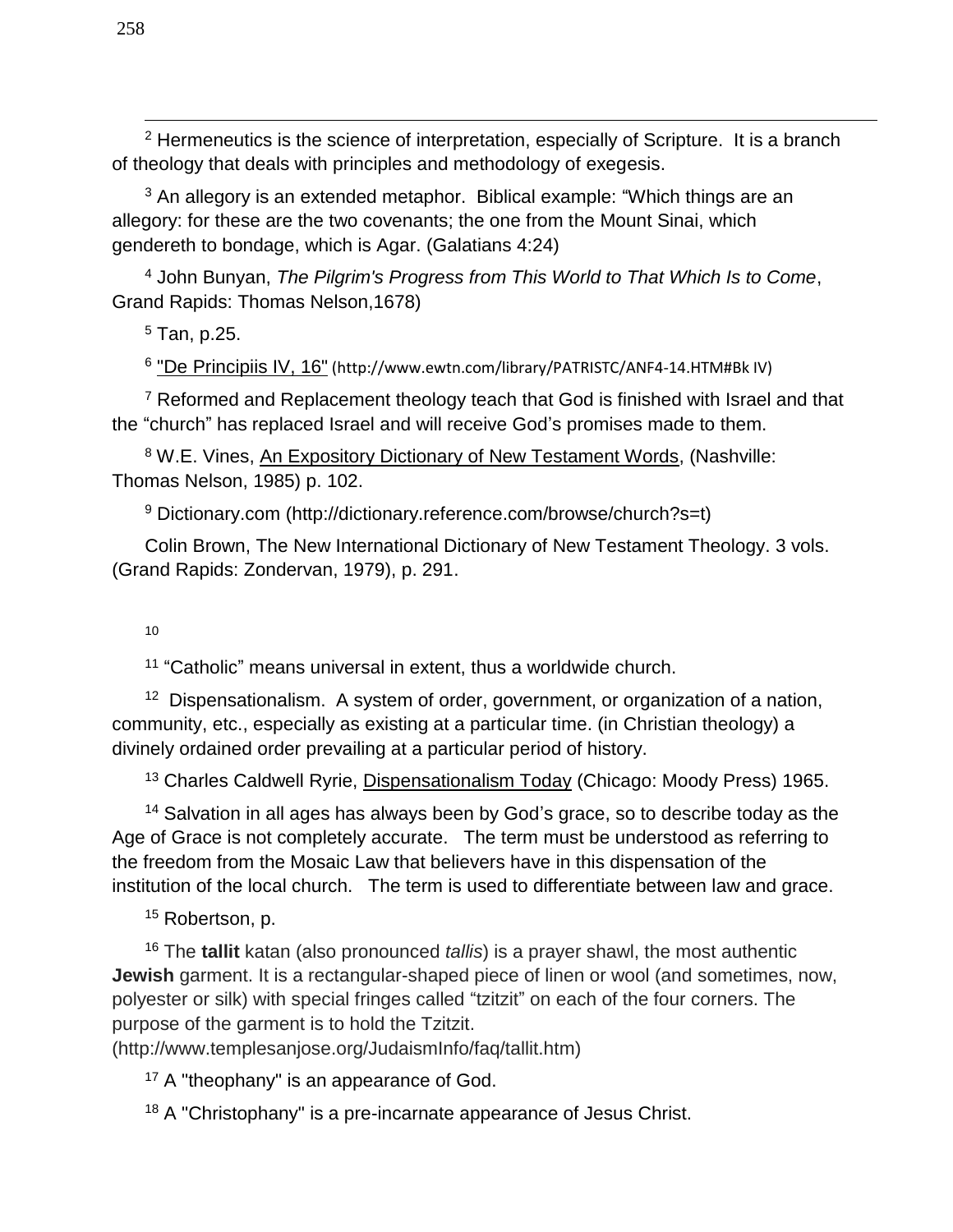[2] Hermeneutics is the science of interpretation, especially of Scripture. It is a branch of theology that deals with principles and methodology of exegesis.

[3] An allegory is an extended metaphor. Biblical example: “Which things are an allegory: for these are the two covenants; the one from the Mount Sinai, which gendereth to bondage, which is Agar. (Galatians 4:24)

[4] John Bunyan, *The Pilgrim's Progress from This World to That Which Is to Come*, Grand Rapids: Thomas Nelson,1678)

[5] Tan, p.25.

[6] "De Principiis IV, 16" (http://www.ewtn.com/library/PATRISTC/ANF4-14.HTM#Bk IV)

[7] Reformed and Replacement theology teach that God is finished with Israel and that the “church” has replaced Israel and will receive God’s promises made to them.

[8] W.E. Vines, An Expository Dictionary of New Testament Words, (Nashville: Thomas Nelson, 1985) p. 102.

[9] Dictionary.com (http://dictionary.reference.com/browse/church?s=t)

Colin Brown, The New International Dictionary of New Testament Theology. 3 vols. (Grand Rapids: Zondervan, 1979), p. 291.

[10]

[11] “Catholic” means universal in extent, thus a worldwide church.

[12] Dispensationalism. A system of order, government, or organization of a nation, community, etc., especially as existing at a particular time. (in Christian theology) a divinely ordained order prevailing at a particular period of history.

[13] Charles Caldwell Ryrie, Dispensationalism Today (Chicago: Moody Press) 1965.

[14] Salvation in all ages has always been by God’s grace, so to describe today as the Age of Grace is not completely accurate. The term must be understood as referring to the freedom from the Mosaic Law that believers have in this dispensation of the institution of the local church. The term is used to differentiate between law and grace.

[15] Robertson, p.

[16] The **tallit** katan (also pronounced *tallis*) is a prayer shawl, the most authentic **Jewish** garment. It is a rectangular-shaped piece of linen or wool (and sometimes, now, polyester or silk) with special fringes called “tzitzit” on each of the four corners. The purpose of the garment is to hold the Tzitzit. (http://www.templesanjose.org/JudaismInfo/faq/tallit.htm)

[17] A "theophany" is an appearance of God.

[18] A "Christophany" is a pre-incarnate appearance of Jesus Christ.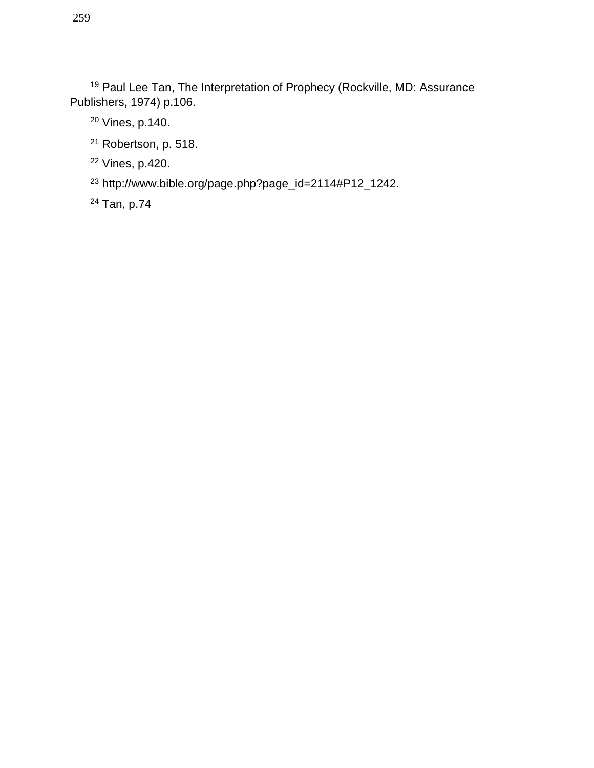---

[19] Paul Lee Tan, The Interpretation of Prophecy (Rockville, MD: Assurance Publishers, 1974) p.106.

[20] Vines, p.140.

[21] Robertson, p. 518.

[22] Vines, p.420.

[23] http://www.bible.org/page.php?page_id=2114#P12_1242.

[24] Tan, p.74